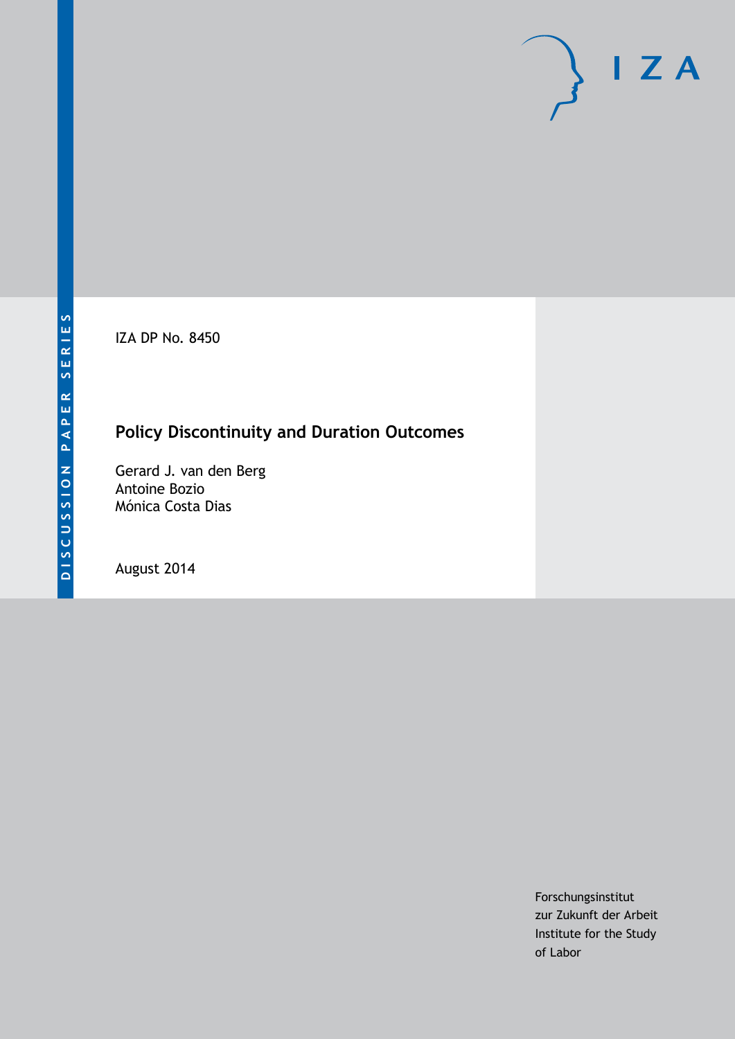DISCUSSION PAPER SERIES

IZA DP No. 8450

# Policy Discontinuity and Duration Outcomes

Gerard J. van den Berg
Antoine Bozio
Mónica Costa Dias

August 2014

Forschungsinstitut
zur Zukunft der Arbeit
Institute for the Study
of Labor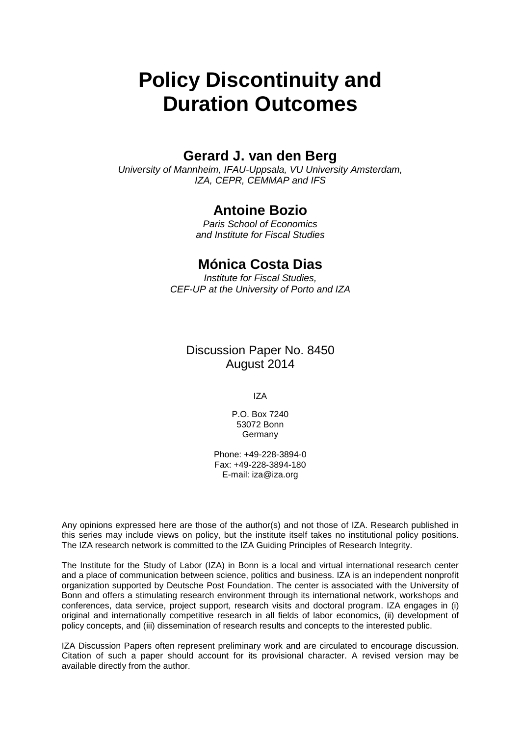# Policy Discontinuity and Duration Outcomes

## Gerard J. van den Berg

*University of Mannheim, IFAU-Uppsala, VU University Amsterdam, IZA, CEPR, CEMMAP and IFS*

## Antoine Bozio

*Paris School of Economics and Institute for Fiscal Studies*

## Mónica Costa Dias

*Institute for Fiscal Studies, CEF-UP at the University of Porto and IZA*

Discussion Paper No. 8450
August 2014

IZA

P.O. Box 7240
53072 Bonn
Germany

Phone: +49-228-3894-0
Fax: +49-228-3894-180
E-mail: iza@iza.org

Any opinions expressed here are those of the author(s) and not those of IZA. Research published in this series may include views on policy, but the institute itself takes no institutional policy positions. The IZA research network is committed to the IZA Guiding Principles of Research Integrity.

The Institute for the Study of Labor (IZA) in Bonn is a local and virtual international research center and a place of communication between science, politics and business. IZA is an independent nonprofit organization supported by Deutsche Post Foundation. The center is associated with the University of Bonn and offers a stimulating research environment through its international network, workshops and conferences, data service, project support, research visits and doctoral program. IZA engages in (i) original and internationally competitive research in all fields of labor economics, (ii) development of policy concepts, and (iii) dissemination of research results and concepts to the interested public.

IZA Discussion Papers often represent preliminary work and are circulated to encourage discussion. Citation of such a paper should account for its provisional character. A revised version may be available directly from the author.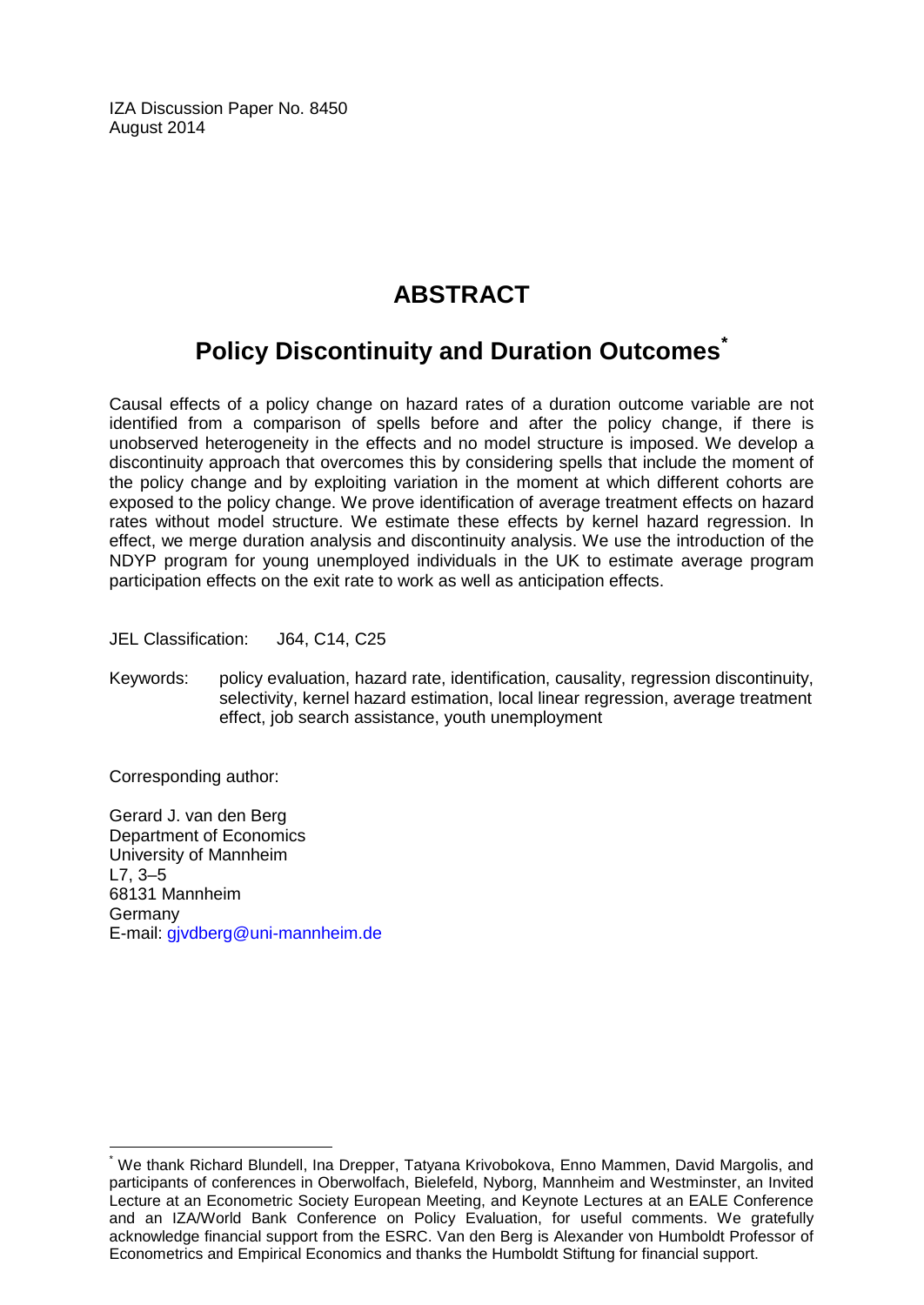IZA Discussion Paper No. 8450
August 2014

# ABSTRACT

## Policy Discontinuity and Duration Outcomes[*]

Causal effects of a policy change on hazard rates of a duration outcome variable are not identified from a comparison of spells before and after the policy change, if there is unobserved heterogeneity in the effects and no model structure is imposed. We develop a discontinuity approach that overcomes this by considering spells that include the moment of the policy change and by exploiting variation in the moment at which different cohorts are exposed to the policy change. We prove identification of average treatment effects on hazard rates without model structure. We estimate these effects by kernel hazard regression. In effect, we merge duration analysis and discontinuity analysis. We use the introduction of the NDYP program for young unemployed individuals in the UK to estimate average program participation effects on the exit rate to work as well as anticipation effects.

JEL Classification: J64, C14, C25

Keywords: policy evaluation, hazard rate, identification, causality, regression discontinuity, selectivity, kernel hazard estimation, local linear regression, average treatment effect, job search assistance, youth unemployment

Corresponding author:

Gerard J. van den Berg
Department of Economics
University of Mannheim
L7, 3–5
68131 Mannheim
Germany
E-mail: gjvdberg@uni-mannheim.de

---

[*] We thank Richard Blundell, Ina Drepper, Tatyana Krivobokova, Enno Mammen, David Margolis, and participants of conferences in Oberwolfach, Bielefeld, Nyborg, Mannheim and Westminster, an Invited Lecture at an Econometric Society European Meeting, and Keynote Lectures at an EALE Conference and an IZA/World Bank Conference on Policy Evaluation, for useful comments. We gratefully acknowledge financial support from the ESRC. Van den Berg is Alexander von Humboldt Professor of Econometrics and Empirical Economics and thanks the Humboldt Stiftung for financial support.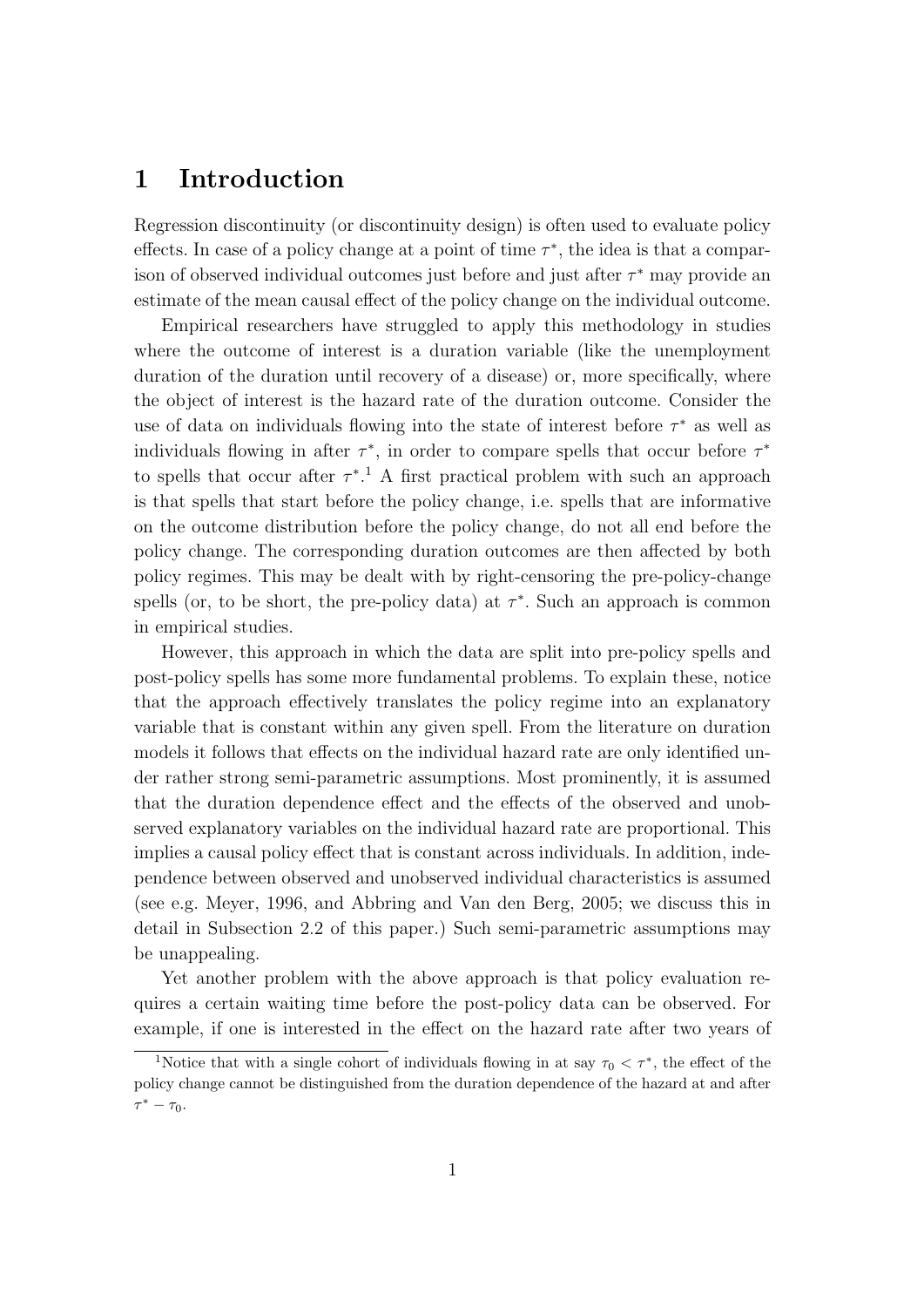# 1 Introduction

Regression discontinuity (or discontinuity design) is often used to evaluate policy effects. In case of a policy change at a point of time $\tau^*$, the idea is that a comparison of observed individual outcomes just before and just after $\tau^*$ may provide an estimate of the mean causal effect of the policy change on the individual outcome.

Empirical researchers have struggled to apply this methodology in studies where the outcome of interest is a duration variable (like the unemployment duration of the duration until recovery of a disease) or, more specifically, where the object of interest is the hazard rate of the duration outcome. Consider the use of data on individuals flowing into the state of interest before $\tau^*$ as well as individuals flowing in after $\tau^*$, in order to compare spells that occur before $\tau^*$ to spells that occur after $\tau^*$.[1] A first practical problem with such an approach is that spells that start before the policy change, i.e. spells that are informative on the outcome distribution before the policy change, do not all end before the policy change. The corresponding duration outcomes are then affected by both policy regimes. This may be dealt with by right-censoring the pre-policy-change spells (or, to be short, the pre-policy data) at $\tau^*$. Such an approach is common in empirical studies.

However, this approach in which the data are split into pre-policy spells and post-policy spells has some more fundamental problems. To explain these, notice that the approach effectively translates the policy regime into an explanatory variable that is constant within any given spell. From the literature on duration models it follows that effects on the individual hazard rate are only identified under rather strong semi-parametric assumptions. Most prominently, it is assumed that the duration dependence effect and the effects of the observed and unobserved explanatory variables on the individual hazard rate are proportional. This implies a causal policy effect that is constant across individuals. In addition, independence between observed and unobserved individual characteristics is assumed (see e.g. Meyer, 1996, and Abbring and Van den Berg, 2005; we discuss this in detail in Subsection 2.2 of this paper.) Such semi-parametric assumptions may be unappealing.

Yet another problem with the above approach is that policy evaluation requires a certain waiting time before the post-policy data can be observed. For example, if one is interested in the effect on the hazard rate after two years of

[1] Notice that with a single cohort of individuals flowing in at say $\tau_0 < \tau^*$, the effect of the policy change cannot be distinguished from the duration dependence of the hazard at and after $\tau^* - \tau_0$.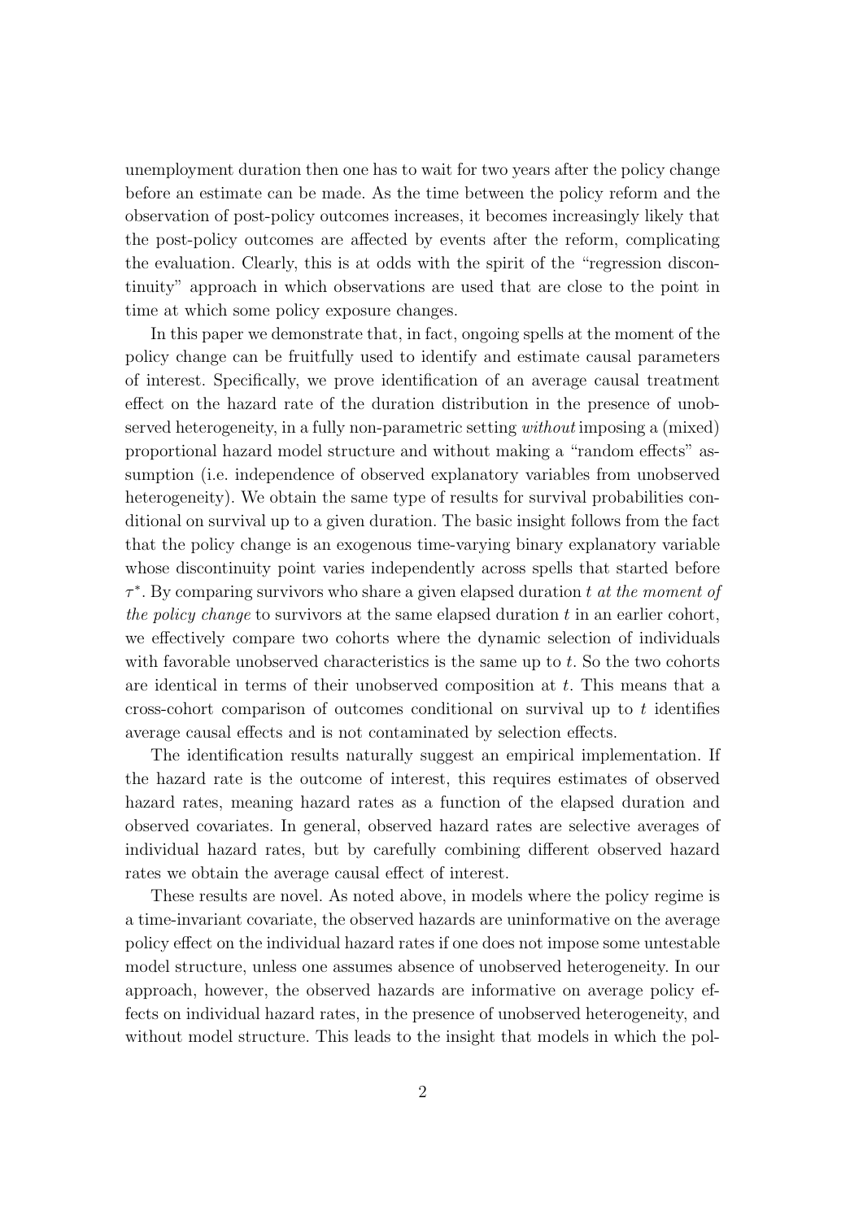unemployment duration then one has to wait for two years after the policy change before an estimate can be made. As the time between the policy reform and the observation of post-policy outcomes increases, it becomes increasingly likely that the post-policy outcomes are affected by events after the reform, complicating the evaluation. Clearly, this is at odds with the spirit of the "regression discontinuity" approach in which observations are used that are close to the point in time at which some policy exposure changes.

In this paper we demonstrate that, in fact, ongoing spells at the moment of the policy change can be fruitfully used to identify and estimate causal parameters of interest. Specifically, we prove identification of an average causal treatment effect on the hazard rate of the duration distribution in the presence of unobserved heterogeneity, in a fully non-parametric setting *without* imposing a (mixed) proportional hazard model structure and without making a "random effects" assumption (i.e. independence of observed explanatory variables from unobserved heterogeneity). We obtain the same type of results for survival probabilities conditional on survival up to a given duration. The basic insight follows from the fact that the policy change is an exogenous time-varying binary explanatory variable whose discontinuity point varies independently across spells that started before $\tau^*$. By comparing survivors who share a given elapsed duration $t$ *at the moment of the policy change* to survivors at the same elapsed duration $t$ in an earlier cohort, we effectively compare two cohorts where the dynamic selection of individuals with favorable unobserved characteristics is the same up to $t$. So the two cohorts are identical in terms of their unobserved composition at $t$. This means that a cross-cohort comparison of outcomes conditional on survival up to $t$ identifies average causal effects and is not contaminated by selection effects.

The identification results naturally suggest an empirical implementation. If the hazard rate is the outcome of interest, this requires estimates of observed hazard rates, meaning hazard rates as a function of the elapsed duration and observed covariates. In general, observed hazard rates are selective averages of individual hazard rates, but by carefully combining different observed hazard rates we obtain the average causal effect of interest.

These results are novel. As noted above, in models where the policy regime is a time-invariant covariate, the observed hazards are uninformative on the average policy effect on the individual hazard rates if one does not impose some untestable model structure, unless one assumes absence of unobserved heterogeneity. In our approach, however, the observed hazards are informative on average policy effects on individual hazard rates, in the presence of unobserved heterogeneity, and without model structure. This leads to the insight that models in which the pol-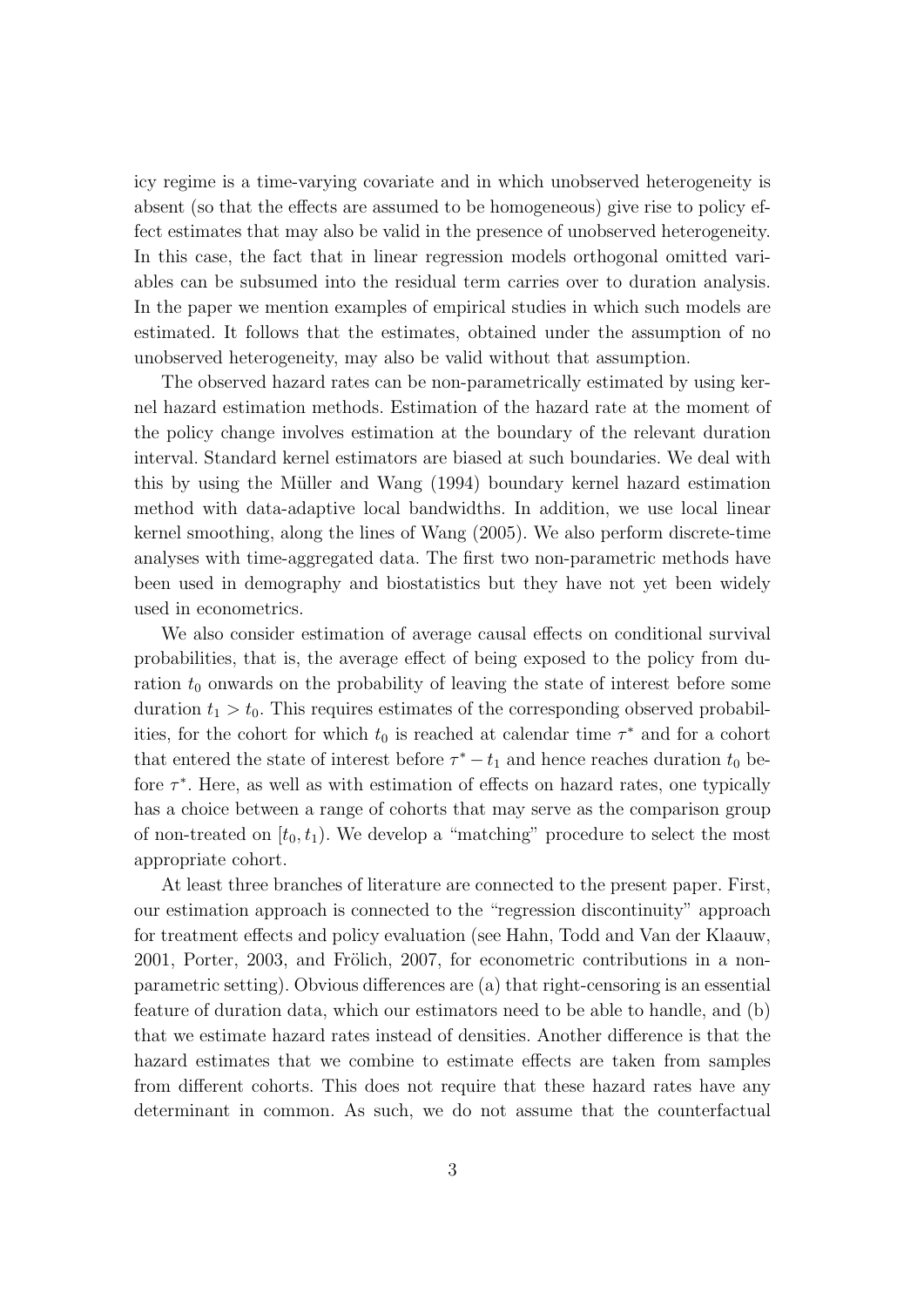icy regime is a time-varying covariate and in which unobserved heterogeneity is absent (so that the effects are assumed to be homogeneous) give rise to policy effect estimates that may also be valid in the presence of unobserved heterogeneity. In this case, the fact that in linear regression models orthogonal omitted variables can be subsumed into the residual term carries over to duration analysis. In the paper we mention examples of empirical studies in which such models are estimated. It follows that the estimates, obtained under the assumption of no unobserved heterogeneity, may also be valid without that assumption.

The observed hazard rates can be non-parametrically estimated by using kernel hazard estimation methods. Estimation of the hazard rate at the moment of the policy change involves estimation at the boundary of the relevant duration interval. Standard kernel estimators are biased at such boundaries. We deal with this by using the Müller and Wang (1994) boundary kernel hazard estimation method with data-adaptive local bandwidths. In addition, we use local linear kernel smoothing, along the lines of Wang (2005). We also perform discrete-time analyses with time-aggregated data. The first two non-parametric methods have been used in demography and biostatistics but they have not yet been widely used in econometrics.

We also consider estimation of average causal effects on conditional survival probabilities, that is, the average effect of being exposed to the policy from duration $t_0$ onwards on the probability of leaving the state of interest before some duration $t_1 > t_0$. This requires estimates of the corresponding observed probabilities, for the cohort for which $t_0$ is reached at calendar time $\tau^*$ and for a cohort that entered the state of interest before $\tau^* - t_1$ and hence reaches duration $t_0$ before $\tau^*$. Here, as well as with estimation of effects on hazard rates, one typically has a choice between a range of cohorts that may serve as the comparison group of non-treated on $[t_0, t_1)$. We develop a "matching" procedure to select the most appropriate cohort.

At least three branches of literature are connected to the present paper. First, our estimation approach is connected to the "regression discontinuity" approach for treatment effects and policy evaluation (see Hahn, Todd and Van der Klaauw, 2001, Porter, 2003, and Frölich, 2007, for econometric contributions in a non-parametric setting). Obvious differences are (a) that right-censoring is an essential feature of duration data, which our estimators need to be able to handle, and (b) that we estimate hazard rates instead of densities. Another difference is that the hazard estimates that we combine to estimate effects are taken from samples from different cohorts. This does not require that these hazard rates have any determinant in common. As such, we do not assume that the counterfactual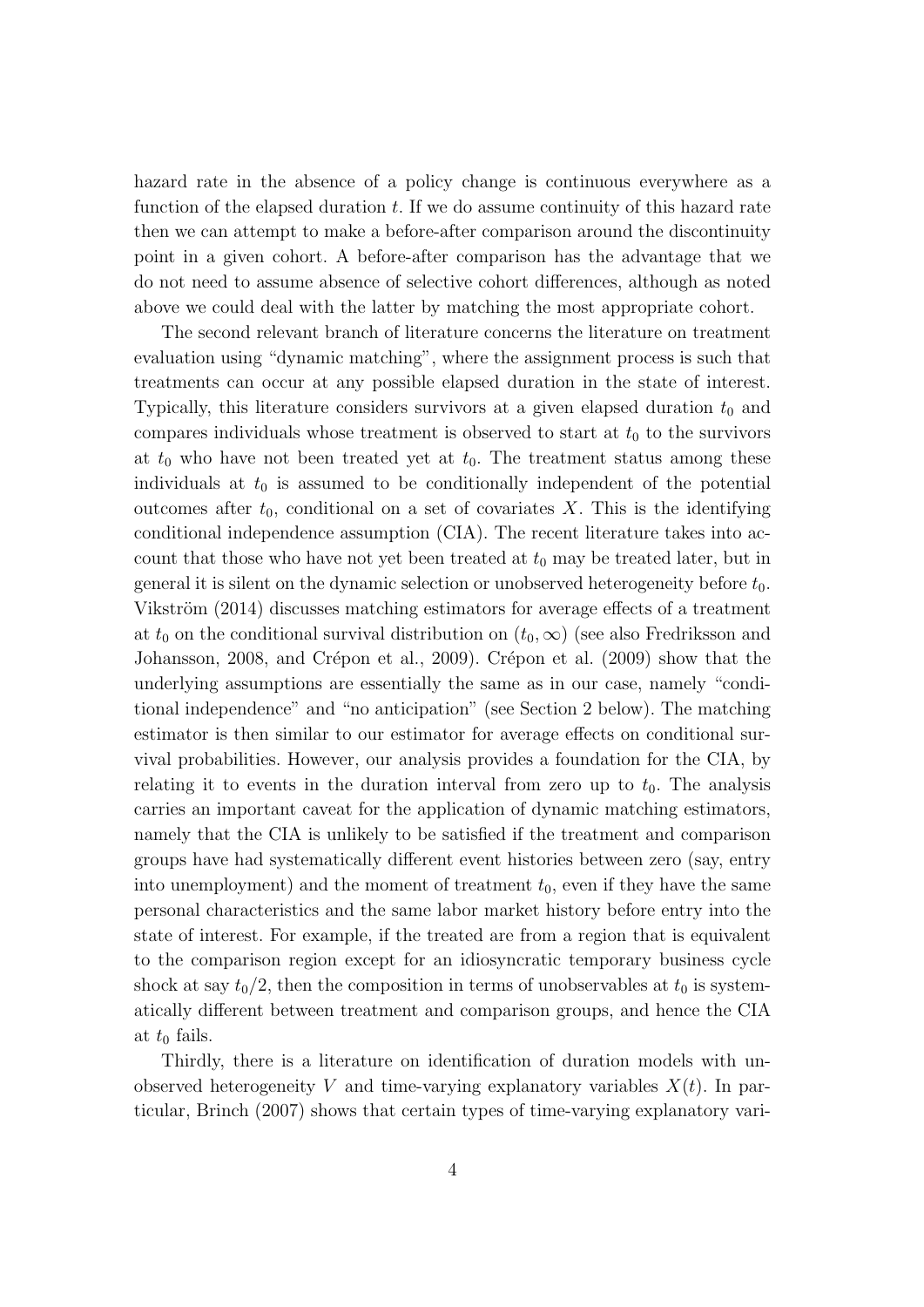hazard rate in the absence of a policy change is continuous everywhere as a function of the elapsed duration $t$. If we do assume continuity of this hazard rate then we can attempt to make a before-after comparison around the discontinuity point in a given cohort. A before-after comparison has the advantage that we do not need to assume absence of selective cohort differences, although as noted above we could deal with the latter by matching the most appropriate cohort.

The second relevant branch of literature concerns the literature on treatment evaluation using "dynamic matching", where the assignment process is such that treatments can occur at any possible elapsed duration in the state of interest. Typically, this literature considers survivors at a given elapsed duration $t_0$ and compares individuals whose treatment is observed to start at $t_0$ to the survivors at $t_0$ who have not been treated yet at $t_0$. The treatment status among these individuals at $t_0$ is assumed to be conditionally independent of the potential outcomes after $t_0$, conditional on a set of covariates $X$. This is the identifying conditional independence assumption (CIA). The recent literature takes into account that those who have not yet been treated at $t_0$ may be treated later, but in general it is silent on the dynamic selection or unobserved heterogeneity before $t_0$. Vikström (2014) discusses matching estimators for average effects of a treatment at $t_0$ on the conditional survival distribution on $(t_0, \infty)$ (see also Fredriksson and Johansson, 2008, and Crépon et al., 2009). Crépon et al. (2009) show that the underlying assumptions are essentially the same as in our case, namely "conditional independence" and "no anticipation" (see Section 2 below). The matching estimator is then similar to our estimator for average effects on conditional survival probabilities. However, our analysis provides a foundation for the CIA, by relating it to events in the duration interval from zero up to $t_0$. The analysis carries an important caveat for the application of dynamic matching estimators, namely that the CIA is unlikely to be satisfied if the treatment and comparison groups have had systematically different event histories between zero (say, entry into unemployment) and the moment of treatment $t_0$, even if they have the same personal characteristics and the same labor market history before entry into the state of interest. For example, if the treated are from a region that is equivalent to the comparison region except for an idiosyncratic temporary business cycle shock at say $t_0/2$, then the composition in terms of unobservables at $t_0$ is systematically different between treatment and comparison groups, and hence the CIA at $t_0$ fails.

Thirdly, there is a literature on identification of duration models with unobserved heterogeneity $V$ and time-varying explanatory variables $X(t)$. In particular, Brinch (2007) shows that certain types of time-varying explanatory vari-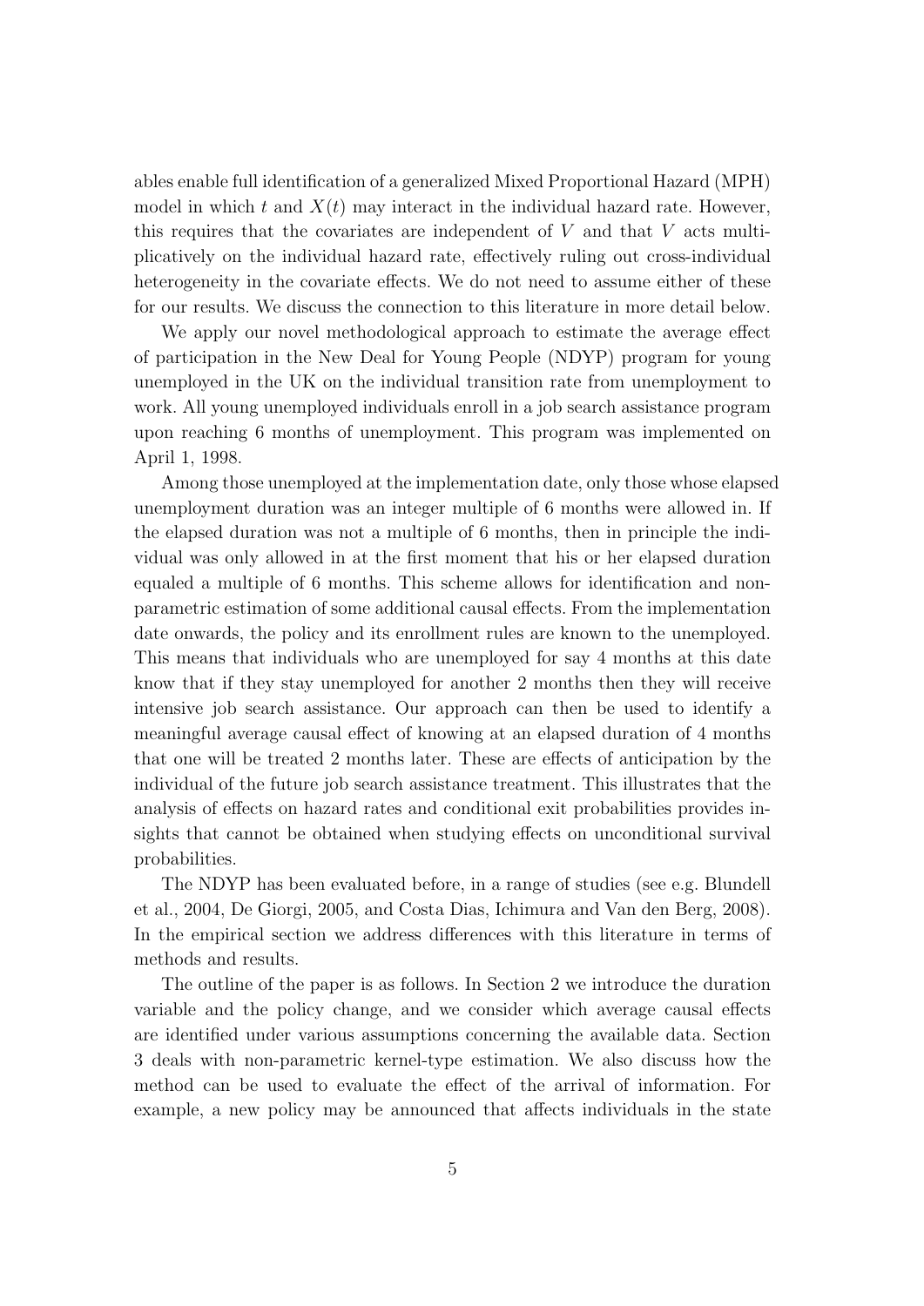ables enable full identification of a generalized Mixed Proportional Hazard (MPH) model in which $t$ and $X(t)$ may interact in the individual hazard rate. However, this requires that the covariates are independent of $V$ and that $V$ acts multiplicatively on the individual hazard rate, effectively ruling out cross-individual heterogeneity in the covariate effects. We do not need to assume either of these for our results. We discuss the connection to this literature in more detail below.

We apply our novel methodological approach to estimate the average effect of participation in the New Deal for Young People (NDYP) program for young unemployed in the UK on the individual transition rate from unemployment to work. All young unemployed individuals enroll in a job search assistance program upon reaching 6 months of unemployment. This program was implemented on April 1, 1998.

Among those unemployed at the implementation date, only those whose elapsed unemployment duration was an integer multiple of 6 months were allowed in. If the elapsed duration was not a multiple of 6 months, then in principle the individual was only allowed in at the first moment that his or her elapsed duration equaled a multiple of 6 months. This scheme allows for identification and non-parametric estimation of some additional causal effects. From the implementation date onwards, the policy and its enrollment rules are known to the unemployed. This means that individuals who are unemployed for say 4 months at this date know that if they stay unemployed for another 2 months then they will receive intensive job search assistance. Our approach can then be used to identify a meaningful average causal effect of knowing at an elapsed duration of 4 months that one will be treated 2 months later. These are effects of anticipation by the individual of the future job search assistance treatment. This illustrates that the analysis of effects on hazard rates and conditional exit probabilities provides insights that cannot be obtained when studying effects on unconditional survival probabilities.

The NDYP has been evaluated before, in a range of studies (see e.g. Blundell et al., 2004, De Giorgi, 2005, and Costa Dias, Ichimura and Van den Berg, 2008). In the empirical section we address differences with this literature in terms of methods and results.

The outline of the paper is as follows. In Section 2 we introduce the duration variable and the policy change, and we consider which average causal effects are identified under various assumptions concerning the available data. Section 3 deals with non-parametric kernel-type estimation. We also discuss how the method can be used to evaluate the effect of the arrival of information. For example, a new policy may be announced that affects individuals in the state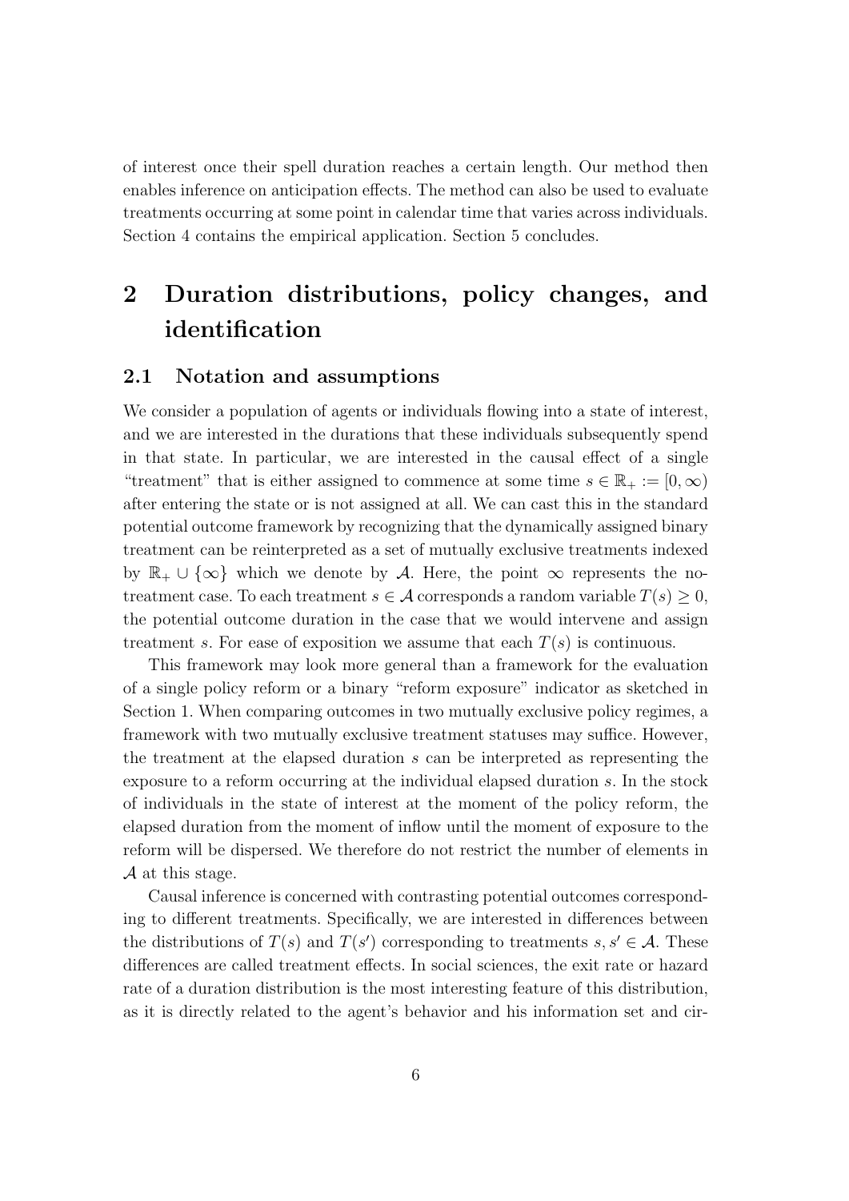of interest once their spell duration reaches a certain length. Our method then enables inference on anticipation effects. The method can also be used to evaluate treatments occurring at some point in calendar time that varies across individuals. Section 4 contains the empirical application. Section 5 concludes.

# 2 Duration distributions, policy changes, and identification

## 2.1 Notation and assumptions

We consider a population of agents or individuals flowing into a state of interest, and we are interested in the durations that these individuals subsequently spend in that state. In particular, we are interested in the causal effect of a single "treatment" that is either assigned to commence at some time $s \in \mathbb{R}_+ := [0, \infty)$ after entering the state or is not assigned at all. We can cast this in the standard potential outcome framework by recognizing that the dynamically assigned binary treatment can be reinterpreted as a set of mutually exclusive treatments indexed by $\mathbb{R}_+ \cup \{\infty\}$ which we denote by $\mathcal{A}$. Here, the point $\infty$ represents the no-treatment case. To each treatment $s \in \mathcal{A}$ corresponds a random variable $T(s) \geq 0$, the potential outcome duration in the case that we would intervene and assign treatment $s$. For ease of exposition we assume that each $T(s)$ is continuous.

This framework may look more general than a framework for the evaluation of a single policy reform or a binary "reform exposure" indicator as sketched in Section 1. When comparing outcomes in two mutually exclusive policy regimes, a framework with two mutually exclusive treatment statuses may suffice. However, the treatment at the elapsed duration $s$ can be interpreted as representing the exposure to a reform occurring at the individual elapsed duration $s$. In the stock of individuals in the state of interest at the moment of the policy reform, the elapsed duration from the moment of inflow until the moment of exposure to the reform will be dispersed. We therefore do not restrict the number of elements in $\mathcal{A}$ at this stage.

Causal inference is concerned with contrasting potential outcomes corresponding to different treatments. Specifically, we are interested in differences between the distributions of $T(s)$ and $T(s')$ corresponding to treatments $s, s' \in \mathcal{A}$. These differences are called treatment effects. In social sciences, the exit rate or hazard rate of a duration distribution is the most interesting feature of this distribution, as it is directly related to the agent's behavior and his information set and cir-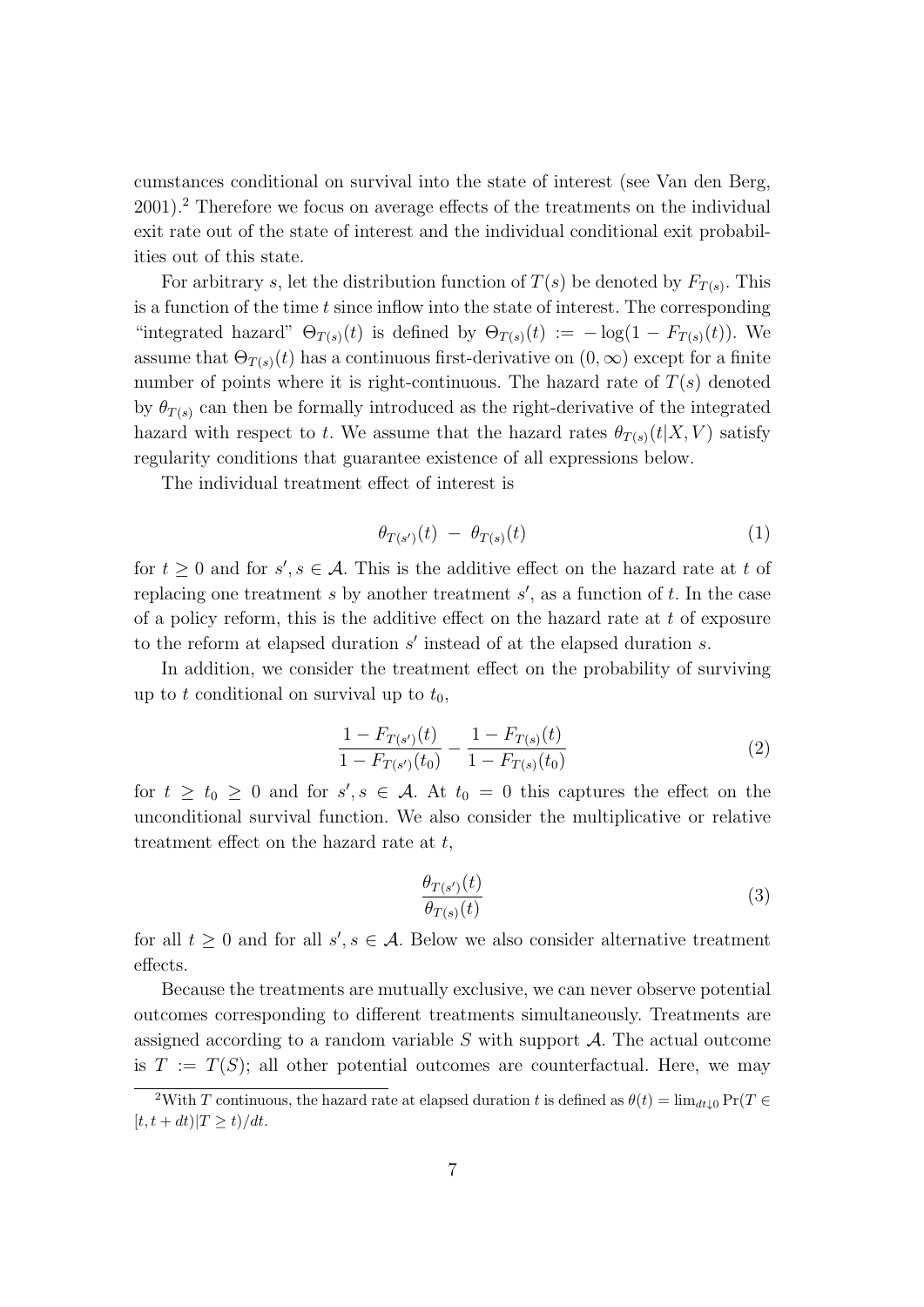cumstances conditional on survival into the state of interest (see Van den Berg, 2001).[2] Therefore we focus on average effects of the treatments on the individual exit rate out of the state of interest and the individual conditional exit probabilities out of this state.

For arbitrary $s$, let the distribution function of $T(s)$ be denoted by $F_{T(s)}$. This is a function of the time $t$ since inflow into the state of interest. The corresponding "integrated hazard" $\Theta_{T(s)}(t)$ is defined by $\Theta_{T(s)}(t) := -\log(1 - F_{T(s)}(t))$. We assume that $\Theta_{T(s)}(t)$ has a continuous first-derivative on $(0, \infty)$ except for a finite number of points where it is right-continuous. The hazard rate of $T(s)$ denoted by $\theta_{T(s)}$ can then be formally introduced as the right-derivative of the integrated hazard with respect to $t$. We assume that the hazard rates $\theta_{T(s)}(t|X, V)$ satisfy regularity conditions that guarantee existence of all expressions below.

The individual treatment effect of interest is

$$\theta_{T(s')}(t) \; - \; \theta_{T(s)}(t) \tag{1}$$

for $t \geq 0$ and for $s', s \in \mathcal{A}$. This is the additive effect on the hazard rate at $t$ of replacing one treatment $s$ by another treatment $s'$, as a function of $t$. In the case of a policy reform, this is the additive effect on the hazard rate at $t$ of exposure to the reform at elapsed duration $s'$ instead of at the elapsed duration $s$.

In addition, we consider the treatment effect on the probability of surviving up to $t$ conditional on survival up to $t_0$,

$$\frac{1 - F_{T(s')}(t)}{1 - F_{T(s')}(t_0)} - \frac{1 - F_{T(s)}(t)}{1 - F_{T(s)}(t_0)} \tag{2}$$

for $t \geq t_0 \geq 0$ and for $s', s \in \mathcal{A}$. At $t_0 = 0$ this captures the effect on the unconditional survival function. We also consider the multiplicative or relative treatment effect on the hazard rate at $t$,

$$\frac{\theta_{T(s')}(t)}{\theta_{T(s)}(t)} \tag{3}$$

for all $t \geq 0$ and for all $s', s \in \mathcal{A}$. Below we also consider alternative treatment effects.

Because the treatments are mutually exclusive, we can never observe potential outcomes corresponding to different treatments simultaneously. Treatments are assigned according to a random variable $S$ with support $\mathcal{A}$. The actual outcome is $T := T(S)$; all other potential outcomes are counterfactual. Here, we may

[2] With $T$ continuous, the hazard rate at elapsed duration $t$ is defined as $\theta(t) = \lim_{dt \downarrow 0} \Pr(T \in [t, t + dt)|T \geq t)/dt$.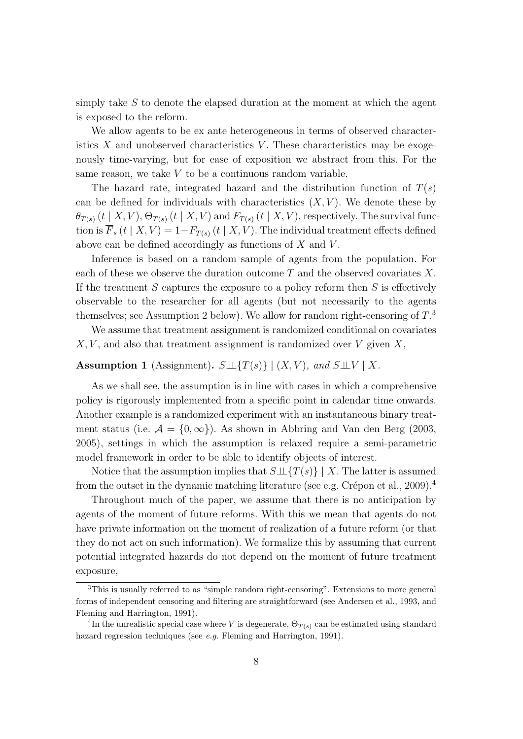simply take $S$ to denote the elapsed duration at the moment at which the agent is exposed to the reform.

We allow agents to be ex ante heterogeneous in terms of observed characteristics $X$ and unobserved characteristics $V$. These characteristics may be exogenously time-varying, but for ease of exposition we abstract from this. For the same reason, we take $V$ to be a continuous random variable.

The hazard rate, integrated hazard and the distribution function of $T(s)$ can be defined for individuals with characteristics $(X, V)$. We denote these by $\theta_{T(s)}(t \mid X, V)$, $\Theta_{T(s)}(t \mid X, V)$ and $F_{T(s)}(t \mid X, V)$, respectively. The survival function is $\overline{F}_s(t \mid X, V) = 1 - F_{T(s)}(t \mid X, V)$. The individual treatment effects defined above can be defined accordingly as functions of $X$ and $V$.

Inference is based on a random sample of agents from the population. For each of these we observe the duration outcome $T$ and the observed covariates $X$. If the treatment $S$ captures the exposure to a policy reform then $S$ is effectively observable to the researcher for all agents (but not necessarily to the agents themselves; see Assumption 2 below). We allow for random right-censoring of $T$.[3]

We assume that treatment assignment is randomized conditional on covariates $X, V$, and also that treatment assignment is randomized over $V$ given $X$,

**Assumption 1** (Assignment). *$S \perp\!\!\!\perp \{T(s)\} \mid (X, V)$, and $S \perp\!\!\!\perp V \mid X$.*

As we shall see, the assumption is in line with cases in which a comprehensive policy is rigorously implemented from a specific point in calendar time onwards. Another example is a randomized experiment with an instantaneous binary treatment status (i.e. $\mathcal{A} = \{0, \infty\}$). As shown in Abbring and Van den Berg (2003, 2005), settings in which the assumption is relaxed require a semi-parametric model framework in order to be able to identify objects of interest.

Notice that the assumption implies that $S \perp\!\!\!\perp \{T(s)\} \mid X$. The latter is assumed from the outset in the dynamic matching literature (see e.g. Crépon et al., 2009).[4]

Throughout much of the paper, we assume that there is no anticipation by agents of the moment of future reforms. With this we mean that agents do not have private information on the moment of realization of a future reform (or that they do not act on such information). We formalize this by assuming that current potential integrated hazards do not depend on the moment of future treatment exposure,

---

[3] This is usually referred to as "simple random right-censoring". Extensions to more general forms of independent censoring and filtering are straightforward (see Andersen et al., 1993, and Fleming and Harrington, 1991).

[4] In the unrealistic special case where $V$ is degenerate, $\Theta_{T(s)}$ can be estimated using standard hazard regression techniques (see *e.g.* Fleming and Harrington, 1991).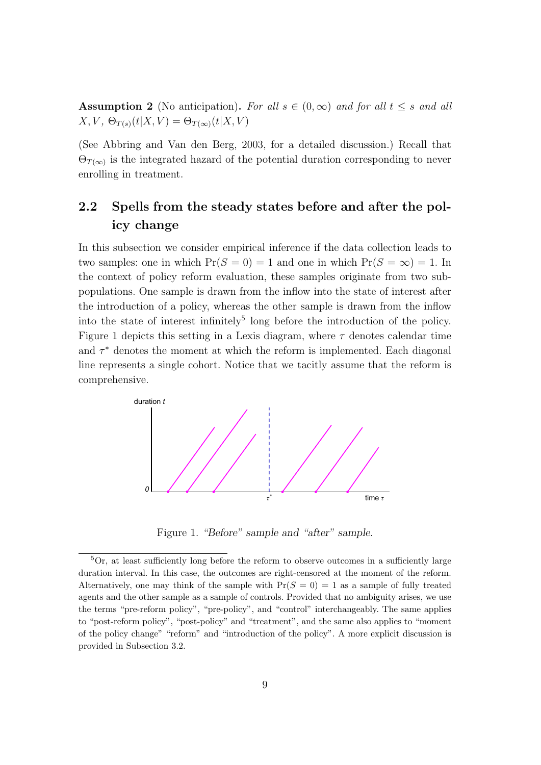**Assumption 2** (No anticipation)**.** *For all $s \in (0, \infty)$ and for all $t \leq s$ and all $X, V$, $\Theta_{T(s)}(t|X, V) = \Theta_{T(\infty)}(t|X, V)$*

(See Abbring and Van den Berg, 2003, for a detailed discussion.) Recall that $\Theta_{T(\infty)}$ is the integrated hazard of the potential duration corresponding to never enrolling in treatment.

## 2.2 Spells from the steady states before and after the policy change

In this subsection we consider empirical inference if the data collection leads to two samples: one in which $\Pr(S = 0) = 1$ and one in which $\Pr(S = \infty) = 1$. In the context of policy reform evaluation, these samples originate from two subpopulations. One sample is drawn from the inflow into the state of interest after the introduction of a policy, whereas the other sample is drawn from the inflow into the state of interest infinitely[5] long before the introduction of the policy. Figure 1 depicts this setting in a Lexis diagram, where $\tau$ denotes calendar time and $\tau^*$ denotes the moment at which the reform is implemented. Each diagonal line represents a single cohort. Notice that we tacitly assume that the reform is comprehensive.

Figure 1. *"Before" sample and "after" sample.*

[5] Or, at least sufficiently long before the reform to observe outcomes in a sufficiently large duration interval. In this case, the outcomes are right-censored at the moment of the reform. Alternatively, one may think of the sample with $\Pr(S = 0) = 1$ as a sample of fully treated agents and the other sample as a sample of controls. Provided that no ambiguity arises, we use the terms "pre-reform policy", "pre-policy", and "control" interchangeably. The same applies to "post-reform policy", "post-policy" and "treatment", and the same also applies to "moment of the policy change" "reform" and "introduction of the policy". A more explicit discussion is provided in Subsection 3.2.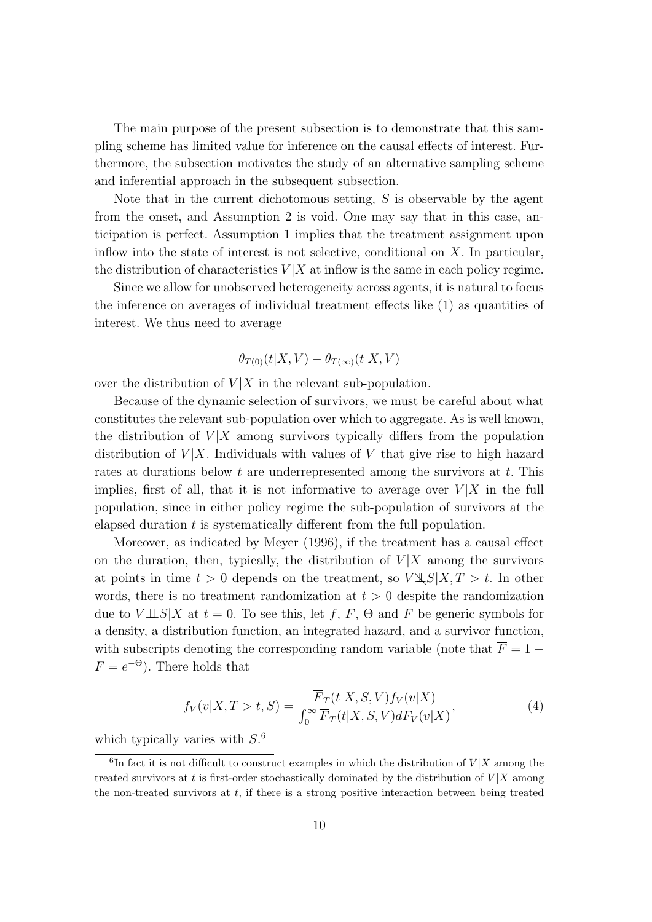The main purpose of the present subsection is to demonstrate that this sampling scheme has limited value for inference on the causal effects of interest. Furthermore, the subsection motivates the study of an alternative sampling scheme and inferential approach in the subsequent subsection.

Note that in the current dichotomous setting, $S$ is observable by the agent from the onset, and Assumption 2 is void. One may say that in this case, anticipation is perfect. Assumption 1 implies that the treatment assignment upon inflow into the state of interest is not selective, conditional on $X$. In particular, the distribution of characteristics $V|X$ at inflow is the same in each policy regime.

Since we allow for unobserved heterogeneity across agents, it is natural to focus the inference on averages of individual treatment effects like (1) as quantities of interest. We thus need to average

$$\theta_{T(0)}(t|X, V) - \theta_{T(\infty)}(t|X, V)$$

over the distribution of $V|X$ in the relevant sub-population.

Because of the dynamic selection of survivors, we must be careful about what constitutes the relevant sub-population over which to aggregate. As is well known, the distribution of $V|X$ among survivors typically differs from the population distribution of $V|X$. Individuals with values of $V$ that give rise to high hazard rates at durations below $t$ are underrepresented among the survivors at $t$. This implies, first of all, that it is not informative to average over $V|X$ in the full population, since in either policy regime the sub-population of survivors at the elapsed duration $t$ is systematically different from the full population.

Moreover, as indicated by Meyer (1996), if the treatment has a causal effect on the duration, then, typically, the distribution of $V|X$ among the survivors at points in time $t > 0$ depends on the treatment, so $V \not\perp\!\!\!\perp S|X, T > t$. In other words, there is no treatment randomization at $t > 0$ despite the randomization due to $V \perp\!\!\!\perp S|X$ at $t = 0$. To see this, let $f$, $F$, $\Theta$ and $\overline{F}$ be generic symbols for a density, a distribution function, an integrated hazard, and a survivor function, with subscripts denoting the corresponding random variable (note that $\overline{F} = 1 - F = e^{-\Theta}$). There holds that

$$f_V(v|X, T > t, S) = \frac{\overline{F}_T(t|X, S, V) f_V(v|X)}{\int_0^\infty \overline{F}_T(t|X, S, V) dF_V(v|X)}, \tag{4}$$

which typically varies with $S$.[6]

[6] In fact it is not difficult to construct examples in which the distribution of $V|X$ among the treated survivors at $t$ is first-order stochastically dominated by the distribution of $V|X$ among the non-treated survivors at $t$, if there is a strong positive interaction between being treated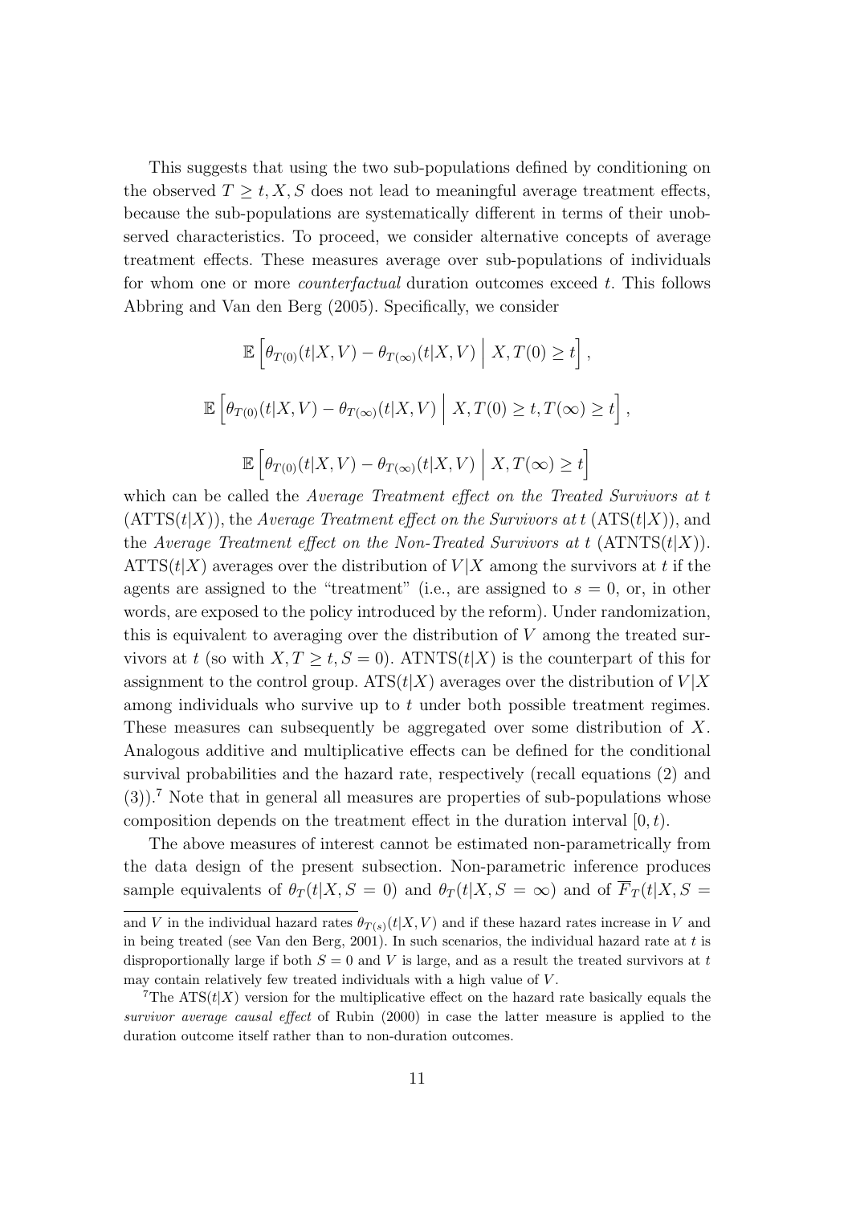This suggests that using the two sub-populations defined by conditioning on the observed $T \geq t, X, S$ does not lead to meaningful average treatment effects, because the sub-populations are systematically different in terms of their unobserved characteristics. To proceed, we consider alternative concepts of average treatment effects. These measures average over sub-populations of individuals for whom one or more *counterfactual* duration outcomes exceed $t$. This follows Abbring and Van den Berg (2005). Specifically, we consider

$$\mathbb{E}\left[\theta_{T(0)}(t|X,V) - \theta_{T(\infty)}(t|X,V) \;\middle|\; X, T(0) \geq t\right],$$

$$\mathbb{E}\left[\theta_{T(0)}(t|X,V) - \theta_{T(\infty)}(t|X,V) \;\middle|\; X, T(0) \geq t, T(\infty) \geq t\right],$$

$$\mathbb{E}\left[\theta_{T(0)}(t|X,V) - \theta_{T(\infty)}(t|X,V) \;\middle|\; X, T(\infty) \geq t\right]$$

which can be called the *Average Treatment effect on the Treated Survivors at* $t$ (ATTS$(t|X)$), the *Average Treatment effect on the Survivors at* $t$ (ATS$(t|X)$), and the *Average Treatment effect on the Non-Treated Survivors at* $t$ (ATNTS$(t|X)$). ATTS$(t|X)$ averages over the distribution of $V|X$ among the survivors at $t$ if the agents are assigned to the "treatment" (i.e., are assigned to $s = 0$, or, in other words, are exposed to the policy introduced by the reform). Under randomization, this is equivalent to averaging over the distribution of $V$ among the treated survivors at $t$ (so with $X, T \geq t, S = 0$). ATNTS$(t|X)$ is the counterpart of this for assignment to the control group. ATS$(t|X)$ averages over the distribution of $V|X$ among individuals who survive up to $t$ under both possible treatment regimes. These measures can subsequently be aggregated over some distribution of $X$. Analogous additive and multiplicative effects can be defined for the conditional survival probabilities and the hazard rate, respectively (recall equations (2) and (3)).[7] Note that in general all measures are properties of sub-populations whose composition depends on the treatment effect in the duration interval $[0, t)$.

The above measures of interest cannot be estimated non-parametrically from the data design of the present subsection. Non-parametric inference produces sample equivalents of $\theta_T(t|X, S = 0)$ and $\theta_T(t|X, S = \infty)$ and of $\overline{F}_T(t|X, S =$

---

and $V$ in the individual hazard rates $\theta_{T(s)}(t|X,V)$ and if these hazard rates increase in $V$ and in being treated (see Van den Berg, 2001). In such scenarios, the individual hazard rate at $t$ is disproportionally large if both $S = 0$ and $V$ is large, and as a result the treated survivors at $t$ may contain relatively few treated individuals with a high value of $V$.

[7] The ATS$(t|X)$ version for the multiplicative effect on the hazard rate basically equals the *survivor average causal effect* of Rubin (2000) in case the latter measure is applied to the duration outcome itself rather than to non-duration outcomes.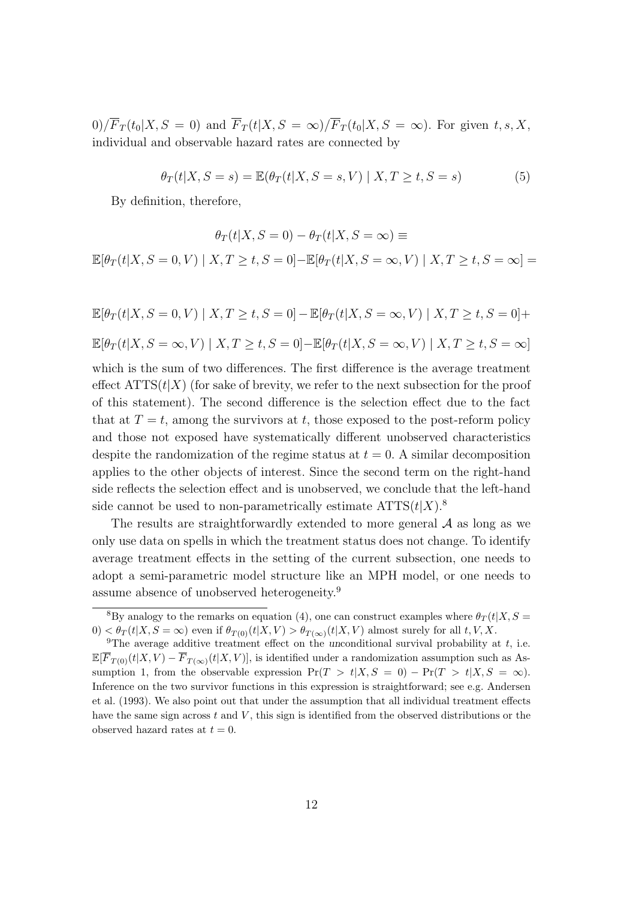$0)/\overline{F}_T(t_0|X, S = 0)$ and $\overline{F}_T(t|X, S = \infty)/\overline{F}_T(t_0|X, S = \infty)$. For given $t, s, X$, individual and observable hazard rates are connected by

$$\theta_T(t|X, S = s) = \mathbb{E}(\theta_T(t|X, S = s, V) \mid X, T \geq t, S = s) \tag{5}$$

By definition, therefore,

$$\theta_T(t|X, S = 0) - \theta_T(t|X, S = \infty) \equiv$$

$$\mathbb{E}[\theta_T(t|X, S = 0, V) \mid X, T \geq t, S = 0] - \mathbb{E}[\theta_T(t|X, S = \infty, V) \mid X, T \geq t, S = \infty] =$$

$$\mathbb{E}[\theta_T(t|X, S = 0, V) \mid X, T \geq t, S = 0] - \mathbb{E}[\theta_T(t|X, S = \infty, V) \mid X, T \geq t, S = 0] +$$

$$\mathbb{E}[\theta_T(t|X, S = \infty, V) \mid X, T \geq t, S = 0] - \mathbb{E}[\theta_T(t|X, S = \infty, V) \mid X, T \geq t, S = \infty]$$

which is the sum of two differences. The first difference is the average treatment effect $\text{ATTS}(t|X)$ (for sake of brevity, we refer to the next subsection for the proof of this statement). The second difference is the selection effect due to the fact that at $T = t$, among the survivors at $t$, those exposed to the post-reform policy and those not exposed have systematically different unobserved characteristics despite the randomization of the regime status at $t = 0$. A similar decomposition applies to the other objects of interest. Since the second term on the right-hand side reflects the selection effect and is unobserved, we conclude that the left-hand side cannot be used to non-parametrically estimate $\text{ATTS}(t|X)$.[8]

The results are straightforwardly extended to more general $\mathcal{A}$ as long as we only use data on spells in which the treatment status does not change. To identify average treatment effects in the setting of the current subsection, one needs to adopt a semi-parametric model structure like an MPH model, or one needs to assume absence of unobserved heterogeneity.[9]

[8] By analogy to the remarks on equation (4), one can construct examples where $\theta_T(t|X, S = 0) < \theta_T(t|X, S = \infty)$ even if $\theta_{T(0)}(t|X, V) > \theta_{T(\infty)}(t|X, V)$ almost surely for all $t, V, X$.

[9] The average additive treatment effect on the *un*conditional survival probability at $t$, i.e. $\mathbb{E}[\overline{F}_{T(0)}(t|X, V) - \overline{F}_{T(\infty)}(t|X, V)]$, is identified under a randomization assumption such as Assumption 1, from the observable expression $\Pr(T > t|X, S = 0) - \Pr(T > t|X, S = \infty)$. Inference on the two survivor functions in this expression is straightforward; see e.g. Andersen et al. (1993). We also point out that under the assumption that all individual treatment effects have the same sign across $t$ and $V$, this sign is identified from the observed distributions or the observed hazard rates at $t = 0$.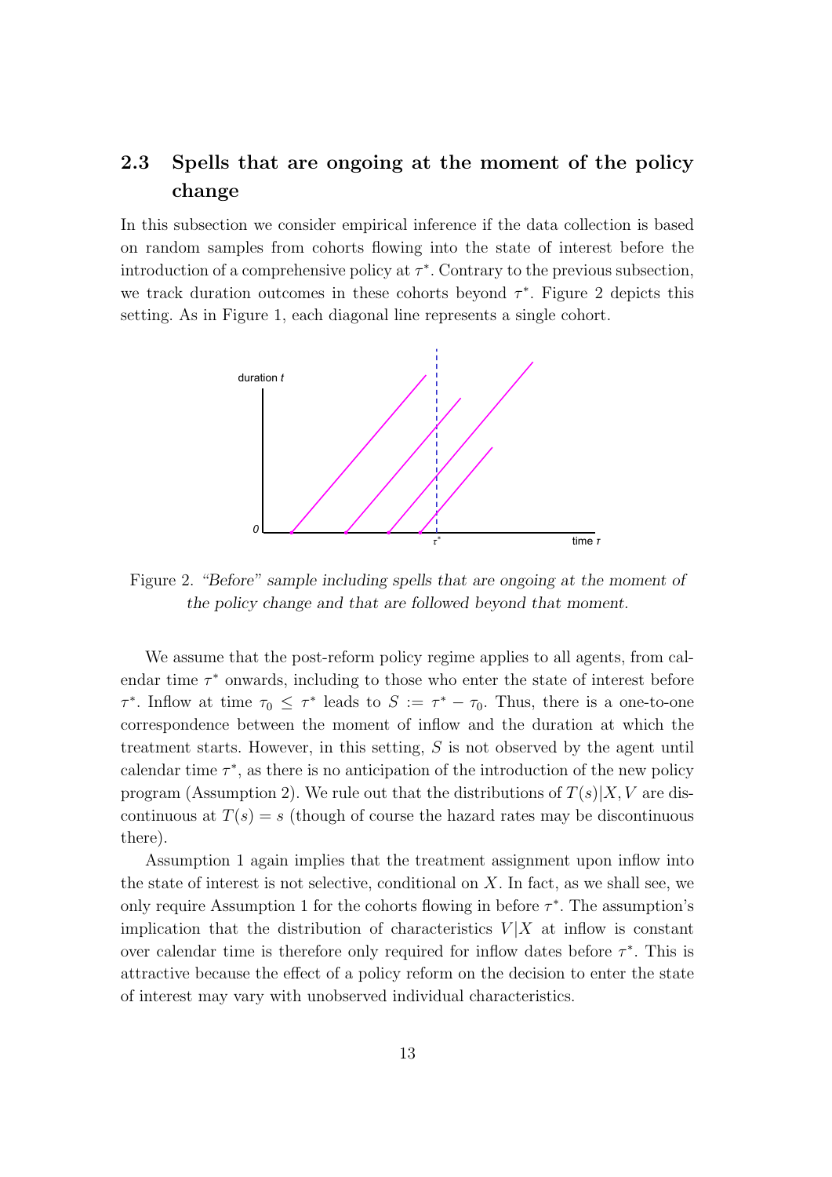## 2.3 Spells that are ongoing at the moment of the policy change

In this subsection we consider empirical inference if the data collection is based on random samples from cohorts flowing into the state of interest before the introduction of a comprehensive policy at $\tau^*$. Contrary to the previous subsection, we track duration outcomes in these cohorts beyond $\tau^*$. Figure 2 depicts this setting. As in Figure 1, each diagonal line represents a single cohort.

Figure 2. *"Before" sample including spells that are ongoing at the moment of the policy change and that are followed beyond that moment.*

We assume that the post-reform policy regime applies to all agents, from calendar time $\tau^*$ onwards, including to those who enter the state of interest before $\tau^*$. Inflow at time $\tau_0 \leq \tau^*$ leads to $S := \tau^* - \tau_0$. Thus, there is a one-to-one correspondence between the moment of inflow and the duration at which the treatment starts. However, in this setting, $S$ is not observed by the agent until calendar time $\tau^*$, as there is no anticipation of the introduction of the new policy program (Assumption 2). We rule out that the distributions of $T(s)|X, V$ are discontinuous at $T(s) = s$ (though of course the hazard rates may be discontinuous there).

Assumption 1 again implies that the treatment assignment upon inflow into the state of interest is not selective, conditional on $X$. In fact, as we shall see, we only require Assumption 1 for the cohorts flowing in before $\tau^*$. The assumption's implication that the distribution of characteristics $V|X$ at inflow is constant over calendar time is therefore only required for inflow dates before $\tau^*$. This is attractive because the effect of a policy reform on the decision to enter the state of interest may vary with unobserved individual characteristics.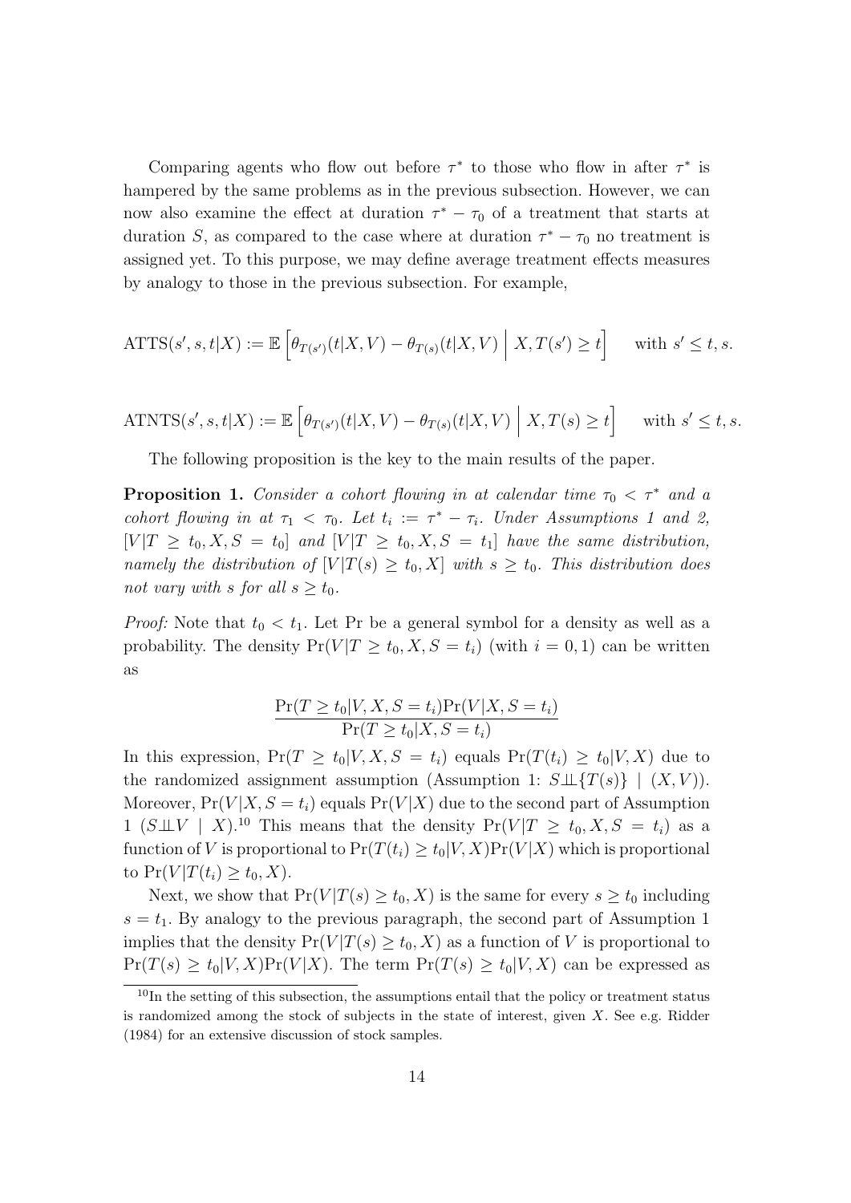Comparing agents who flow out before $\tau^*$ to those who flow in after $\tau^*$ is hampered by the same problems as in the previous subsection. However, we can now also examine the effect at duration $\tau^* - \tau_0$ of a treatment that starts at duration $S$, as compared to the case where at duration $\tau^* - \tau_0$ no treatment is assigned yet. To this purpose, we may define average treatment effects measures by analogy to those in the previous subsection. For example,

$$\text{ATTS}(s', s, t|X) := \mathbb{E}\left[\theta_{T(s')}(t|X,V) - \theta_{T(s)}(t|X,V) \;\middle|\; X, T(s') \geq t\right] \qquad \text{with } s' \leq t, s.$$

$$\text{ATNTS}(s', s, t|X) := \mathbb{E}\left[\theta_{T(s')}(t|X,V) - \theta_{T(s)}(t|X,V) \;\middle|\; X, T(s) \geq t\right] \qquad \text{with } s' \leq t, s.$$

The following proposition is the key to the main results of the paper.

**Proposition 1.** *Consider a cohort flowing in at calendar time $\tau_0 < \tau^*$ and a cohort flowing in at $\tau_1 < \tau_0$. Let $t_i := \tau^* - \tau_i$. Under Assumptions 1 and 2, $[V|T \geq t_0, X, S = t_0]$ and $[V|T \geq t_0, X, S = t_1]$ have the same distribution, namely the distribution of $[V|T(s) \geq t_0, X]$ with $s \geq t_0$. This distribution does not vary with $s$ for all $s \geq t_0$.*

*Proof:* Note that $t_0 < t_1$. Let Pr be a general symbol for a density as well as a probability. The density $\Pr(V|T \geq t_0, X, S = t_i)$ (with $i = 0, 1$) can be written as

$$\frac{\Pr(T \geq t_0|V, X, S = t_i)\Pr(V|X, S = t_i)}{\Pr(T \geq t_0|X, S = t_i)}$$

In this expression, $\Pr(T \geq t_0|V, X, S = t_i)$ equals $\Pr(T(t_i) \geq t_0|V, X)$ due to the randomized assignment assumption (Assumption 1: $S \perp\!\!\!\perp \{T(s)\} \mid (X, V)$). Moreover, $\Pr(V|X, S = t_i)$ equals $\Pr(V|X)$ due to the second part of Assumption 1 ($S \perp\!\!\!\perp V \mid X$).[10] This means that the density $\Pr(V|T \geq t_0, X, S = t_i)$ as a function of $V$ is proportional to $\Pr(T(t_i) \geq t_0|V, X)\Pr(V|X)$ which is proportional to $\Pr(V|T(t_i) \geq t_0, X)$.

Next, we show that $\Pr(V|T(s) \geq t_0, X)$ is the same for every $s \geq t_0$ including $s = t_1$. By analogy to the previous paragraph, the second part of Assumption 1 implies that the density $\Pr(V|T(s) \geq t_0, X)$ as a function of $V$ is proportional to $\Pr(T(s) \geq t_0|V, X)\Pr(V|X)$. The term $\Pr(T(s) \geq t_0|V, X)$ can be expressed as

[10] In the setting of this subsection, the assumptions entail that the policy or treatment status is randomized among the stock of subjects in the state of interest, given $X$. See e.g. Ridder (1984) for an extensive discussion of stock samples.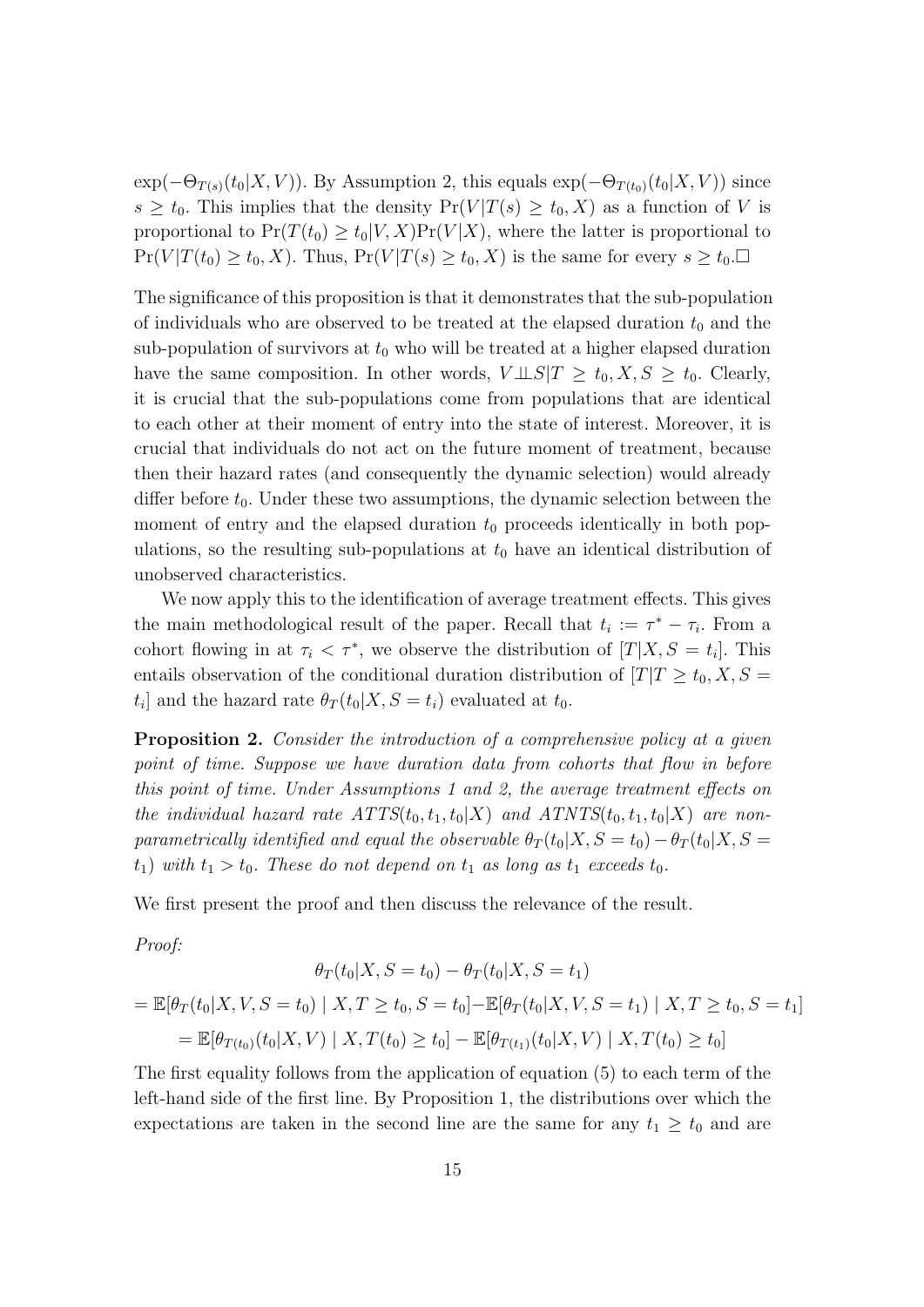$\exp(-\Theta_{T(s)}(t_0|X,V))$. By Assumption 2, this equals $\exp(-\Theta_{T(t_0)}(t_0|X,V))$ since $s \geq t_0$. This implies that the density $\Pr(V|T(s) \geq t_0, X)$ as a function of $V$ is proportional to $\Pr(T(t_0) \geq t_0|V,X)\Pr(V|X)$, where the latter is proportional to $\Pr(V|T(t_0) \geq t_0, X)$. Thus, $\Pr(V|T(s) \geq t_0, X)$ is the same for every $s \geq t_0$.□

The significance of this proposition is that it demonstrates that the sub-population of individuals who are observed to be treated at the elapsed duration $t_0$ and the sub-population of survivors at $t_0$ who will be treated at a higher elapsed duration have the same composition. In other words, $V \perp\!\!\!\perp S | T \geq t_0, X, S \geq t_0$. Clearly, it is crucial that the sub-populations come from populations that are identical to each other at their moment of entry into the state of interest. Moreover, it is crucial that individuals do not act on the future moment of treatment, because then their hazard rates (and consequently the dynamic selection) would already differ before $t_0$. Under these two assumptions, the dynamic selection between the moment of entry and the elapsed duration $t_0$ proceeds identically in both populations, so the resulting sub-populations at $t_0$ have an identical distribution of unobserved characteristics.

We now apply this to the identification of average treatment effects. This gives the main methodological result of the paper. Recall that $t_i := \tau^* - \tau_i$. From a cohort flowing in at $\tau_i < \tau^*$, we observe the distribution of $[T|X, S = t_i]$. This entails observation of the conditional duration distribution of $[T|T \geq t_0, X, S = t_i]$ and the hazard rate $\theta_T(t_0|X, S = t_i)$ evaluated at $t_0$.

**Proposition 2.** *Consider the introduction of a comprehensive policy at a given point of time. Suppose we have duration data from cohorts that flow in before this point of time. Under Assumptions 1 and 2, the average treatment effects on the individual hazard rate $ATTS(t_0, t_1, t_0|X)$ and $ATNTS(t_0, t_1, t_0|X)$ are non-parametrically identified and equal the observable $\theta_T(t_0|X, S = t_0) - \theta_T(t_0|X, S = t_1)$ with $t_1 > t_0$. These do not depend on $t_1$ as long as $t_1$ exceeds $t_0$.*

We first present the proof and then discuss the relevance of the result.

*Proof:*

$$\theta_T(t_0|X, S = t_0) - \theta_T(t_0|X, S = t_1)$$

$$= \mathbb{E}[\theta_T(t_0|X, V, S = t_0) \mid X, T \geq t_0, S = t_0] - \mathbb{E}[\theta_T(t_0|X, V, S = t_1) \mid X, T \geq t_0, S = t_1]$$

$$= \mathbb{E}[\theta_{T(t_0)}(t_0|X, V) \mid X, T(t_0) \geq t_0] - \mathbb{E}[\theta_{T(t_1)}(t_0|X, V) \mid X, T(t_0) \geq t_0]$$

The first equality follows from the application of equation (5) to each term of the left-hand side of the first line. By Proposition 1, the distributions over which the expectations are taken in the second line are the same for any $t_1 \geq t_0$ and are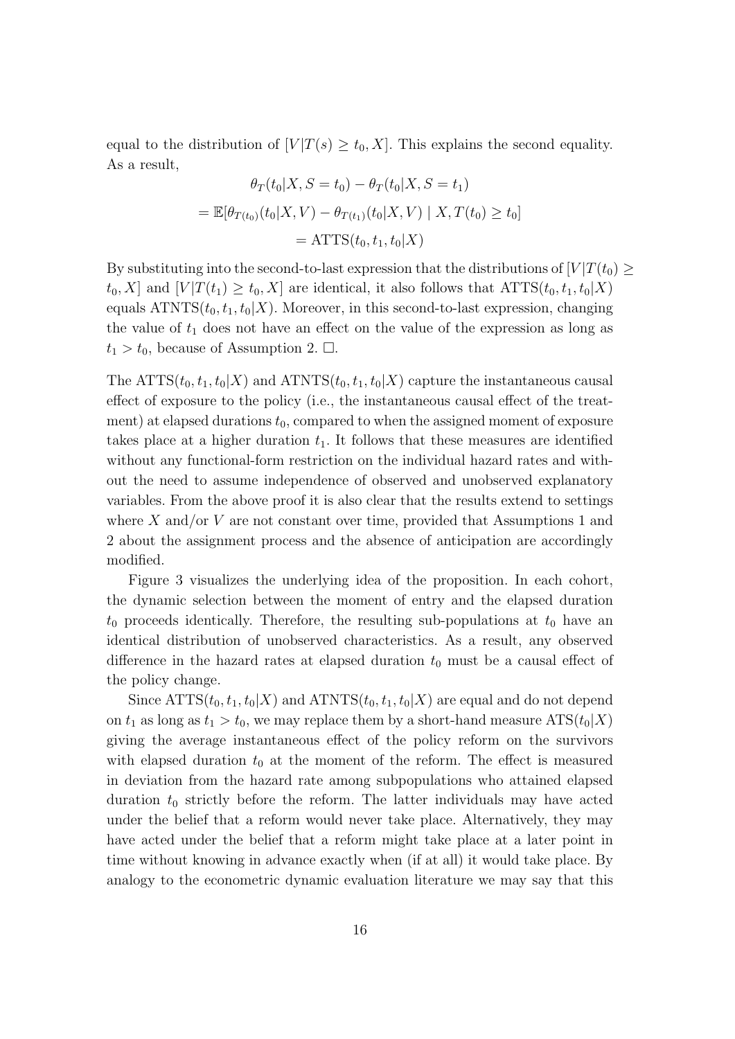equal to the distribution of $[V|T(s) \geq t_0, X]$. This explains the second equality. As a result,

$$\begin{aligned}
&\theta_T(t_0|X, S = t_0) - \theta_T(t_0|X, S = t_1) \\
&= \mathbb{E}[\theta_{T(t_0)}(t_0|X, V) - \theta_{T(t_1)}(t_0|X, V) \mid X, T(t_0) \geq t_0] \\
&= \text{ATTS}(t_0, t_1, t_0|X)
\end{aligned}$$

By substituting into the second-to-last expression that the distributions of $[V|T(t_0) \geq t_0, X]$ and $[V|T(t_1) \geq t_0, X]$ are identical, it also follows that $\text{ATTS}(t_0, t_1, t_0|X)$ equals $\text{ATNTS}(t_0, t_1, t_0|X)$. Moreover, in this second-to-last expression, changing the value of $t_1$ does not have an effect on the value of the expression as long as $t_1 > t_0$, because of Assumption 2. $\square$.

The $\text{ATTS}(t_0, t_1, t_0|X)$ and $\text{ATNTS}(t_0, t_1, t_0|X)$ capture the instantaneous causal effect of exposure to the policy (i.e., the instantaneous causal effect of the treatment) at elapsed durations $t_0$, compared to when the assigned moment of exposure takes place at a higher duration $t_1$. It follows that these measures are identified without any functional-form restriction on the individual hazard rates and without the need to assume independence of observed and unobserved explanatory variables. From the above proof it is also clear that the results extend to settings where $X$ and/or $V$ are not constant over time, provided that Assumptions 1 and 2 about the assignment process and the absence of anticipation are accordingly modified.

Figure 3 visualizes the underlying idea of the proposition. In each cohort, the dynamic selection between the moment of entry and the elapsed duration $t_0$ proceeds identically. Therefore, the resulting sub-populations at $t_0$ have an identical distribution of unobserved characteristics. As a result, any observed difference in the hazard rates at elapsed duration $t_0$ must be a causal effect of the policy change.

Since $\text{ATTS}(t_0, t_1, t_0|X)$ and $\text{ATNTS}(t_0, t_1, t_0|X)$ are equal and do not depend on $t_1$ as long as $t_1 > t_0$, we may replace them by a short-hand measure $\text{ATS}(t_0|X)$ giving the average instantaneous effect of the policy reform on the survivors with elapsed duration $t_0$ at the moment of the reform. The effect is measured in deviation from the hazard rate among subpopulations who attained elapsed duration $t_0$ strictly before the reform. The latter individuals may have acted under the belief that a reform would never take place. Alternatively, they may have acted under the belief that a reform might take place at a later point in time without knowing in advance exactly when (if at all) it would take place. By analogy to the econometric dynamic evaluation literature we may say that this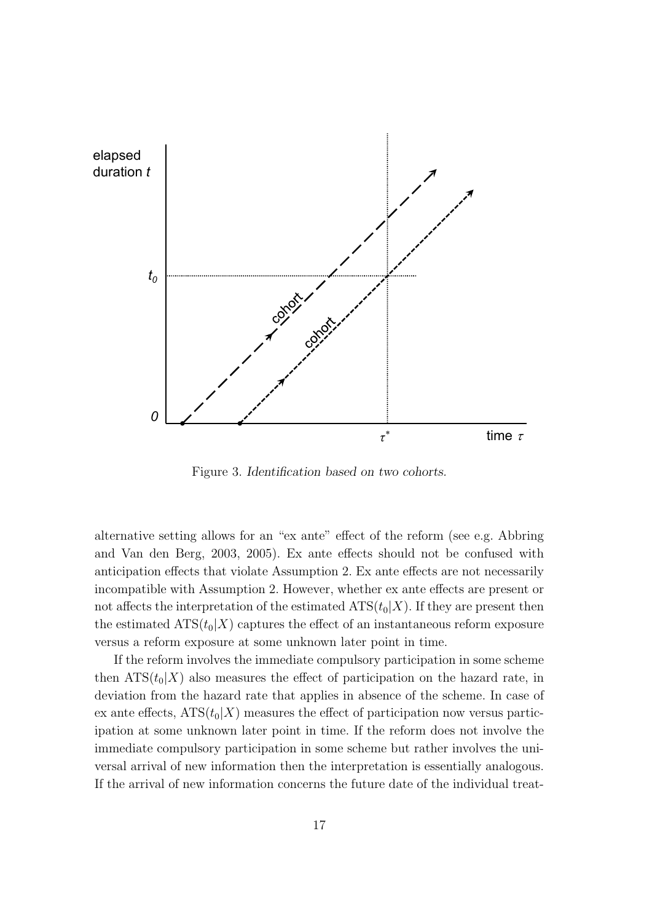Figure 3. *Identification based on two cohorts.*

alternative setting allows for an "ex ante" effect of the reform (see e.g. Abbring and Van den Berg, 2003, 2005). Ex ante effects should not be confused with anticipation effects that violate Assumption 2. Ex ante effects are not necessarily incompatible with Assumption 2. However, whether ex ante effects are present or not affects the interpretation of the estimated $\text{ATS}(t_0|X)$. If they are present then the estimated $\text{ATS}(t_0|X)$ captures the effect of an instantaneous reform exposure versus a reform exposure at some unknown later point in time.

If the reform involves the immediate compulsory participation in some scheme then $\text{ATS}(t_0|X)$ also measures the effect of participation on the hazard rate, in deviation from the hazard rate that applies in absence of the scheme. In case of ex ante effects, $\text{ATS}(t_0|X)$ measures the effect of participation now versus participation at some unknown later point in time. If the reform does not involve the immediate compulsory participation in some scheme but rather involves the universal arrival of new information then the interpretation is essentially analogous. If the arrival of new information concerns the future date of the individual treat-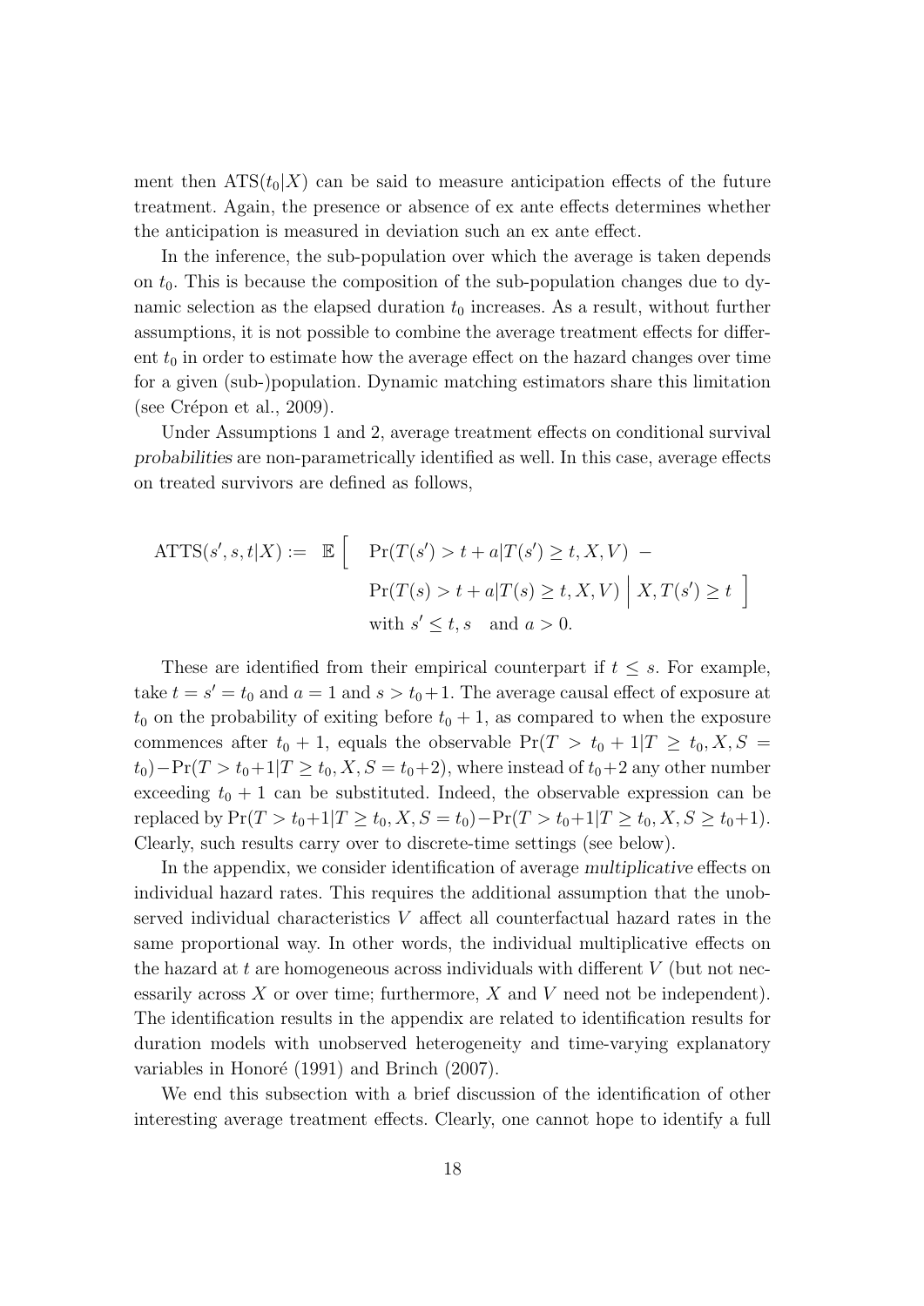ment then $\text{ATS}(t_0|X)$ can be said to measure anticipation effects of the future treatment. Again, the presence or absence of ex ante effects determines whether the anticipation is measured in deviation such an ex ante effect.

In the inference, the sub-population over which the average is taken depends on $t_0$. This is because the composition of the sub-population changes due to dynamic selection as the elapsed duration $t_0$ increases. As a result, without further assumptions, it is not possible to combine the average treatment effects for different $t_0$ in order to estimate how the average effect on the hazard changes over time for a given (sub-)population. Dynamic matching estimators share this limitation (see Crépon et al., 2009).

Under Assumptions 1 and 2, average treatment effects on conditional survival *probabilities* are non-parametrically identified as well. In this case, average effects on treated survivors are defined as follows,

$$
\begin{aligned}
\text{ATTS}(s', s, t|X) := \ \mathbb{E}\Big[ \quad & \Pr(T(s') > t + a | T(s') \geq t, X, V) \ - \\
& \Pr(T(s) > t + a | T(s) \geq t, X, V) \ \Big| \ X, T(s') \geq t \ \Big] \\
& \text{with } s' \leq t, s \quad \text{and } a > 0.
\end{aligned}
$$

These are identified from their empirical counterpart if $t \leq s$. For example, take $t = s' = t_0$ and $a = 1$ and $s > t_0 + 1$. The average causal effect of exposure at $t_0$ on the probability of exiting before $t_0 + 1$, as compared to when the exposure commences after $t_0 + 1$, equals the observable $\Pr(T > t_0 + 1 | T \geq t_0, X, S = t_0) - \Pr(T > t_0 + 1 | T \geq t_0, X, S = t_0 + 2)$, where instead of $t_0 + 2$ any other number exceeding $t_0 + 1$ can be substituted. Indeed, the observable expression can be replaced by $\Pr(T > t_0 + 1 | T \geq t_0, X, S = t_0) - \Pr(T > t_0 + 1 | T \geq t_0, X, S \geq t_0 + 1)$. Clearly, such results carry over to discrete-time settings (see below).

In the appendix, we consider identification of average *multiplicative* effects on individual hazard rates. This requires the additional assumption that the unobserved individual characteristics $V$ affect all counterfactual hazard rates in the same proportional way. In other words, the individual multiplicative effects on the hazard at $t$ are homogeneous across individuals with different $V$ (but not necessarily across $X$ or over time; furthermore, $X$ and $V$ need not be independent). The identification results in the appendix are related to identification results for duration models with unobserved heterogeneity and time-varying explanatory variables in Honoré (1991) and Brinch (2007).

We end this subsection with a brief discussion of the identification of other interesting average treatment effects. Clearly, one cannot hope to identify a full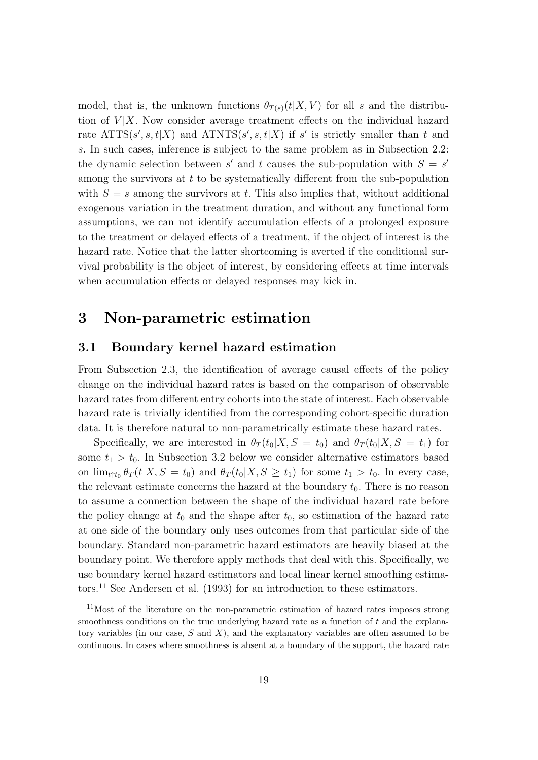model, that is, the unknown functions $\theta_{T(s)}(t|X, V)$ for all $s$ and the distribution of $V|X$. Now consider average treatment effects on the individual hazard rate $\text{ATTS}(s', s, t|X)$ and $\text{ATNTS}(s', s, t|X)$ if $s'$ is strictly smaller than $t$ and $s$. In such cases, inference is subject to the same problem as in Subsection 2.2: the dynamic selection between $s'$ and $t$ causes the sub-population with $S = s'$ among the survivors at $t$ to be systematically different from the sub-population with $S = s$ among the survivors at $t$. This also implies that, without additional exogenous variation in the treatment duration, and without any functional form assumptions, we can not identify accumulation effects of a prolonged exposure to the treatment or delayed effects of a treatment, if the object of interest is the hazard rate. Notice that the latter shortcoming is averted if the conditional survival probability is the object of interest, by considering effects at time intervals when accumulation effects or delayed responses may kick in.

# 3 Non-parametric estimation

## 3.1 Boundary kernel hazard estimation

From Subsection 2.3, the identification of average causal effects of the policy change on the individual hazard rates is based on the comparison of observable hazard rates from different entry cohorts into the state of interest. Each observable hazard rate is trivially identified from the corresponding cohort-specific duration data. It is therefore natural to non-parametrically estimate these hazard rates.

Specifically, we are interested in $\theta_T(t_0|X, S = t_0)$ and $\theta_T(t_0|X, S = t_1)$ for some $t_1 > t_0$. In Subsection 3.2 below we consider alternative estimators based on $\lim_{t \uparrow t_0} \theta_T(t|X, S = t_0)$ and $\theta_T(t_0|X, S \geq t_1)$ for some $t_1 > t_0$. In every case, the relevant estimate concerns the hazard at the boundary $t_0$. There is no reason to assume a connection between the shape of the individual hazard rate before the policy change at $t_0$ and the shape after $t_0$, so estimation of the hazard rate at one side of the boundary only uses outcomes from that particular side of the boundary. Standard non-parametric hazard estimators are heavily biased at the boundary point. We therefore apply methods that deal with this. Specifically, we use boundary kernel hazard estimators and local linear kernel smoothing estimators.[11] See Andersen et al. (1993) for an introduction to these estimators.

[11] Most of the literature on the non-parametric estimation of hazard rates imposes strong smoothness conditions on the true underlying hazard rate as a function of $t$ and the explanatory variables (in our case, $S$ and $X$), and the explanatory variables are often assumed to be continuous. In cases where smoothness is absent at a boundary of the support, the hazard rate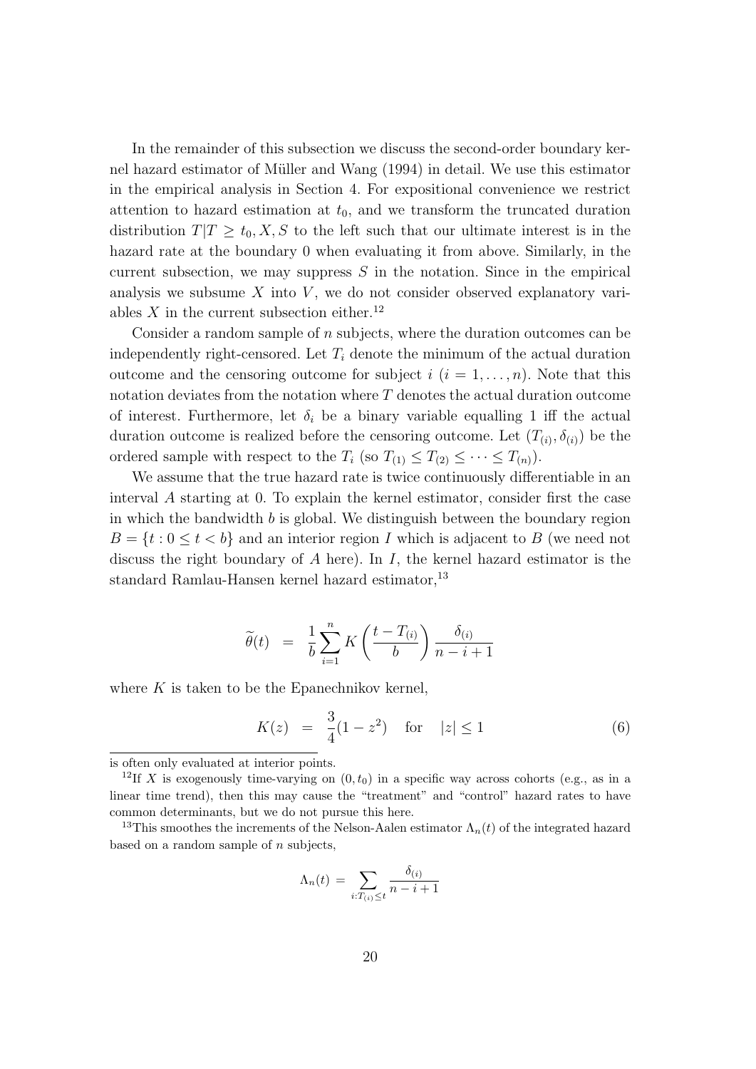In the remainder of this subsection we discuss the second-order boundary kernel hazard estimator of Müller and Wang (1994) in detail. We use this estimator in the empirical analysis in Section 4. For expositional convenience we restrict attention to hazard estimation at $t_0$, and we transform the truncated duration distribution $T|T \geq t_0, X, S$ to the left such that our ultimate interest is in the hazard rate at the boundary 0 when evaluating it from above. Similarly, in the current subsection, we may suppress $S$ in the notation. Since in the empirical analysis we subsume $X$ into $V$, we do not consider observed explanatory variables $X$ in the current subsection either.[12]

Consider a random sample of $n$ subjects, where the duration outcomes can be independently right-censored. Let $T_i$ denote the minimum of the actual duration outcome and the censoring outcome for subject $i$ ($i = 1, \ldots, n$). Note that this notation deviates from the notation where $T$ denotes the actual duration outcome of interest. Furthermore, let $\delta_i$ be a binary variable equalling 1 iff the actual duration outcome is realized before the censoring outcome. Let $(T_{(i)}, \delta_{(i)})$ be the ordered sample with respect to the $T_i$ (so $T_{(1)} \leq T_{(2)} \leq \cdots \leq T_{(n)}$).

We assume that the true hazard rate is twice continuously differentiable in an interval $A$ starting at 0. To explain the kernel estimator, consider first the case in which the bandwidth $b$ is global. We distinguish between the boundary region $B = \{t : 0 \leq t < b\}$ and an interior region $I$ which is adjacent to $B$ (we need not discuss the right boundary of $A$ here). In $I$, the kernel hazard estimator is the standard Ramlau-Hansen kernel hazard estimator,[13]

$$\widetilde{\theta}(t) \;\; = \;\; \frac{1}{b} \sum_{i=1}^{n} K\left(\frac{t - T_{(i)}}{b}\right) \frac{\delta_{(i)}}{n - i + 1}$$

where $K$ is taken to be the Epanechnikov kernel,

$$K(z) \;\; = \;\; \frac{3}{4}(1 - z^2) \quad \text{for} \quad |z| \leq 1 \tag{6}$$

---

is often only evaluated at interior points.

[12] If $X$ is exogenously time-varying on $(0, t_0)$ in a specific way across cohorts (e.g., as in a linear time trend), then this may cause the "treatment" and "control" hazard rates to have common determinants, but we do not pursue this here.

[13] This smoothes the increments of the Nelson-Aalen estimator $\Lambda_n(t)$ of the integrated hazard based on a random sample of $n$ subjects,

$$\Lambda_n(t) \; = \; \sum_{i:T_{(i)} \leq t} \frac{\delta_{(i)}}{n - i + 1}$$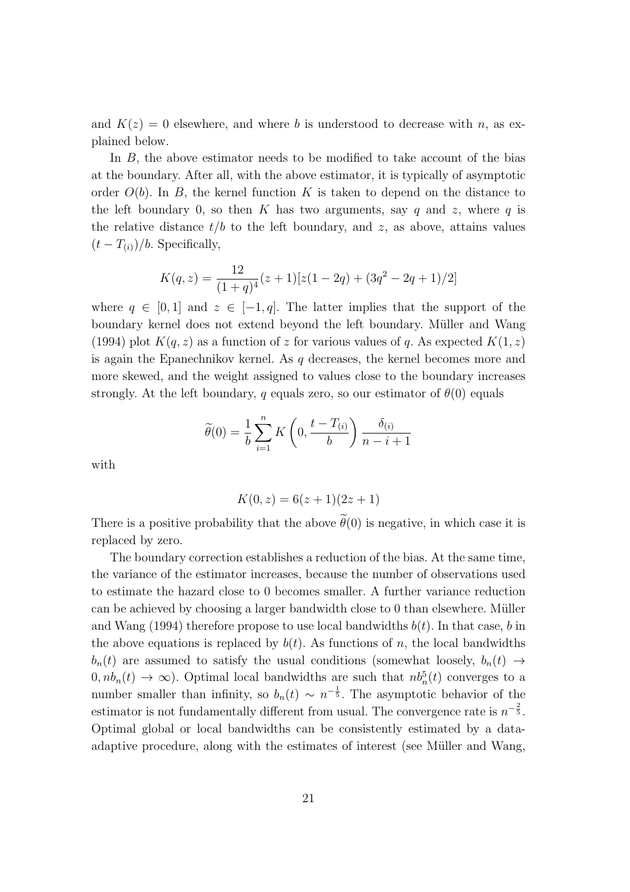and $K(z) = 0$ elsewhere, and where $b$ is understood to decrease with $n$, as explained below.

In $B$, the above estimator needs to be modified to take account of the bias at the boundary. After all, with the above estimator, it is typically of asymptotic order $O(b)$. In $B$, the kernel function $K$ is taken to depend on the distance to the left boundary 0, so then $K$ has two arguments, say $q$ and $z$, where $q$ is the relative distance $t/b$ to the left boundary, and $z$, as above, attains values $(t - T_{(i)})/b$. Specifically,

$$K(q, z) = \frac{12}{(1+q)^4}(z+1)[z(1-2q) + (3q^2 - 2q + 1)/2]$$

where $q \in [0, 1]$ and $z \in [-1, q]$. The latter implies that the support of the boundary kernel does not extend beyond the left boundary. Müller and Wang (1994) plot $K(q, z)$ as a function of $z$ for various values of $q$. As expected $K(1, z)$ is again the Epanechnikov kernel. As $q$ decreases, the kernel becomes more and more skewed, and the weight assigned to values close to the boundary increases strongly. At the left boundary, $q$ equals zero, so our estimator of $\theta(0)$ equals

$$\widetilde{\theta}(0) = \frac{1}{b}\sum_{i=1}^{n} K\left(0, \frac{t - T_{(i)}}{b}\right)\frac{\delta_{(i)}}{n - i + 1}$$

with

$$K(0, z) = 6(z+1)(2z+1)$$

There is a positive probability that the above $\widetilde{\theta}(0)$ is negative, in which case it is replaced by zero.

The boundary correction establishes a reduction of the bias. At the same time, the variance of the estimator increases, because the number of observations used to estimate the hazard close to 0 becomes smaller. A further variance reduction can be achieved by choosing a larger bandwidth close to 0 than elsewhere. Müller and Wang (1994) therefore propose to use local bandwidths $b(t)$. In that case, $b$ in the above equations is replaced by $b(t)$. As functions of $n$, the local bandwidths $b_n(t)$ are assumed to satisfy the usual conditions (somewhat loosely, $b_n(t) \to 0, nb_n(t) \to \infty$). Optimal local bandwidths are such that $nb_n^5(t)$ converges to a number smaller than infinity, so $b_n(t) \sim n^{-\frac{1}{5}}$. The asymptotic behavior of the estimator is not fundamentally different from usual. The convergence rate is $n^{-\frac{2}{5}}$. Optimal global or local bandwidths can be consistently estimated by a data-adaptive procedure, along with the estimates of interest (see Müller and Wang,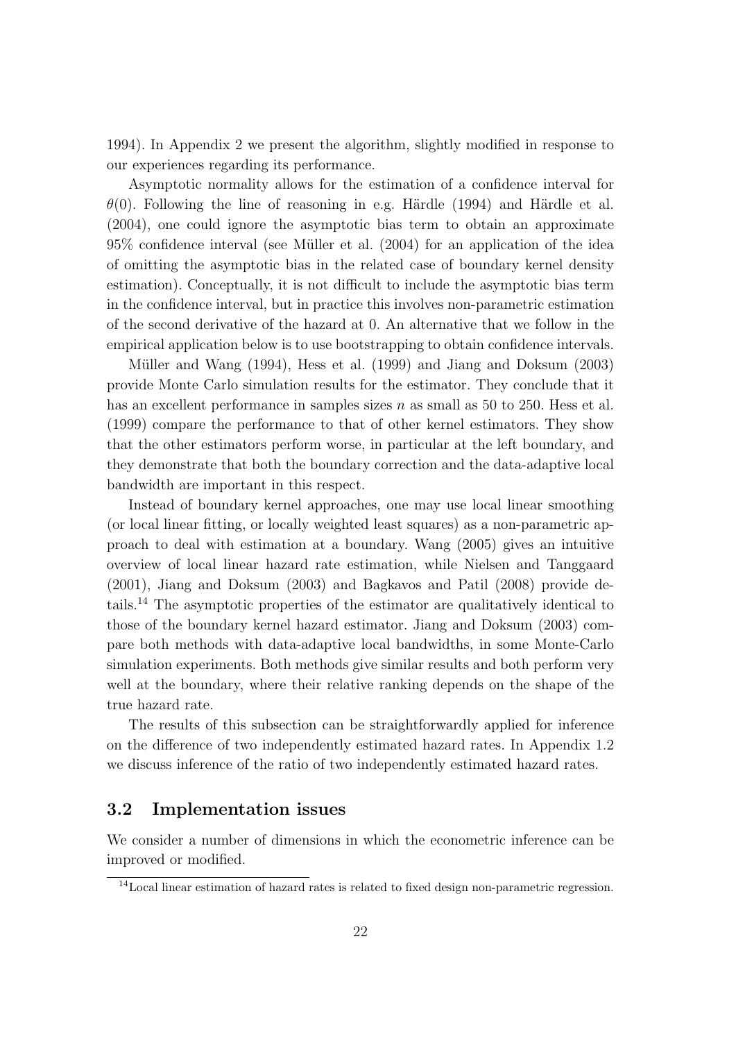1994). In Appendix 2 we present the algorithm, slightly modified in response to our experiences regarding its performance.

Asymptotic normality allows for the estimation of a confidence interval for $\theta(0)$. Following the line of reasoning in e.g. Härdle (1994) and Härdle et al. (2004), one could ignore the asymptotic bias term to obtain an approximate 95% confidence interval (see Müller et al. (2004) for an application of the idea of omitting the asymptotic bias in the related case of boundary kernel density estimation). Conceptually, it is not difficult to include the asymptotic bias term in the confidence interval, but in practice this involves non-parametric estimation of the second derivative of the hazard at 0. An alternative that we follow in the empirical application below is to use bootstrapping to obtain confidence intervals.

Müller and Wang (1994), Hess et al. (1999) and Jiang and Doksum (2003) provide Monte Carlo simulation results for the estimator. They conclude that it has an excellent performance in samples sizes $n$ as small as 50 to 250. Hess et al. (1999) compare the performance to that of other kernel estimators. They show that the other estimators perform worse, in particular at the left boundary, and they demonstrate that both the boundary correction and the data-adaptive local bandwidth are important in this respect.

Instead of boundary kernel approaches, one may use local linear smoothing (or local linear fitting, or locally weighted least squares) as a non-parametric approach to deal with estimation at a boundary. Wang (2005) gives an intuitive overview of local linear hazard rate estimation, while Nielsen and Tanggaard (2001), Jiang and Doksum (2003) and Bagkavos and Patil (2008) provide details.[14] The asymptotic properties of the estimator are qualitatively identical to those of the boundary kernel hazard estimator. Jiang and Doksum (2003) compare both methods with data-adaptive local bandwidths, in some Monte-Carlo simulation experiments. Both methods give similar results and both perform very well at the boundary, where their relative ranking depends on the shape of the true hazard rate.

The results of this subsection can be straightforwardly applied for inference on the difference of two independently estimated hazard rates. In Appendix 1.2 we discuss inference of the ratio of two independently estimated hazard rates.

### 3.2 Implementation issues

We consider a number of dimensions in which the econometric inference can be improved or modified.

[14] Local linear estimation of hazard rates is related to fixed design non-parametric regression.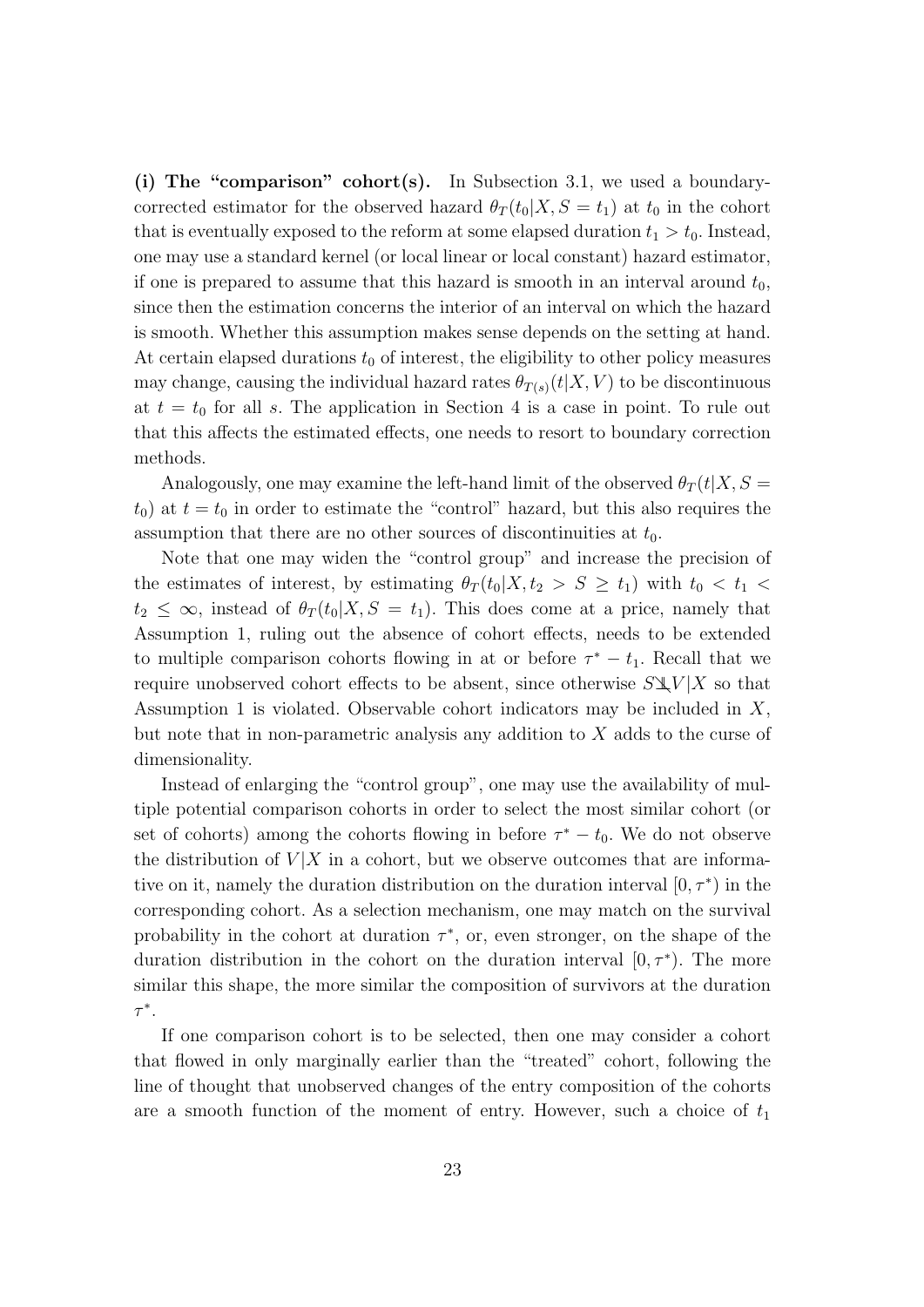**(i) The "comparison" cohort(s).** In Subsection 3.1, we used a boundary-corrected estimator for the observed hazard $\theta_T(t_0|X, S = t_1)$ at $t_0$ in the cohort that is eventually exposed to the reform at some elapsed duration $t_1 > t_0$. Instead, one may use a standard kernel (or local linear or local constant) hazard estimator, if one is prepared to assume that this hazard is smooth in an interval around $t_0$, since then the estimation concerns the interior of an interval on which the hazard is smooth. Whether this assumption makes sense depends on the setting at hand. At certain elapsed durations $t_0$ of interest, the eligibility to other policy measures may change, causing the individual hazard rates $\theta_{T(s)}(t|X, V)$ to be discontinuous at $t = t_0$ for all $s$. The application in Section 4 is a case in point. To rule out that this affects the estimated effects, one needs to resort to boundary correction methods.

Analogously, one may examine the left-hand limit of the observed $\theta_T(t|X, S = t_0)$ at $t = t_0$ in order to estimate the "control" hazard, but this also requires the assumption that there are no other sources of discontinuities at $t_0$.

Note that one may widen the "control group" and increase the precision of the estimates of interest, by estimating $\theta_T(t_0|X, t_2 > S \geq t_1)$ with $t_0 < t_1 < t_2 \leq \infty$, instead of $\theta_T(t_0|X, S = t_1)$. This does come at a price, namely that Assumption 1, ruling out the absence of cohort effects, needs to be extended to multiple comparison cohorts flowing in at or before $\tau^* - t_1$. Recall that we require unobserved cohort effects to be absent, since otherwise $S \not\perp\!\!\!\perp V|X$ so that Assumption 1 is violated. Observable cohort indicators may be included in $X$, but note that in non-parametric analysis any addition to $X$ adds to the curse of dimensionality.

Instead of enlarging the "control group", one may use the availability of multiple potential comparison cohorts in order to select the most similar cohort (or set of cohorts) among the cohorts flowing in before $\tau^* - t_0$. We do not observe the distribution of $V|X$ in a cohort, but we observe outcomes that are informative on it, namely the duration distribution on the duration interval $[0, \tau^*)$ in the corresponding cohort. As a selection mechanism, one may match on the survival probability in the cohort at duration $\tau^*$, or, even stronger, on the shape of the duration distribution in the cohort on the duration interval $[0, \tau^*)$. The more similar this shape, the more similar the composition of survivors at the duration $\tau^*$.

If one comparison cohort is to be selected, then one may consider a cohort that flowed in only marginally earlier than the "treated" cohort, following the line of thought that unobserved changes of the entry composition of the cohorts are a smooth function of the moment of entry. However, such a choice of $t_1$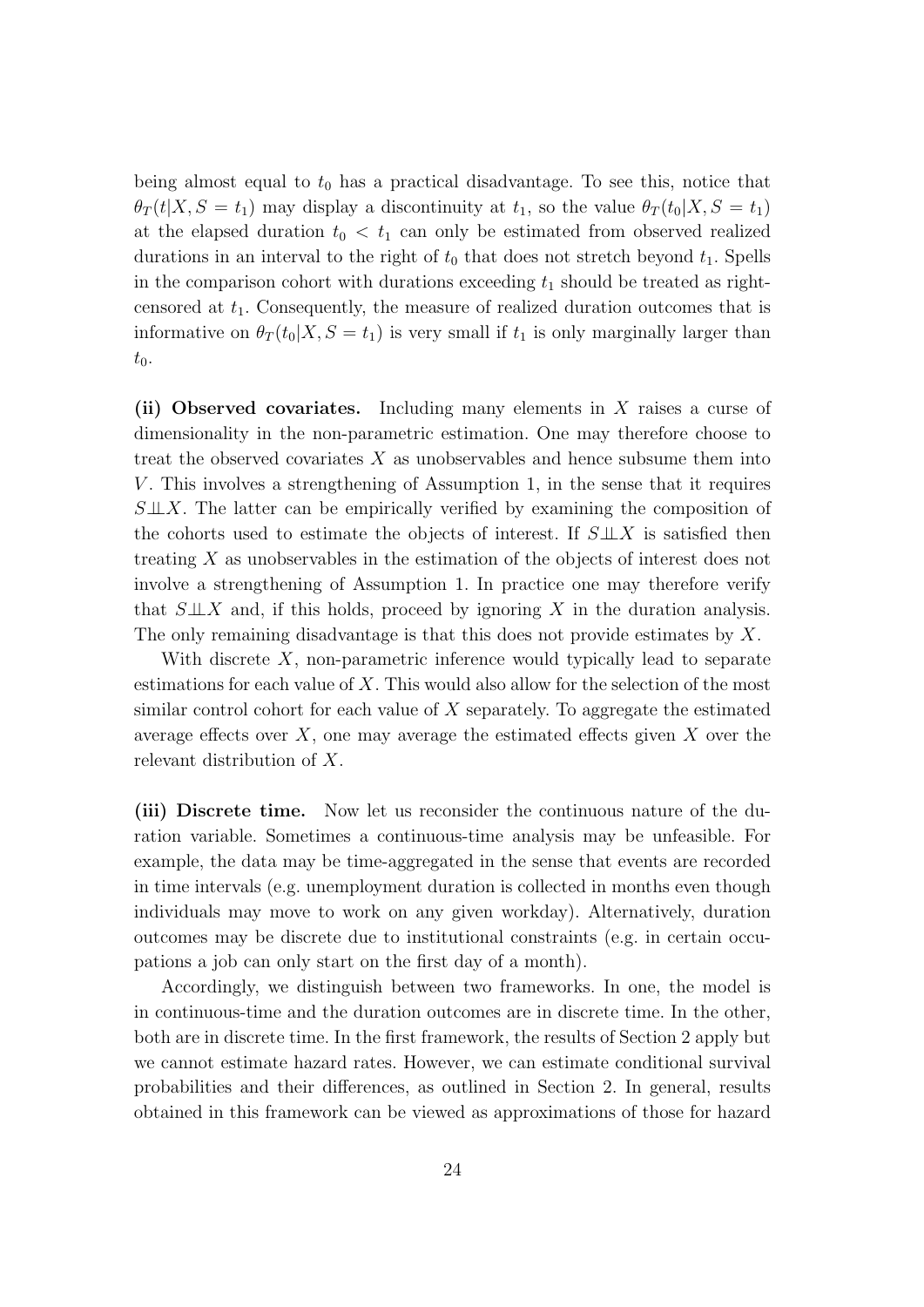being almost equal to $t_0$ has a practical disadvantage. To see this, notice that $\theta_T(t|X, S = t_1)$ may display a discontinuity at $t_1$, so the value $\theta_T(t_0|X, S = t_1)$ at the elapsed duration $t_0 < t_1$ can only be estimated from observed realized durations in an interval to the right of $t_0$ that does not stretch beyond $t_1$. Spells in the comparison cohort with durations exceeding $t_1$ should be treated as right-censored at $t_1$. Consequently, the measure of realized duration outcomes that is informative on $\theta_T(t_0|X, S = t_1)$ is very small if $t_1$ is only marginally larger than $t_0$.

**(ii) Observed covariates.** Including many elements in $X$ raises a curse of dimensionality in the non-parametric estimation. One may therefore choose to treat the observed covariates $X$ as unobservables and hence subsume them into $V$. This involves a strengthening of Assumption 1, in the sense that it requires $S \perp\!\!\!\perp X$. The latter can be empirically verified by examining the composition of the cohorts used to estimate the objects of interest. If $S \perp\!\!\!\perp X$ is satisfied then treating $X$ as unobservables in the estimation of the objects of interest does not involve a strengthening of Assumption 1. In practice one may therefore verify that $S \perp\!\!\!\perp X$ and, if this holds, proceed by ignoring $X$ in the duration analysis. The only remaining disadvantage is that this does not provide estimates by $X$.

With discrete $X$, non-parametric inference would typically lead to separate estimations for each value of $X$. This would also allow for the selection of the most similar control cohort for each value of $X$ separately. To aggregate the estimated average effects over $X$, one may average the estimated effects given $X$ over the relevant distribution of $X$.

**(iii) Discrete time.** Now let us reconsider the continuous nature of the duration variable. Sometimes a continuous-time analysis may be unfeasible. For example, the data may be time-aggregated in the sense that events are recorded in time intervals (e.g. unemployment duration is collected in months even though individuals may move to work on any given workday). Alternatively, duration outcomes may be discrete due to institutional constraints (e.g. in certain occupations a job can only start on the first day of a month).

Accordingly, we distinguish between two frameworks. In one, the model is in continuous-time and the duration outcomes are in discrete time. In the other, both are in discrete time. In the first framework, the results of Section 2 apply but we cannot estimate hazard rates. However, we can estimate conditional survival probabilities and their differences, as outlined in Section 2. In general, results obtained in this framework can be viewed as approximations of those for hazard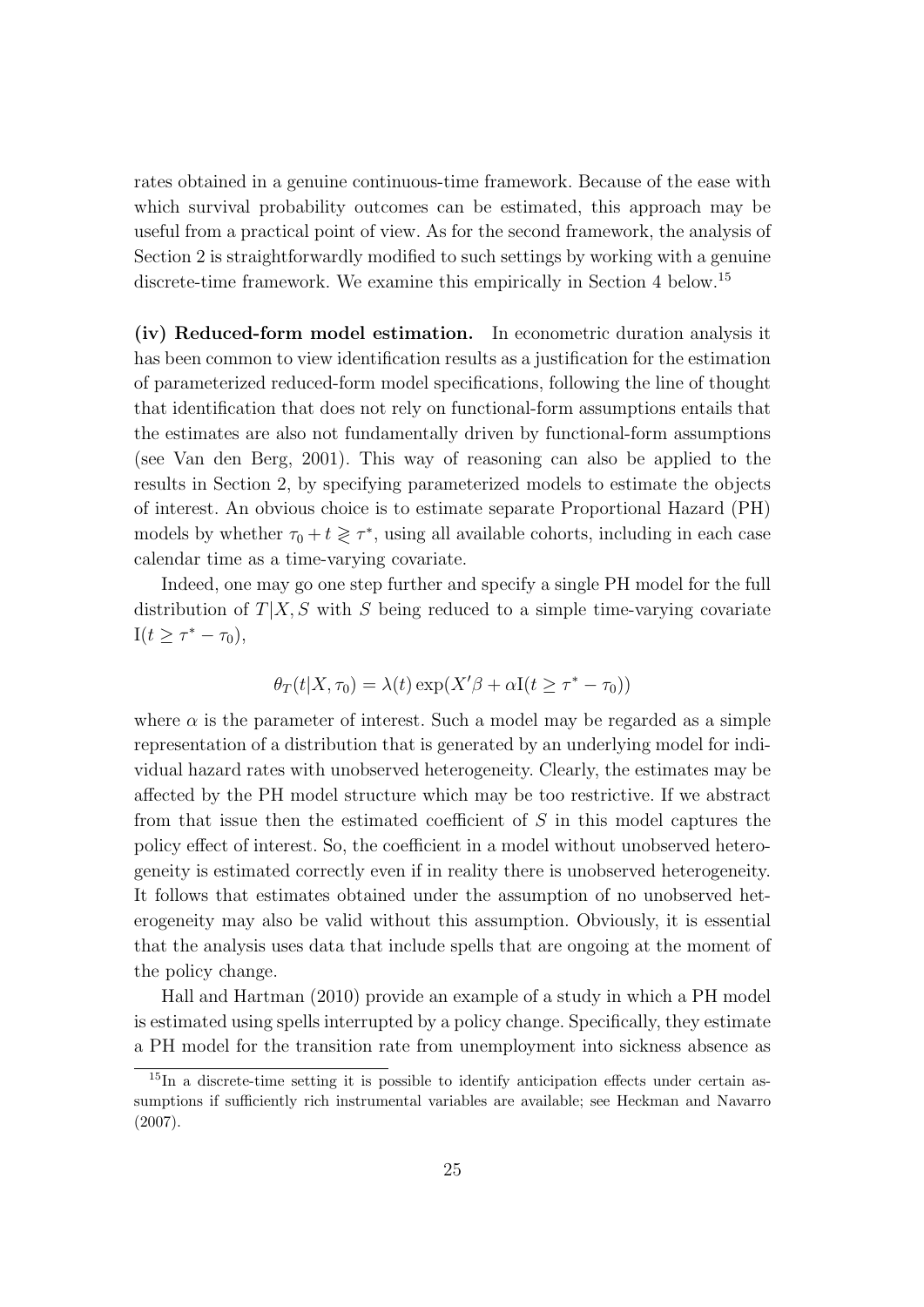rates obtained in a genuine continuous-time framework. Because of the ease with which survival probability outcomes can be estimated, this approach may be useful from a practical point of view. As for the second framework, the analysis of Section 2 is straightforwardly modified to such settings by working with a genuine discrete-time framework. We examine this empirically in Section 4 below.[15]

**(iv) Reduced-form model estimation.** In econometric duration analysis it has been common to view identification results as a justification for the estimation of parameterized reduced-form model specifications, following the line of thought that identification that does not rely on functional-form assumptions entails that the estimates are also not fundamentally driven by functional-form assumptions (see Van den Berg, 2001). This way of reasoning can also be applied to the results in Section 2, by specifying parameterized models to estimate the objects of interest. An obvious choice is to estimate separate Proportional Hazard (PH) models by whether $\tau_0 + t \gtrless \tau^*$, using all available cohorts, including in each case calendar time as a time-varying covariate.

Indeed, one may go one step further and specify a single PH model for the full distribution of $T|X, S$ with $S$ being reduced to a simple time-varying covariate $\mathrm{I}(t \geq \tau^* - \tau_0)$,

$$\theta_T(t|X, \tau_0) = \lambda(t) \exp(X'\beta + \alpha \mathrm{I}(t \geq \tau^* - \tau_0))$$

where $\alpha$ is the parameter of interest. Such a model may be regarded as a simple representation of a distribution that is generated by an underlying model for individual hazard rates with unobserved heterogeneity. Clearly, the estimates may be affected by the PH model structure which may be too restrictive. If we abstract from that issue then the estimated coefficient of $S$ in this model captures the policy effect of interest. So, the coefficient in a model without unobserved heterogeneity is estimated correctly even if in reality there is unobserved heterogeneity. It follows that estimates obtained under the assumption of no unobserved heterogeneity may also be valid without this assumption. Obviously, it is essential that the analysis uses data that include spells that are ongoing at the moment of the policy change.

Hall and Hartman (2010) provide an example of a study in which a PH model is estimated using spells interrupted by a policy change. Specifically, they estimate a PH model for the transition rate from unemployment into sickness absence as

[15] In a discrete-time setting it is possible to identify anticipation effects under certain assumptions if sufficiently rich instrumental variables are available; see Heckman and Navarro (2007).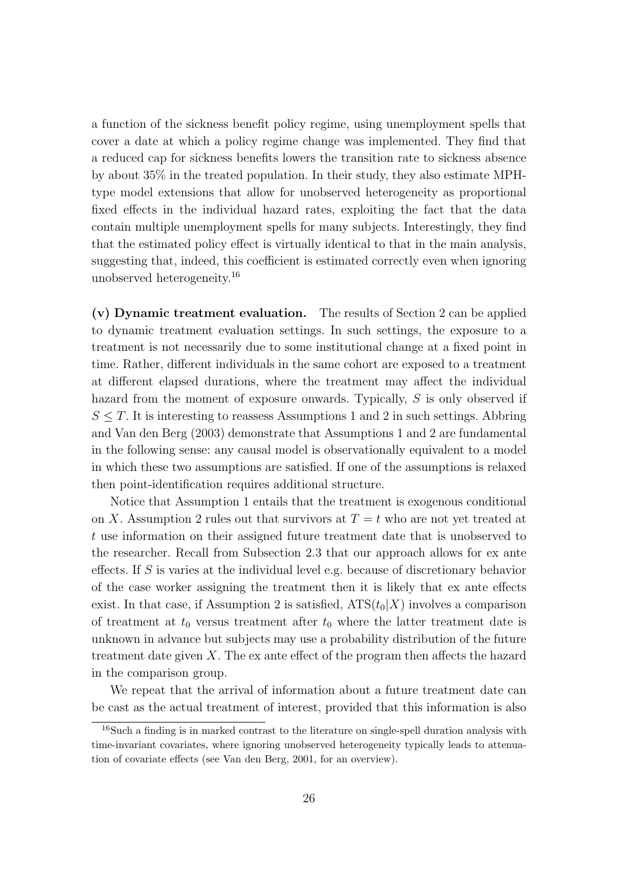a function of the sickness benefit policy regime, using unemployment spells that cover a date at which a policy regime change was implemented. They find that a reduced cap for sickness benefits lowers the transition rate to sickness absence by about 35% in the treated population. In their study, they also estimate MPH-type model extensions that allow for unobserved heterogeneity as proportional fixed effects in the individual hazard rates, exploiting the fact that the data contain multiple unemployment spells for many subjects. Interestingly, they find that the estimated policy effect is virtually identical to that in the main analysis, suggesting that, indeed, this coefficient is estimated correctly even when ignoring unobserved heterogeneity.[16]

**(v) Dynamic treatment evaluation.** The results of Section 2 can be applied to dynamic treatment evaluation settings. In such settings, the exposure to a treatment is not necessarily due to some institutional change at a fixed point in time. Rather, different individuals in the same cohort are exposed to a treatment at different elapsed durations, where the treatment may affect the individual hazard from the moment of exposure onwards. Typically, $S$ is only observed if $S \leq T$. It is interesting to reassess Assumptions 1 and 2 in such settings. Abbring and Van den Berg (2003) demonstrate that Assumptions 1 and 2 are fundamental in the following sense: any causal model is observationally equivalent to a model in which these two assumptions are satisfied. If one of the assumptions is relaxed then point-identification requires additional structure.

Notice that Assumption 1 entails that the treatment is exogenous conditional on $X$. Assumption 2 rules out that survivors at $T = t$ who are not yet treated at $t$ use information on their assigned future treatment date that is unobserved to the researcher. Recall from Subsection 2.3 that our approach allows for ex ante effects. If $S$ is varies at the individual level e.g. because of discretionary behavior of the case worker assigning the treatment then it is likely that ex ante effects exist. In that case, if Assumption 2 is satisfied, $\text{ATS}(t_0|X)$ involves a comparison of treatment at $t_0$ versus treatment after $t_0$ where the latter treatment date is unknown in advance but subjects may use a probability distribution of the future treatment date given $X$. The ex ante effect of the program then affects the hazard in the comparison group.

We repeat that the arrival of information about a future treatment date can be cast as the actual treatment of interest, provided that this information is also

[16]Such a finding is in marked contrast to the literature on single-spell duration analysis with time-invariant covariates, where ignoring unobserved heterogeneity typically leads to attenuation of covariate effects (see Van den Berg, 2001, for an overview).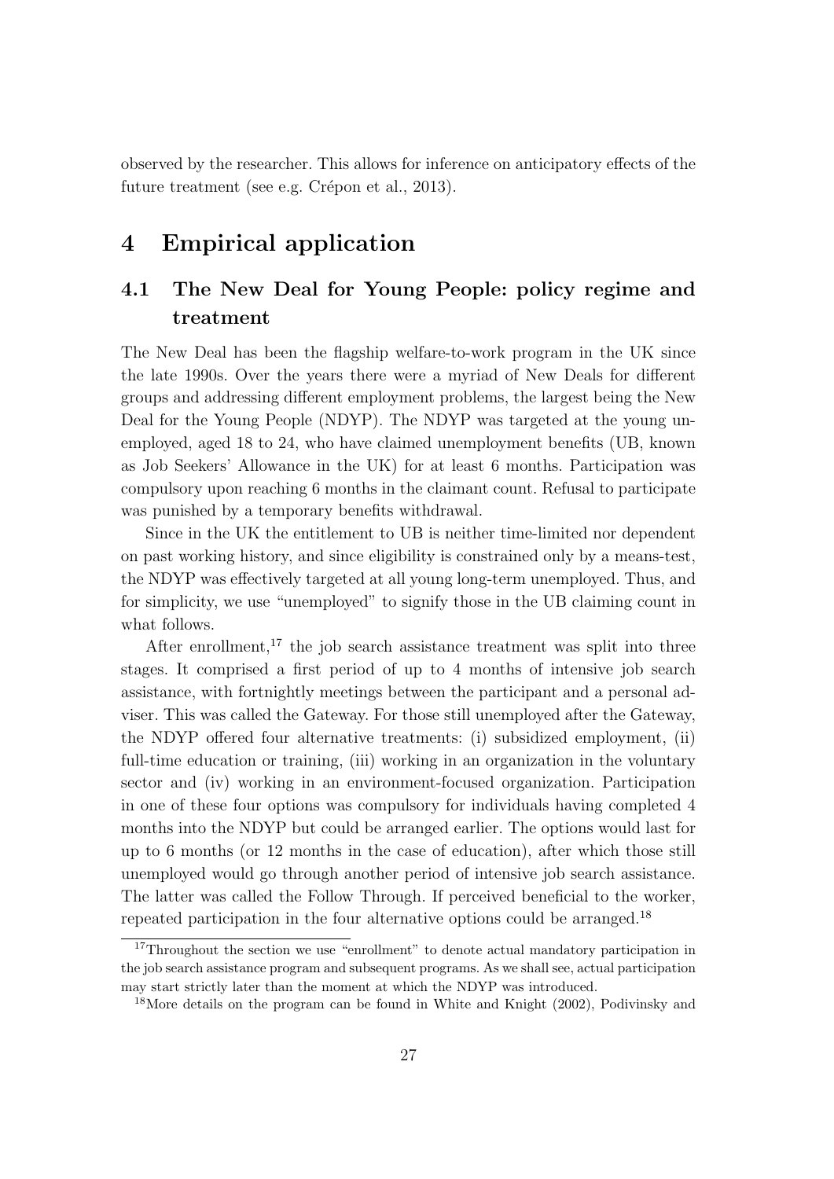observed by the researcher. This allows for inference on anticipatory effects of the future treatment (see e.g. Crépon et al., 2013).

# 4 Empirical application

## 4.1 The New Deal for Young People: policy regime and treatment

The New Deal has been the flagship welfare-to-work program in the UK since the late 1990s. Over the years there were a myriad of New Deals for different groups and addressing different employment problems, the largest being the New Deal for the Young People (NDYP). The NDYP was targeted at the young unemployed, aged 18 to 24, who have claimed unemployment benefits (UB, known as Job Seekers' Allowance in the UK) for at least 6 months. Participation was compulsory upon reaching 6 months in the claimant count. Refusal to participate was punished by a temporary benefits withdrawal.

Since in the UK the entitlement to UB is neither time-limited nor dependent on past working history, and since eligibility is constrained only by a means-test, the NDYP was effectively targeted at all young long-term unemployed. Thus, and for simplicity, we use "unemployed" to signify those in the UB claiming count in what follows.

After enrollment,[17] the job search assistance treatment was split into three stages. It comprised a first period of up to 4 months of intensive job search assistance, with fortnightly meetings between the participant and a personal adviser. This was called the Gateway. For those still unemployed after the Gateway, the NDYP offered four alternative treatments: (i) subsidized employment, (ii) full-time education or training, (iii) working in an organization in the voluntary sector and (iv) working in an environment-focused organization. Participation in one of these four options was compulsory for individuals having completed 4 months into the NDYP but could be arranged earlier. The options would last for up to 6 months (or 12 months in the case of education), after which those still unemployed would go through another period of intensive job search assistance. The latter was called the Follow Through. If perceived beneficial to the worker, repeated participation in the four alternative options could be arranged.[18]

[17] Throughout the section we use "enrollment" to denote actual mandatory participation in the job search assistance program and subsequent programs. As we shall see, actual participation may start strictly later than the moment at which the NDYP was introduced.

[18] More details on the program can be found in White and Knight (2002), Podivinsky and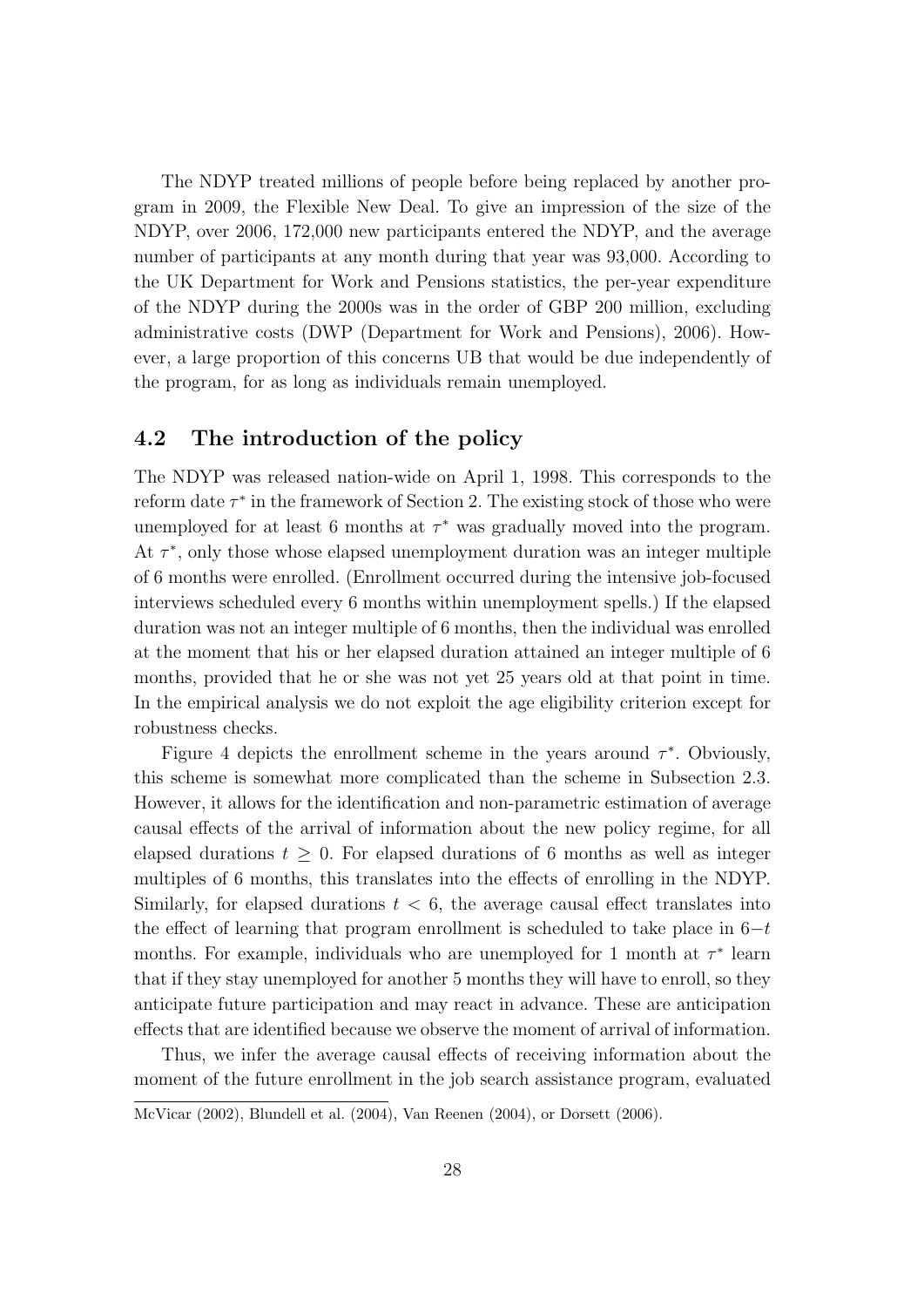The NDYP treated millions of people before being replaced by another program in 2009, the Flexible New Deal. To give an impression of the size of the NDYP, over 2006, 172,000 new participants entered the NDYP, and the average number of participants at any month during that year was 93,000. According to the UK Department for Work and Pensions statistics, the per-year expenditure of the NDYP during the 2000s was in the order of GBP 200 million, excluding administrative costs (DWP (Department for Work and Pensions), 2006). However, a large proportion of this concerns UB that would be due independently of the program, for as long as individuals remain unemployed.

## 4.2 The introduction of the policy

The NDYP was released nation-wide on April 1, 1998. This corresponds to the reform date $\tau^*$ in the framework of Section 2. The existing stock of those who were unemployed for at least 6 months at $\tau^*$ was gradually moved into the program. At $\tau^*$, only those whose elapsed unemployment duration was an integer multiple of 6 months were enrolled. (Enrollment occurred during the intensive job-focused interviews scheduled every 6 months within unemployment spells.) If the elapsed duration was not an integer multiple of 6 months, then the individual was enrolled at the moment that his or her elapsed duration attained an integer multiple of 6 months, provided that he or she was not yet 25 years old at that point in time. In the empirical analysis we do not exploit the age eligibility criterion except for robustness checks.

Figure 4 depicts the enrollment scheme in the years around $\tau^*$. Obviously, this scheme is somewhat more complicated than the scheme in Subsection 2.3. However, it allows for the identification and non-parametric estimation of average causal effects of the arrival of information about the new policy regime, for all elapsed durations $t \geq 0$. For elapsed durations of 6 months as well as integer multiples of 6 months, this translates into the effects of enrolling in the NDYP. Similarly, for elapsed durations $t < 6$, the average causal effect translates into the effect of learning that program enrollment is scheduled to take place in $6-t$ months. For example, individuals who are unemployed for 1 month at $\tau^*$ learn that if they stay unemployed for another 5 months they will have to enroll, so they anticipate future participation and may react in advance. These are anticipation effects that are identified because we observe the moment of arrival of information.

Thus, we infer the average causal effects of receiving information about the moment of the future enrollment in the job search assistance program, evaluated

McVicar (2002), Blundell et al. (2004), Van Reenen (2004), or Dorsett (2006).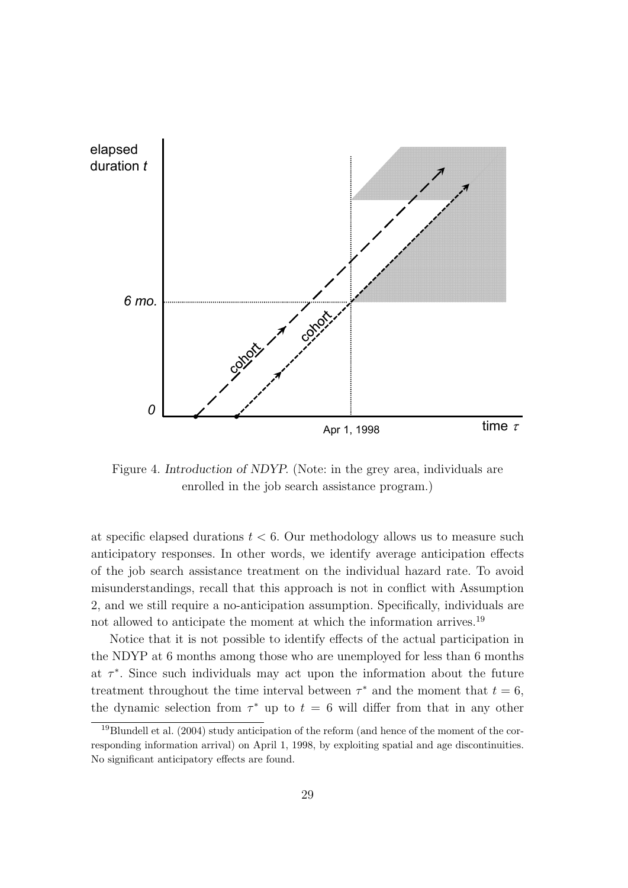Figure 4. *Introduction of NDYP*. (Note: in the grey area, individuals are enrolled in the job search assistance program.)

at specific elapsed durations $t < 6$. Our methodology allows us to measure such anticipatory responses. In other words, we identify average anticipation effects of the job search assistance treatment on the individual hazard rate. To avoid misunderstandings, recall that this approach is not in conflict with Assumption 2, and we still require a no-anticipation assumption. Specifically, individuals are not allowed to anticipate the moment at which the information arrives.[19]

Notice that it is not possible to identify effects of the actual participation in the NDYP at 6 months among those who are unemployed for less than 6 months at $\tau^*$. Since such individuals may act upon the information about the future treatment throughout the time interval between $\tau^*$ and the moment that $t = 6$, the dynamic selection from $\tau^*$ up to $t = 6$ will differ from that in any other

[19] Blundell et al. (2004) study anticipation of the reform (and hence of the moment of the corresponding information arrival) on April 1, 1998, by exploiting spatial and age discontinuities. No significant anticipatory effects are found.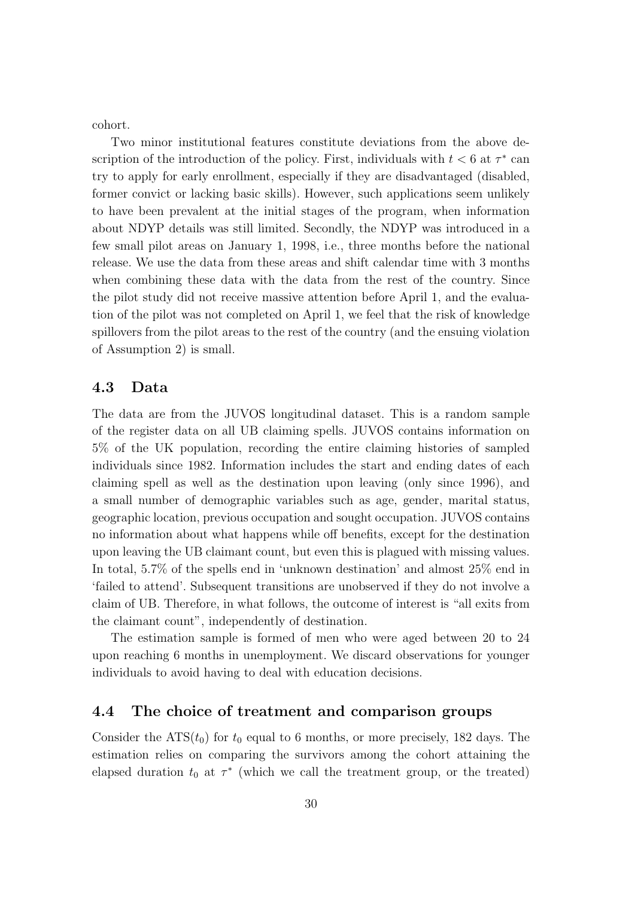cohort.

Two minor institutional features constitute deviations from the above description of the introduction of the policy. First, individuals with $t < 6$ at $\tau^*$ can try to apply for early enrollment, especially if they are disadvantaged (disabled, former convict or lacking basic skills). However, such applications seem unlikely to have been prevalent at the initial stages of the program, when information about NDYP details was still limited. Secondly, the NDYP was introduced in a few small pilot areas on January 1, 1998, i.e., three months before the national release. We use the data from these areas and shift calendar time with 3 months when combining these data with the data from the rest of the country. Since the pilot study did not receive massive attention before April 1, and the evaluation of the pilot was not completed on April 1, we feel that the risk of knowledge spillovers from the pilot areas to the rest of the country (and the ensuing violation of Assumption 2) is small.

### 4.3 Data

The data are from the JUVOS longitudinal dataset. This is a random sample of the register data on all UB claiming spells. JUVOS contains information on 5% of the UK population, recording the entire claiming histories of sampled individuals since 1982. Information includes the start and ending dates of each claiming spell as well as the destination upon leaving (only since 1996), and a small number of demographic variables such as age, gender, marital status, geographic location, previous occupation and sought occupation. JUVOS contains no information about what happens while off benefits, except for the destination upon leaving the UB claimant count, but even this is plagued with missing values. In total, 5.7% of the spells end in 'unknown destination' and almost 25% end in 'failed to attend'. Subsequent transitions are unobserved if they do not involve a claim of UB. Therefore, in what follows, the outcome of interest is "all exits from the claimant count", independently of destination.

The estimation sample is formed of men who were aged between 20 to 24 upon reaching 6 months in unemployment. We discard observations for younger individuals to avoid having to deal with education decisions.

### 4.4 The choice of treatment and comparison groups

Consider the $\text{ATS}(t_0)$ for $t_0$ equal to 6 months, or more precisely, 182 days. The estimation relies on comparing the survivors among the cohort attaining the elapsed duration $t_0$ at $\tau^*$ (which we call the treatment group, or the treated)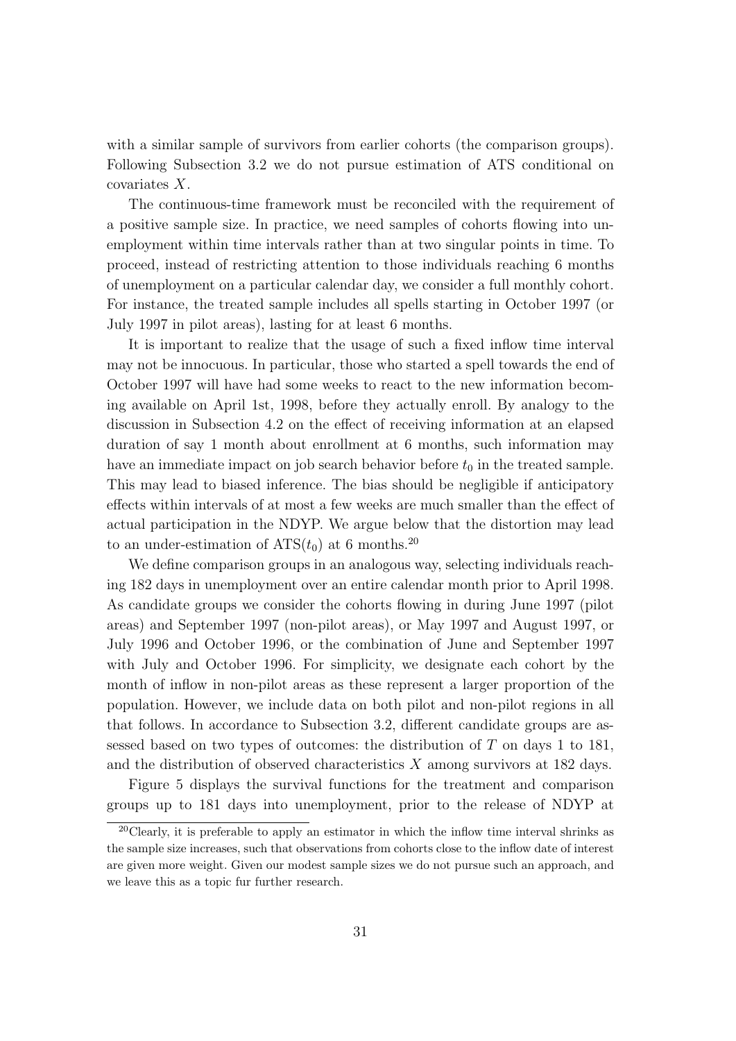with a similar sample of survivors from earlier cohorts (the comparison groups). Following Subsection 3.2 we do not pursue estimation of ATS conditional on covariates $X$.

The continuous-time framework must be reconciled with the requirement of a positive sample size. In practice, we need samples of cohorts flowing into unemployment within time intervals rather than at two singular points in time. To proceed, instead of restricting attention to those individuals reaching 6 months of unemployment on a particular calendar day, we consider a full monthly cohort. For instance, the treated sample includes all spells starting in October 1997 (or July 1997 in pilot areas), lasting for at least 6 months.

It is important to realize that the usage of such a fixed inflow time interval may not be innocuous. In particular, those who started a spell towards the end of October 1997 will have had some weeks to react to the new information becoming available on April 1st, 1998, before they actually enroll. By analogy to the discussion in Subsection 4.2 on the effect of receiving information at an elapsed duration of say 1 month about enrollment at 6 months, such information may have an immediate impact on job search behavior before $t_0$ in the treated sample. This may lead to biased inference. The bias should be negligible if anticipatory effects within intervals of at most a few weeks are much smaller than the effect of actual participation in the NDYP. We argue below that the distortion may lead to an under-estimation of $\text{ATS}(t_0)$ at 6 months.[20]

We define comparison groups in an analogous way, selecting individuals reaching 182 days in unemployment over an entire calendar month prior to April 1998. As candidate groups we consider the cohorts flowing in during June 1997 (pilot areas) and September 1997 (non-pilot areas), or May 1997 and August 1997, or July 1996 and October 1996, or the combination of June and September 1997 with July and October 1996. For simplicity, we designate each cohort by the month of inflow in non-pilot areas as these represent a larger proportion of the population. However, we include data on both pilot and non-pilot regions in all that follows. In accordance to Subsection 3.2, different candidate groups are assessed based on two types of outcomes: the distribution of $T$ on days 1 to 181, and the distribution of observed characteristics $X$ among survivors at 182 days.

Figure 5 displays the survival functions for the treatment and comparison groups up to 181 days into unemployment, prior to the release of NDYP at

[20] Clearly, it is preferable to apply an estimator in which the inflow time interval shrinks as the sample size increases, such that observations from cohorts close to the inflow date of interest are given more weight. Given our modest sample sizes we do not pursue such an approach, and we leave this as a topic fur further research.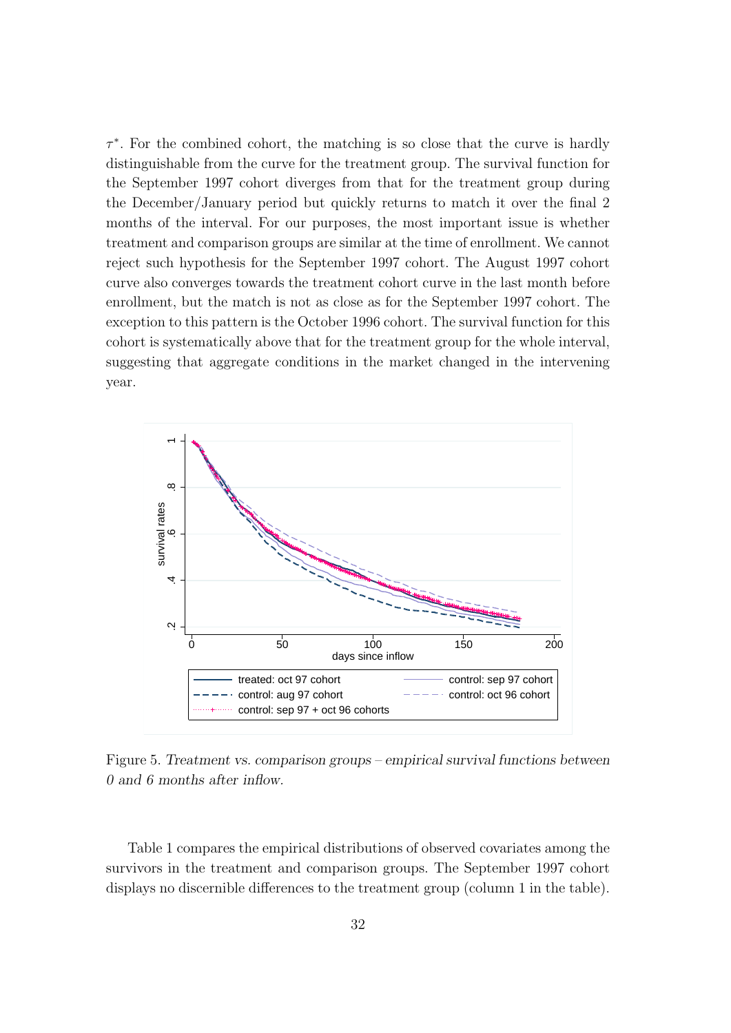$\tau^*$. For the combined cohort, the matching is so close that the curve is hardly distinguishable from the curve for the treatment group. The survival function for the September 1997 cohort diverges from that for the treatment group during the December/January period but quickly returns to match it over the final 2 months of the interval. For our purposes, the most important issue is whether treatment and comparison groups are similar at the time of enrollment. We cannot reject such hypothesis for the September 1997 cohort. The August 1997 cohort curve also converges towards the treatment cohort curve in the last month before enrollment, but the match is not as close as for the September 1997 cohort. The exception to this pattern is the October 1996 cohort. The survival function for this cohort is systematically above that for the treatment group for the whole interval, suggesting that aggregate conditions in the market changed in the intervening year.

Figure 5. *Treatment vs. comparison groups – empirical survival functions between 0 and 6 months after inflow.*

Table 1 compares the empirical distributions of observed covariates among the survivors in the treatment and comparison groups. The September 1997 cohort displays no discernible differences to the treatment group (column 1 in the table).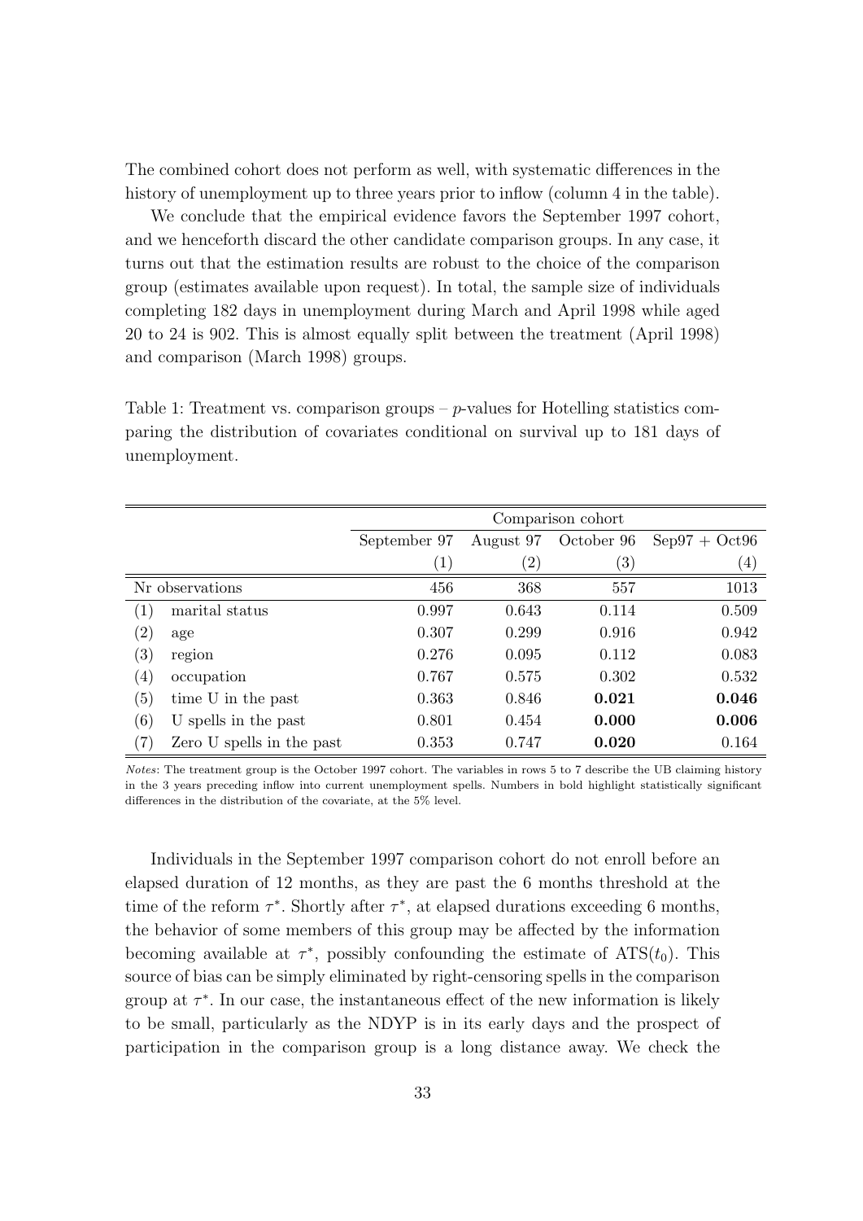The combined cohort does not perform as well, with systematic differences in the history of unemployment up to three years prior to inflow (column 4 in the table).

We conclude that the empirical evidence favors the September 1997 cohort, and we henceforth discard the other candidate comparison groups. In any case, it turns out that the estimation results are robust to the choice of the comparison group (estimates available upon request). In total, the sample size of individuals completing 182 days in unemployment during March and April 1998 while aged 20 to 24 is 902. This is almost equally split between the treatment (April 1998) and comparison (March 1998) groups.

Table 1: Treatment vs. comparison groups – $p$-values for Hotelling statistics comparing the distribution of covariates conditional on survival up to 181 days of unemployment.

| | | Comparison cohort | | | |
|---|---|---|---|---|---|
| | | September 97 | August 97 | October 96 | Sep97 + Oct96 |
| | | (1) | (2) | (3) | (4) |
| Nr observations | | 456 | 368 | 557 | 1013 |
| (1) | marital status | 0.997 | 0.643 | 0.114 | 0.509 |
| (2) | age | 0.307 | 0.299 | 0.916 | 0.942 |
| (3) | region | 0.276 | 0.095 | 0.112 | 0.083 |
| (4) | occupation | 0.767 | 0.575 | 0.302 | 0.532 |
| (5) | time U in the past | 0.363 | 0.846 | **0.021** | **0.046** |
| (6) | U spells in the past | 0.801 | 0.454 | **0.000** | **0.006** |
| (7) | Zero U spells in the past | 0.353 | 0.747 | **0.020** | 0.164 |

*Notes*: The treatment group is the October 1997 cohort. The variables in rows 5 to 7 describe the UB claiming history in the 3 years preceding inflow into current unemployment spells. Numbers in bold highlight statistically significant differences in the distribution of the covariate, at the 5% level.

Individuals in the September 1997 comparison cohort do not enroll before an elapsed duration of 12 months, as they are past the 6 months threshold at the time of the reform $\tau^*$. Shortly after $\tau^*$, at elapsed durations exceeding 6 months, the behavior of some members of this group may be affected by the information becoming available at $\tau^*$, possibly confounding the estimate of $\text{ATS}(t_0)$. This source of bias can be simply eliminated by right-censoring spells in the comparison group at $\tau^*$. In our case, the instantaneous effect of the new information is likely to be small, particularly as the NDYP is in its early days and the prospect of participation in the comparison group is a long distance away. We check the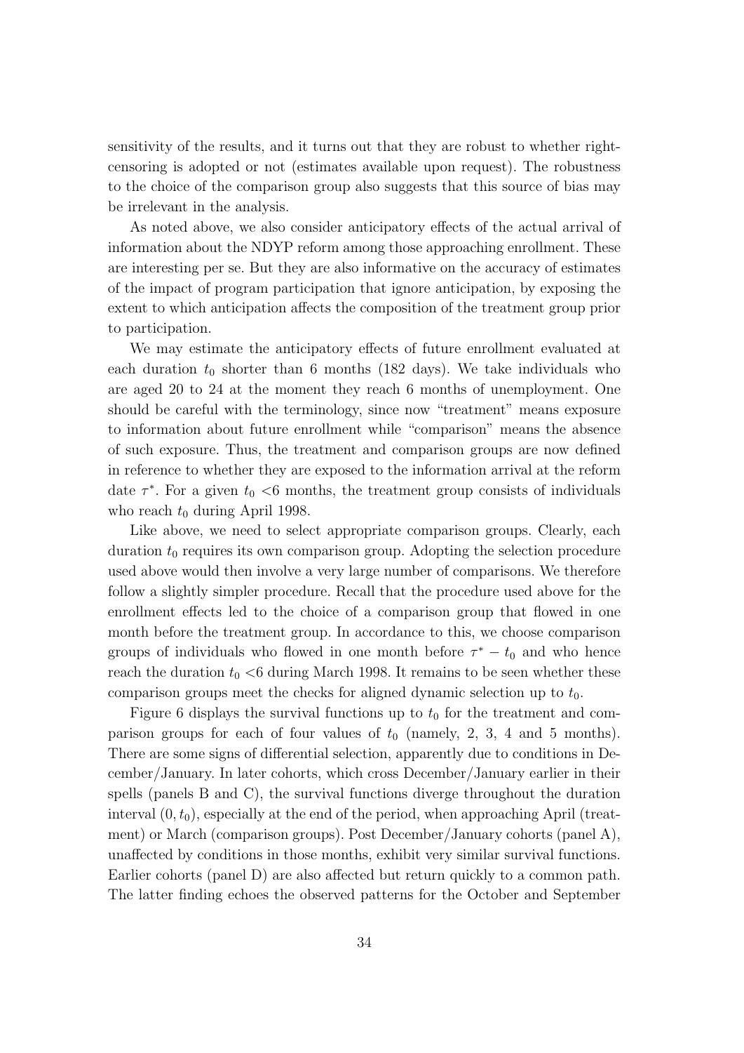sensitivity of the results, and it turns out that they are robust to whether right-censoring is adopted or not (estimates available upon request). The robustness to the choice of the comparison group also suggests that this source of bias may be irrelevant in the analysis.

As noted above, we also consider anticipatory effects of the actual arrival of information about the NDYP reform among those approaching enrollment. These are interesting per se. But they are also informative on the accuracy of estimates of the impact of program participation that ignore anticipation, by exposing the extent to which anticipation affects the composition of the treatment group prior to participation.

We may estimate the anticipatory effects of future enrollment evaluated at each duration $t_0$ shorter than 6 months (182 days). We take individuals who are aged 20 to 24 at the moment they reach 6 months of unemployment. One should be careful with the terminology, since now "treatment" means exposure to information about future enrollment while "comparison" means the absence of such exposure. Thus, the treatment and comparison groups are now defined in reference to whether they are exposed to the information arrival at the reform date $\tau^*$. For a given $t_0$ <6 months, the treatment group consists of individuals who reach $t_0$ during April 1998.

Like above, we need to select appropriate comparison groups. Clearly, each duration $t_0$ requires its own comparison group. Adopting the selection procedure used above would then involve a very large number of comparisons. We therefore follow a slightly simpler procedure. Recall that the procedure used above for the enrollment effects led to the choice of a comparison group that flowed in one month before the treatment group. In accordance to this, we choose comparison groups of individuals who flowed in one month before $\tau^* - t_0$ and who hence reach the duration $t_0$ <6 during March 1998. It remains to be seen whether these comparison groups meet the checks for aligned dynamic selection up to $t_0$.

Figure 6 displays the survival functions up to $t_0$ for the treatment and comparison groups for each of four values of $t_0$ (namely, 2, 3, 4 and 5 months). There are some signs of differential selection, apparently due to conditions in December/January. In later cohorts, which cross December/January earlier in their spells (panels B and C), the survival functions diverge throughout the duration interval $(0, t_0)$, especially at the end of the period, when approaching April (treatment) or March (comparison groups). Post December/January cohorts (panel A), unaffected by conditions in those months, exhibit very similar survival functions. Earlier cohorts (panel D) are also affected but return quickly to a common path. The latter finding echoes the observed patterns for the October and September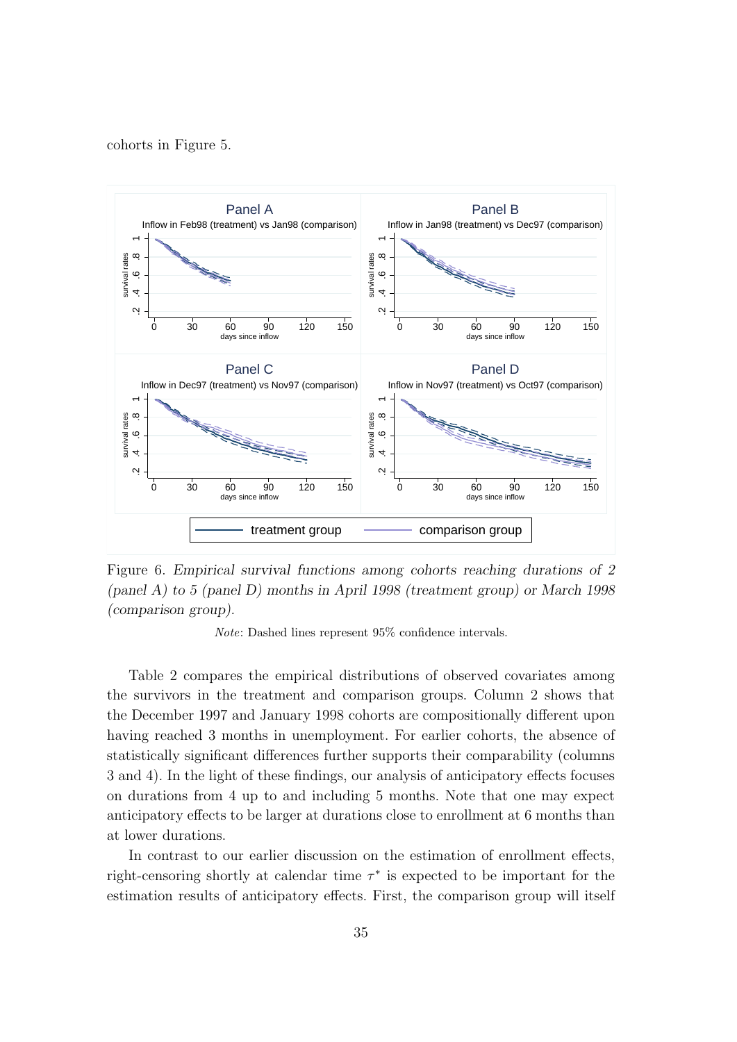cohorts in Figure 5.

Figure 6. *Empirical survival functions among cohorts reaching durations of 2 (panel A) to 5 (panel D) months in April 1998 (treatment group) or March 1998 (comparison group).*

*Note*: Dashed lines represent 95% confidence intervals.

Table 2 compares the empirical distributions of observed covariates among the survivors in the treatment and comparison groups. Column 2 shows that the December 1997 and January 1998 cohorts are compositionally different upon having reached 3 months in unemployment. For earlier cohorts, the absence of statistically significant differences further supports their comparability (columns 3 and 4). In the light of these findings, our analysis of anticipatory effects focuses on durations from 4 up to and including 5 months. Note that one may expect anticipatory effects to be larger at durations close to enrollment at 6 months than at lower durations.

In contrast to our earlier discussion on the estimation of enrollment effects, right-censoring shortly at calendar time $\tau^*$ is expected to be important for the estimation results of anticipatory effects. First, the comparison group will itself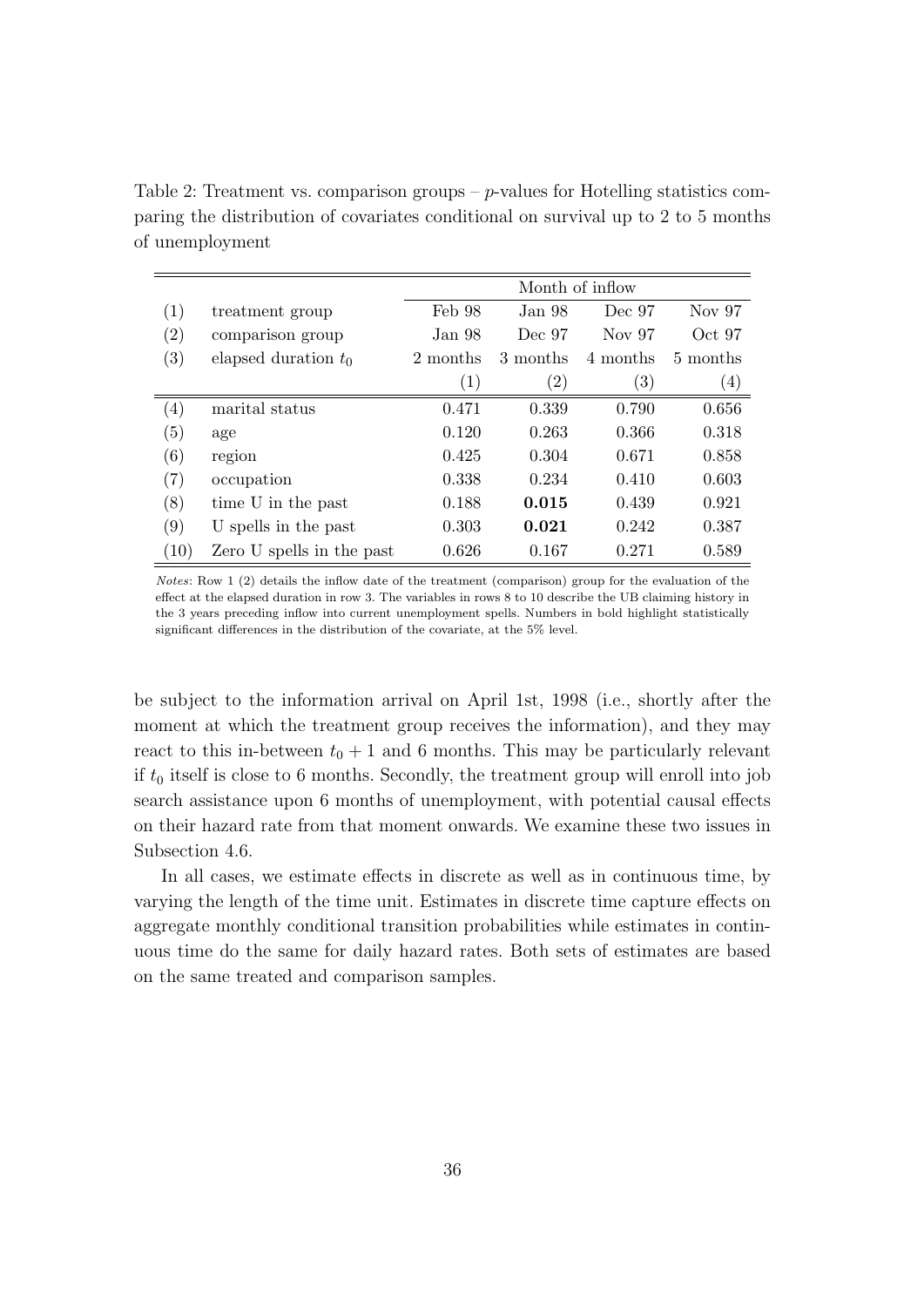Table 2: Treatment vs. comparison groups – $p$-values for Hotelling statistics comparing the distribution of covariates conditional on survival up to 2 to 5 months of unemployment

| | | Month of inflow | | | |
|---|---|---|---|---|---|
| (1) | treatment group | Feb 98 | Jan 98 | Dec 97 | Nov 97 |
| (2) | comparison group | Jan 98 | Dec 97 | Nov 97 | Oct 97 |
| (3) | elapsed duration $t_0$ | 2 months | 3 months | 4 months | 5 months |
| | | (1) | (2) | (3) | (4) |
| (4) | marital status | 0.471 | 0.339 | 0.790 | 0.656 |
| (5) | age | 0.120 | 0.263 | 0.366 | 0.318 |
| (6) | region | 0.425 | 0.304 | 0.671 | 0.858 |
| (7) | occupation | 0.338 | 0.234 | 0.410 | 0.603 |
| (8) | time U in the past | 0.188 | **0.015** | 0.439 | 0.921 |
| (9) | U spells in the past | 0.303 | **0.021** | 0.242 | 0.387 |
| (10) | Zero U spells in the past | 0.626 | 0.167 | 0.271 | 0.589 |

*Notes*: Row 1 (2) details the inflow date of the treatment (comparison) group for the evaluation of the effect at the elapsed duration in row 3. The variables in rows 8 to 10 describe the UB claiming history in the 3 years preceding inflow into current unemployment spells. Numbers in bold highlight statistically significant differences in the distribution of the covariate, at the 5% level.

be subject to the information arrival on April 1st, 1998 (i.e., shortly after the moment at which the treatment group receives the information), and they may react to this in-between $t_0 + 1$ and 6 months. This may be particularly relevant if $t_0$ itself is close to 6 months. Secondly, the treatment group will enroll into job search assistance upon 6 months of unemployment, with potential causal effects on their hazard rate from that moment onwards. We examine these two issues in Subsection 4.6.

In all cases, we estimate effects in discrete as well as in continuous time, by varying the length of the time unit. Estimates in discrete time capture effects on aggregate monthly conditional transition probabilities while estimates in continuous time do the same for daily hazard rates. Both sets of estimates are based on the same treated and comparison samples.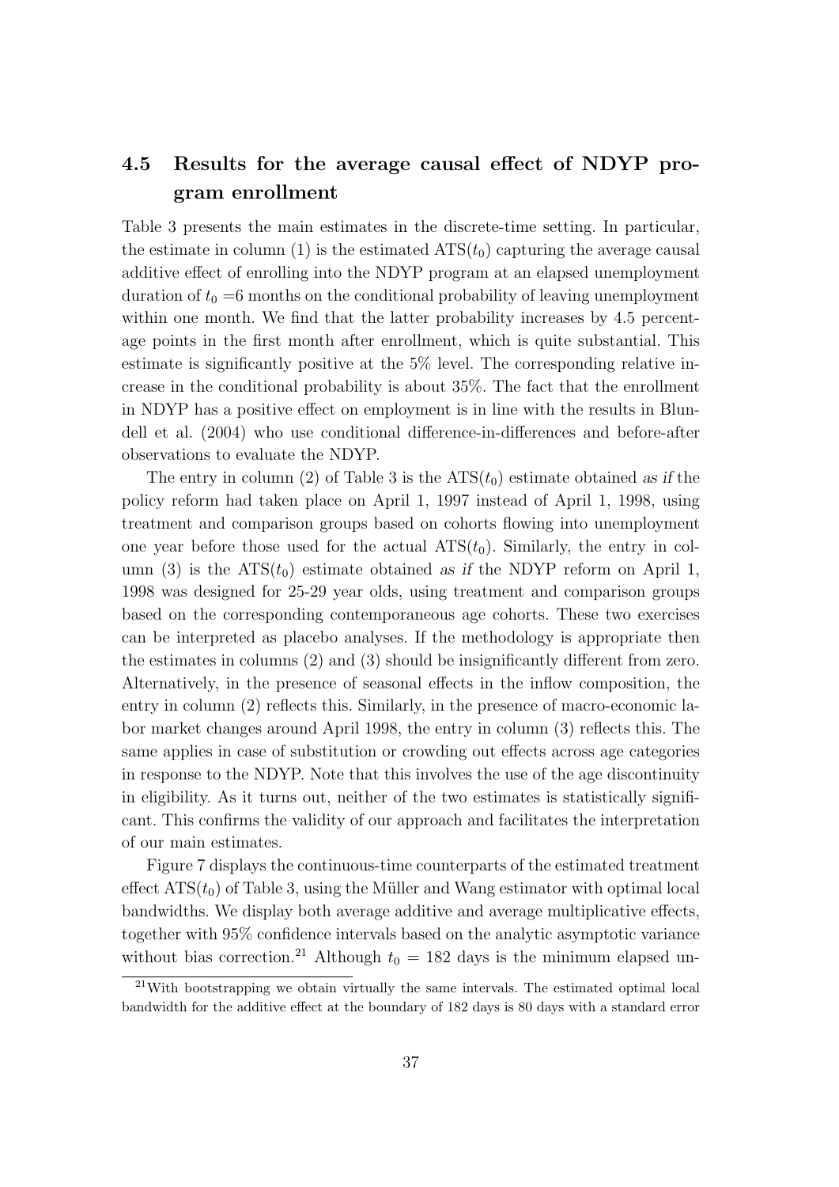### 4.5 Results for the average causal effect of NDYP program enrollment

Table 3 presents the main estimates in the discrete-time setting. In particular, the estimate in column (1) is the estimated $\text{ATS}(t_0)$ capturing the average causal additive effect of enrolling into the NDYP program at an elapsed unemployment duration of $t_0 = 6$ months on the conditional probability of leaving unemployment within one month. We find that the latter probability increases by 4.5 percentage points in the first month after enrollment, which is quite substantial. This estimate is significantly positive at the 5% level. The corresponding relative increase in the conditional probability is about 35%. The fact that the enrollment in NDYP has a positive effect on employment is in line with the results in Blundell et al. (2004) who use conditional difference-in-differences and before-after observations to evaluate the NDYP.

The entry in column (2) of Table 3 is the $\text{ATS}(t_0)$ estimate obtained *as if* the policy reform had taken place on April 1, 1997 instead of April 1, 1998, using treatment and comparison groups based on cohorts flowing into unemployment one year before those used for the actual $\text{ATS}(t_0)$. Similarly, the entry in column (3) is the $\text{ATS}(t_0)$ estimate obtained *as if* the NDYP reform on April 1, 1998 was designed for 25-29 year olds, using treatment and comparison groups based on the corresponding contemporaneous age cohorts. These two exercises can be interpreted as placebo analyses. If the methodology is appropriate then the estimates in columns (2) and (3) should be insignificantly different from zero. Alternatively, in the presence of seasonal effects in the inflow composition, the entry in column (2) reflects this. Similarly, in the presence of macro-economic labor market changes around April 1998, the entry in column (3) reflects this. The same applies in case of substitution or crowding out effects across age categories in response to the NDYP. Note that this involves the use of the age discontinuity in eligibility. As it turns out, neither of the two estimates is statistically significant. This confirms the validity of our approach and facilitates the interpretation of our main estimates.

Figure 7 displays the continuous-time counterparts of the estimated treatment effect $\text{ATS}(t_0)$ of Table 3, using the Müller and Wang estimator with optimal local bandwidths. We display both average additive and average multiplicative effects, together with 95% confidence intervals based on the analytic asymptotic variance without bias correction.[21] Although $t_0 = 182$ days is the minimum elapsed un-

[21] With bootstrapping we obtain virtually the same intervals. The estimated optimal local bandwidth for the additive effect at the boundary of 182 days is 80 days with a standard error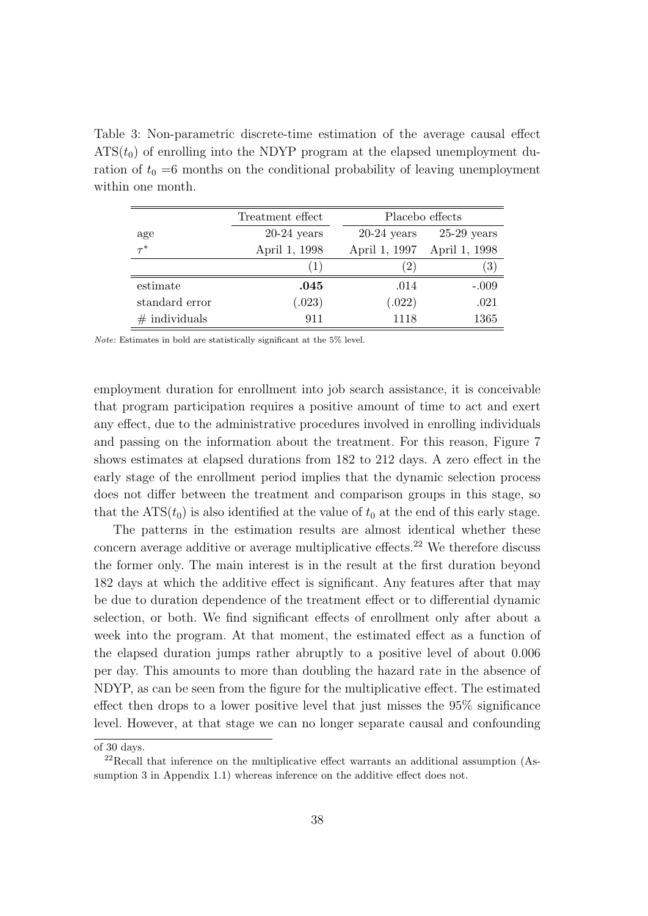Table 3: Non-parametric discrete-time estimation of the average causal effect $\text{ATS}(t_0)$ of enrolling into the NDYP program at the elapsed unemployment duration of $t_0$ =6 months on the conditional probability of leaving unemployment within one month.

| | Treatment effect | Placebo effects | |
|---|---|---|---|
| age | 20-24 years | 20-24 years | 25-29 years |
| $\tau^*$ | April 1, 1998 | April 1, 1997 | April 1, 1998 |
| | (1) | (2) | (3) |
| estimate | **.045** | .014 | -.009 |
| standard error | (.023) | (.022) | .021 |
| # individuals | 911 | 1118 | 1365 |

*Note*: Estimates in bold are statistically significant at the 5% level.

employment duration for enrollment into job search assistance, it is conceivable that program participation requires a positive amount of time to act and exert any effect, due to the administrative procedures involved in enrolling individuals and passing on the information about the treatment. For this reason, Figure 7 shows estimates at elapsed durations from 182 to 212 days. A zero effect in the early stage of the enrollment period implies that the dynamic selection process does not differ between the treatment and comparison groups in this stage, so that the $\text{ATS}(t_0)$ is also identified at the value of $t_0$ at the end of this early stage.

The patterns in the estimation results are almost identical whether these concern average additive or average multiplicative effects.[22] We therefore discuss the former only. The main interest is in the result at the first duration beyond 182 days at which the additive effect is significant. Any features after that may be due to duration dependence of the treatment effect or to differential dynamic selection, or both. We find significant effects of enrollment only after about a week into the program. At that moment, the estimated effect as a function of the elapsed duration jumps rather abruptly to a positive level of about 0.006 per day. This amounts to more than doubling the hazard rate in the absence of NDYP, as can be seen from the figure for the multiplicative effect. The estimated effect then drops to a lower positive level that just misses the 95% significance level. However, at that stage we can no longer separate causal and confounding

of 30 days.

[22] Recall that inference on the multiplicative effect warrants an additional assumption (Assumption 3 in Appendix 1.1) whereas inference on the additive effect does not.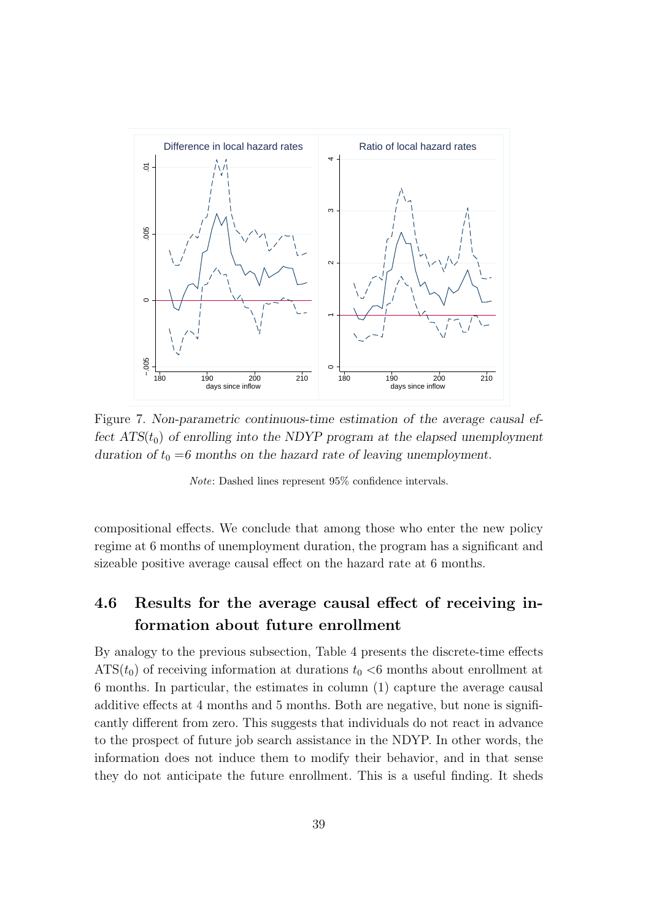Figure 7. *Non-parametric continuous-time estimation of the average causal effect $ATS(t_0)$ of enrolling into the NDYP program at the elapsed unemployment duration of $t_0$ =6 months on the hazard rate of leaving unemployment.*

*Note*: Dashed lines represent 95% confidence intervals.

compositional effects. We conclude that among those who enter the new policy regime at 6 months of unemployment duration, the program has a significant and sizeable positive average causal effect on the hazard rate at 6 months.

## 4.6 Results for the average causal effect of receiving information about future enrollment

By analogy to the previous subsection, Table 4 presents the discrete-time effects $\text{ATS}(t_0)$ of receiving information at durations $t_0$ <6 months about enrollment at 6 months. In particular, the estimates in column (1) capture the average causal additive effects at 4 months and 5 months. Both are negative, but none is significantly different from zero. This suggests that individuals do not react in advance to the prospect of future job search assistance in the NDYP. In other words, the information does not induce them to modify their behavior, and in that sense they do not anticipate the future enrollment. This is a useful finding. It sheds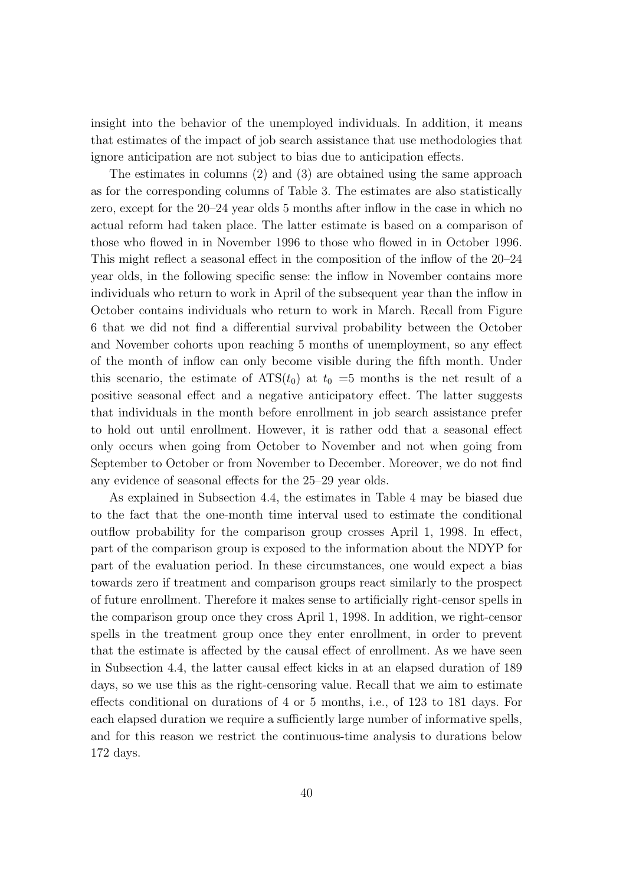insight into the behavior of the unemployed individuals. In addition, it means that estimates of the impact of job search assistance that use methodologies that ignore anticipation are not subject to bias due to anticipation effects.

The estimates in columns (2) and (3) are obtained using the same approach as for the corresponding columns of Table 3. The estimates are also statistically zero, except for the 20–24 year olds 5 months after inflow in the case in which no actual reform had taken place. The latter estimate is based on a comparison of those who flowed in in November 1996 to those who flowed in in October 1996. This might reflect a seasonal effect in the composition of the inflow of the 20–24 year olds, in the following specific sense: the inflow in November contains more individuals who return to work in April of the subsequent year than the inflow in October contains individuals who return to work in March. Recall from Figure 6 that we did not find a differential survival probability between the October and November cohorts upon reaching 5 months of unemployment, so any effect of the month of inflow can only become visible during the fifth month. Under this scenario, the estimate of $\text{ATS}(t_0)$ at $t_0$ =5 months is the net result of a positive seasonal effect and a negative anticipatory effect. The latter suggests that individuals in the month before enrollment in job search assistance prefer to hold out until enrollment. However, it is rather odd that a seasonal effect only occurs when going from October to November and not when going from September to October or from November to December. Moreover, we do not find any evidence of seasonal effects for the 25–29 year olds.

As explained in Subsection 4.4, the estimates in Table 4 may be biased due to the fact that the one-month time interval used to estimate the conditional outflow probability for the comparison group crosses April 1, 1998. In effect, part of the comparison group is exposed to the information about the NDYP for part of the evaluation period. In these circumstances, one would expect a bias towards zero if treatment and comparison groups react similarly to the prospect of future enrollment. Therefore it makes sense to artificially right-censor spells in the comparison group once they cross April 1, 1998. In addition, we right-censor spells in the treatment group once they enter enrollment, in order to prevent that the estimate is affected by the causal effect of enrollment. As we have seen in Subsection 4.4, the latter causal effect kicks in at an elapsed duration of 189 days, so we use this as the right-censoring value. Recall that we aim to estimate effects conditional on durations of 4 or 5 months, i.e., of 123 to 181 days. For each elapsed duration we require a sufficiently large number of informative spells, and for this reason we restrict the continuous-time analysis to durations below 172 days.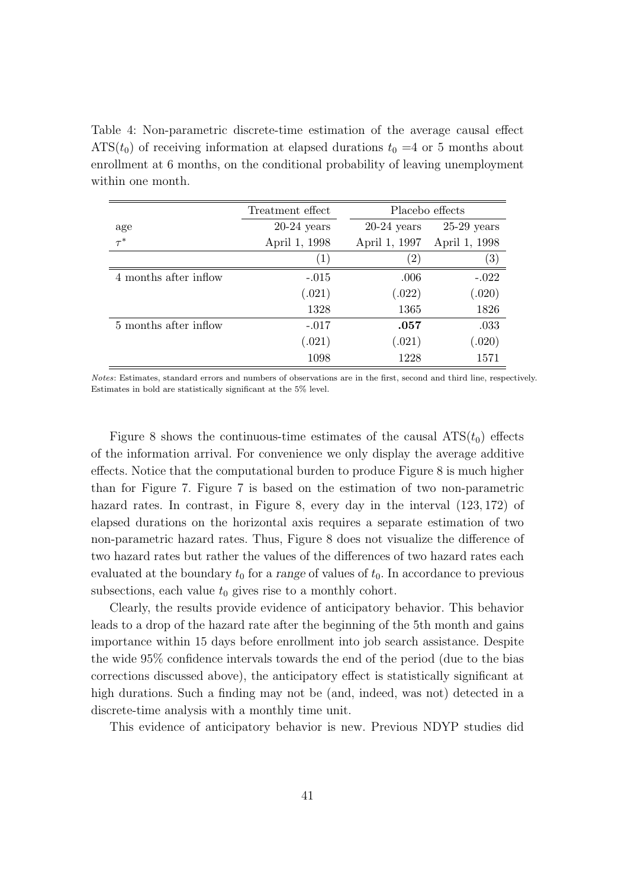Table 4: Non-parametric discrete-time estimation of the average causal effect $\text{ATS}(t_0)$ of receiving information at elapsed durations $t_0$ =4 or 5 months about enrollment at 6 months, on the conditional probability of leaving unemployment within one month.

| | Treatment effect | Placebo effects | |
|---|---|---|---|
| age | 20-24 years | 20-24 years | 25-29 years |
| $\tau^*$ | April 1, 1998 | April 1, 1997 | April 1, 1998 |
| | (1) | (2) | (3) |
| 4 months after inflow | -.015 | .006 | -.022 |
| | (.021) | (.022) | (.020) |
| | 1328 | 1365 | 1826 |
| 5 months after inflow | -.017 | **.057** | .033 |
| | (.021) | (.021) | (.020) |
| | 1098 | 1228 | 1571 |

*Notes*: Estimates, standard errors and numbers of observations are in the first, second and third line, respectively. Estimates in bold are statistically significant at the 5% level.

Figure 8 shows the continuous-time estimates of the causal $\text{ATS}(t_0)$ effects of the information arrival. For convenience we only display the average additive effects. Notice that the computational burden to produce Figure 8 is much higher than for Figure 7. Figure 7 is based on the estimation of two non-parametric hazard rates. In contrast, in Figure 8, every day in the interval $(123, 172)$ of elapsed durations on the horizontal axis requires a separate estimation of two non-parametric hazard rates. Thus, Figure 8 does not visualize the difference of two hazard rates but rather the values of the differences of two hazard rates each evaluated at the boundary $t_0$ for a *range* of values of $t_0$. In accordance to previous subsections, each value $t_0$ gives rise to a monthly cohort.

Clearly, the results provide evidence of anticipatory behavior. This behavior leads to a drop of the hazard rate after the beginning of the 5th month and gains importance within 15 days before enrollment into job search assistance. Despite the wide 95% confidence intervals towards the end of the period (due to the bias corrections discussed above), the anticipatory effect is statistically significant at high durations. Such a finding may not be (and, indeed, was not) detected in a discrete-time analysis with a monthly time unit.

This evidence of anticipatory behavior is new. Previous NDYP studies did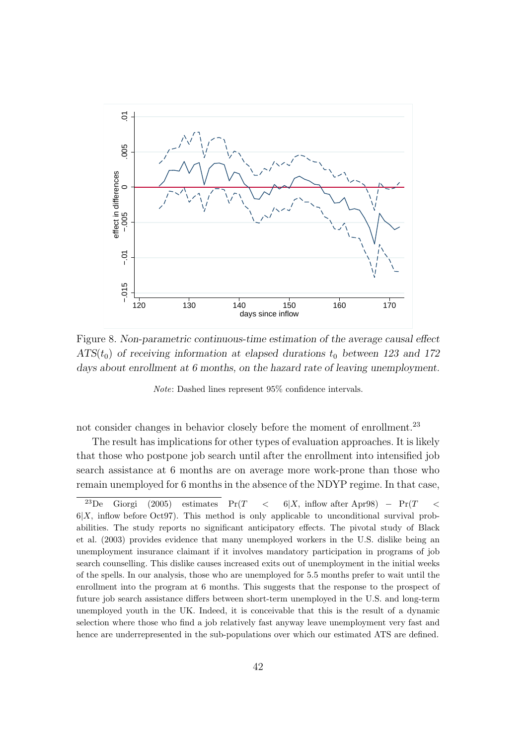Figure 8. *Non-parametric continuous-time estimation of the average causal effect $ATS(t_0)$ of receiving information at elapsed durations $t_0$ between 123 and 172 days about enrollment at 6 months, on the hazard rate of leaving unemployment.*

*Note*: Dashed lines represent 95% confidence intervals.

not consider changes in behavior closely before the moment of enrollment.[23]

The result has implications for other types of evaluation approaches. It is likely that those who postpone job search until after the enrollment into intensified job search assistance at 6 months are on average more work-prone than those who remain unemployed for 6 months in the absence of the NDYP regime. In that case,

[23] De Giorgi (2005) estimates $\Pr(T < 6|X, \text{inflow after Apr98}) - \Pr(T < 6|X, \text{inflow before Oct97})$. This method is only applicable to unconditional survival probabilities. The study reports no significant anticipatory effects. The pivotal study of Black et al. (2003) provides evidence that many unemployed workers in the U.S. dislike being an unemployment insurance claimant if it involves mandatory participation in programs of job search counselling. This dislike causes increased exits out of unemployment in the initial weeks of the spells. In our analysis, those who are unemployed for 5.5 months prefer to wait until the enrollment into the program at 6 months. This suggests that the response to the prospect of future job search assistance differs between short-term unemployed in the U.S. and long-term unemployed youth in the UK. Indeed, it is conceivable that this is the result of a dynamic selection where those who find a job relatively fast anyway leave unemployment very fast and hence are underrepresented in the sub-populations over which our estimated ATS are defined.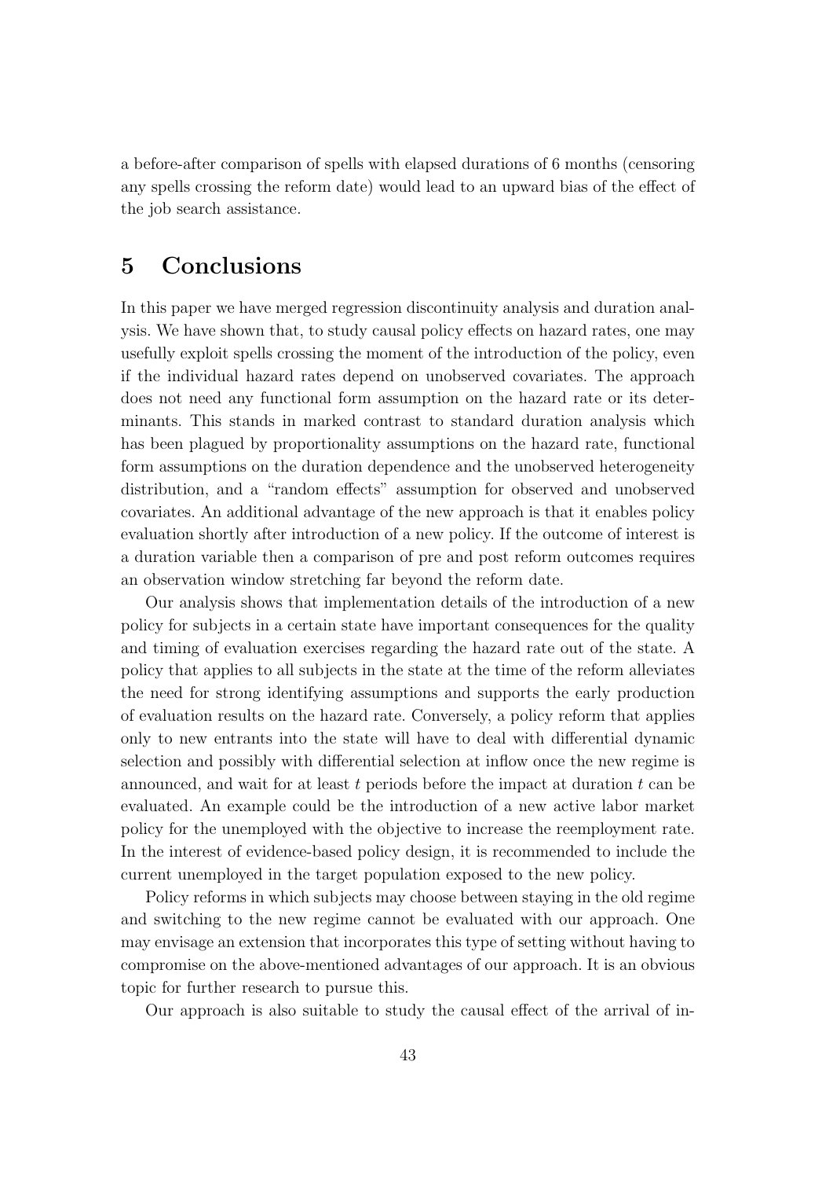a before-after comparison of spells with elapsed durations of 6 months (censoring any spells crossing the reform date) would lead to an upward bias of the effect of the job search assistance.

# 5 Conclusions

In this paper we have merged regression discontinuity analysis and duration analysis. We have shown that, to study causal policy effects on hazard rates, one may usefully exploit spells crossing the moment of the introduction of the policy, even if the individual hazard rates depend on unobserved covariates. The approach does not need any functional form assumption on the hazard rate or its determinants. This stands in marked contrast to standard duration analysis which has been plagued by proportionality assumptions on the hazard rate, functional form assumptions on the duration dependence and the unobserved heterogeneity distribution, and a "random effects" assumption for observed and unobserved covariates. An additional advantage of the new approach is that it enables policy evaluation shortly after introduction of a new policy. If the outcome of interest is a duration variable then a comparison of pre and post reform outcomes requires an observation window stretching far beyond the reform date.

Our analysis shows that implementation details of the introduction of a new policy for subjects in a certain state have important consequences for the quality and timing of evaluation exercises regarding the hazard rate out of the state. A policy that applies to all subjects in the state at the time of the reform alleviates the need for strong identifying assumptions and supports the early production of evaluation results on the hazard rate. Conversely, a policy reform that applies only to new entrants into the state will have to deal with differential dynamic selection and possibly with differential selection at inflow once the new regime is announced, and wait for at least $t$ periods before the impact at duration $t$ can be evaluated. An example could be the introduction of a new active labor market policy for the unemployed with the objective to increase the reemployment rate. In the interest of evidence-based policy design, it is recommended to include the current unemployed in the target population exposed to the new policy.

Policy reforms in which subjects may choose between staying in the old regime and switching to the new regime cannot be evaluated with our approach. One may envisage an extension that incorporates this type of setting without having to compromise on the above-mentioned advantages of our approach. It is an obvious topic for further research to pursue this.

Our approach is also suitable to study the causal effect of the arrival of in-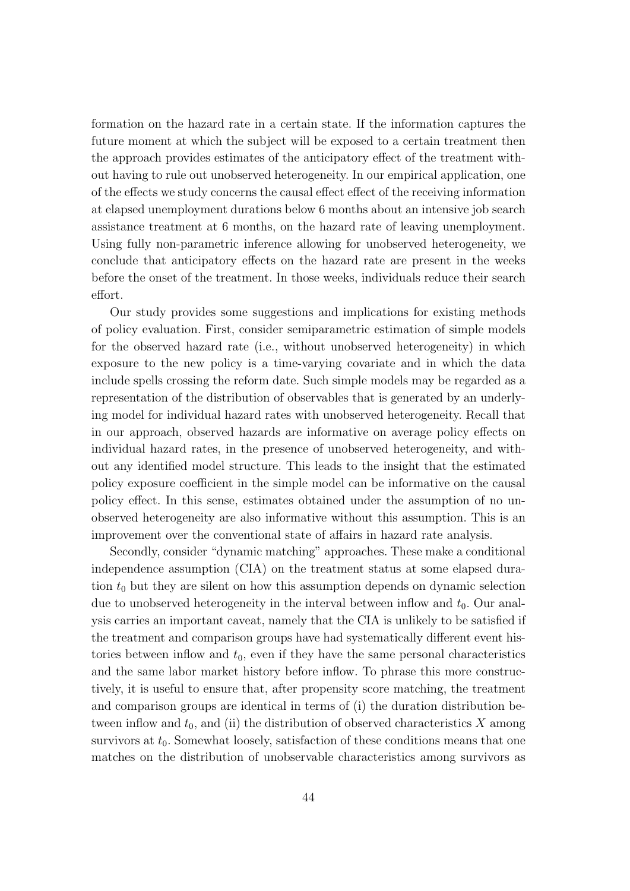formation on the hazard rate in a certain state. If the information captures the future moment at which the subject will be exposed to a certain treatment then the approach provides estimates of the anticipatory effect of the treatment without having to rule out unobserved heterogeneity. In our empirical application, one of the effects we study concerns the causal effect effect of the receiving information at elapsed unemployment durations below 6 months about an intensive job search assistance treatment at 6 months, on the hazard rate of leaving unemployment. Using fully non-parametric inference allowing for unobserved heterogeneity, we conclude that anticipatory effects on the hazard rate are present in the weeks before the onset of the treatment. In those weeks, individuals reduce their search effort.

Our study provides some suggestions and implications for existing methods of policy evaluation. First, consider semiparametric estimation of simple models for the observed hazard rate (i.e., without unobserved heterogeneity) in which exposure to the new policy is a time-varying covariate and in which the data include spells crossing the reform date. Such simple models may be regarded as a representation of the distribution of observables that is generated by an underlying model for individual hazard rates with unobserved heterogeneity. Recall that in our approach, observed hazards are informative on average policy effects on individual hazard rates, in the presence of unobserved heterogeneity, and without any identified model structure. This leads to the insight that the estimated policy exposure coefficient in the simple model can be informative on the causal policy effect. In this sense, estimates obtained under the assumption of no unobserved heterogeneity are also informative without this assumption. This is an improvement over the conventional state of affairs in hazard rate analysis.

Secondly, consider "dynamic matching" approaches. These make a conditional independence assumption (CIA) on the treatment status at some elapsed duration $t_0$ but they are silent on how this assumption depends on dynamic selection due to unobserved heterogeneity in the interval between inflow and $t_0$. Our analysis carries an important caveat, namely that the CIA is unlikely to be satisfied if the treatment and comparison groups have had systematically different event histories between inflow and $t_0$, even if they have the same personal characteristics and the same labor market history before inflow. To phrase this more constructively, it is useful to ensure that, after propensity score matching, the treatment and comparison groups are identical in terms of (i) the duration distribution between inflow and $t_0$, and (ii) the distribution of observed characteristics $X$ among survivors at $t_0$. Somewhat loosely, satisfaction of these conditions means that one matches on the distribution of unobservable characteristics among survivors as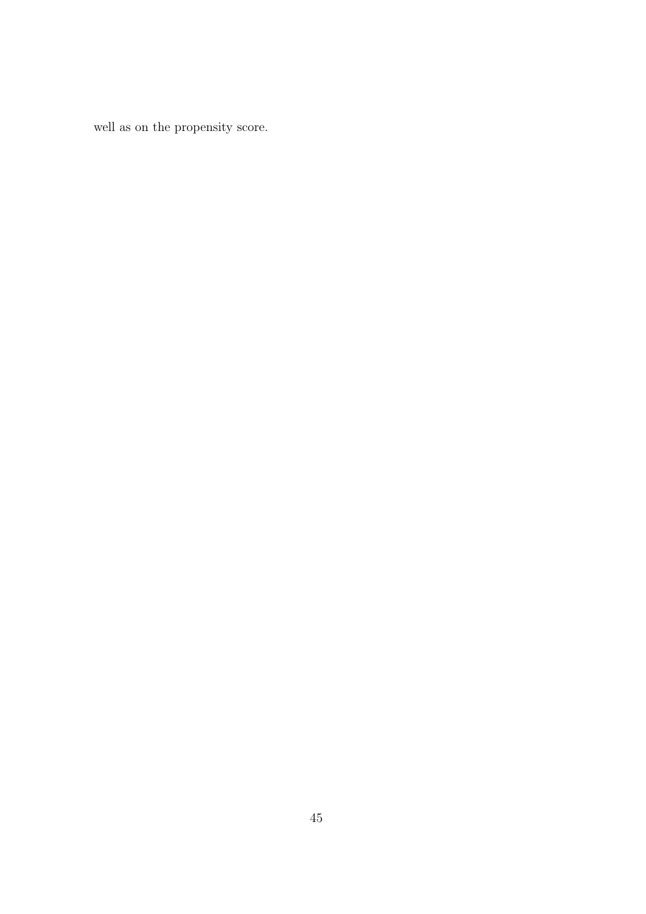well as on the propensity score.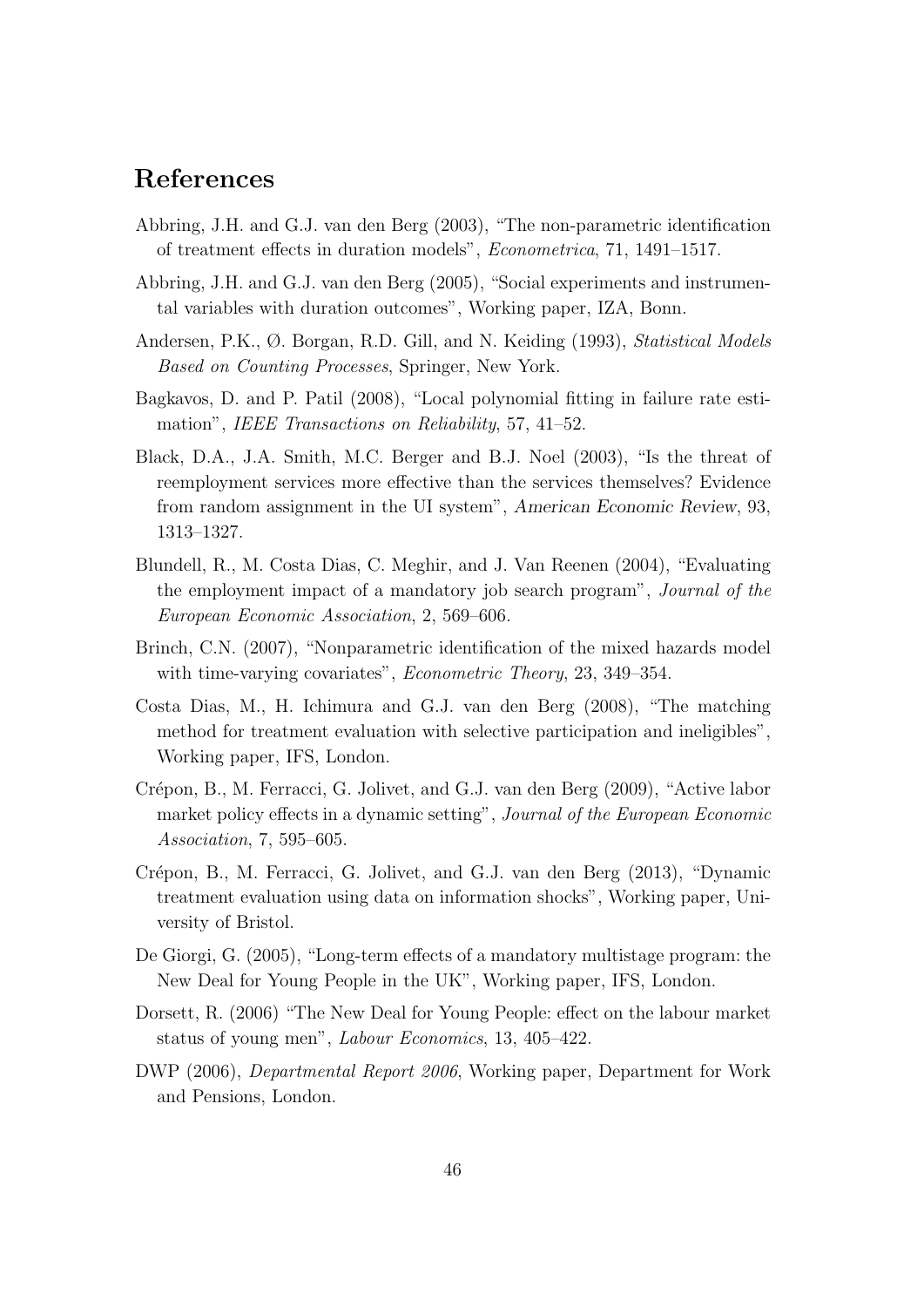# References

Abbring, J.H. and G.J. van den Berg (2003), "The non-parametric identification of treatment effects in duration models", *Econometrica*, 71, 1491–1517.

Abbring, J.H. and G.J. van den Berg (2005), "Social experiments and instrumental variables with duration outcomes", Working paper, IZA, Bonn.

Andersen, P.K., Ø. Borgan, R.D. Gill, and N. Keiding (1993), *Statistical Models Based on Counting Processes*, Springer, New York.

Bagkavos, D. and P. Patil (2008), "Local polynomial fitting in failure rate estimation", *IEEE Transactions on Reliability*, 57, 41–52.

Black, D.A., J.A. Smith, M.C. Berger and B.J. Noel (2003), "Is the threat of reemployment services more effective than the services themselves? Evidence from random assignment in the UI system", *American Economic Review*, 93, 1313–1327.

Blundell, R., M. Costa Dias, C. Meghir, and J. Van Reenen (2004), "Evaluating the employment impact of a mandatory job search program", *Journal of the European Economic Association*, 2, 569–606.

Brinch, C.N. (2007), "Nonparametric identification of the mixed hazards model with time-varying covariates", *Econometric Theory*, 23, 349–354.

Costa Dias, M., H. Ichimura and G.J. van den Berg (2008), "The matching method for treatment evaluation with selective participation and ineligibles", Working paper, IFS, London.

Crépon, B., M. Ferracci, G. Jolivet, and G.J. van den Berg (2009), "Active labor market policy effects in a dynamic setting", *Journal of the European Economic Association*, 7, 595–605.

Crépon, B., M. Ferracci, G. Jolivet, and G.J. van den Berg (2013), "Dynamic treatment evaluation using data on information shocks", Working paper, University of Bristol.

De Giorgi, G. (2005), "Long-term effects of a mandatory multistage program: the New Deal for Young People in the UK", Working paper, IFS, London.

Dorsett, R. (2006) "The New Deal for Young People: effect on the labour market status of young men", *Labour Economics*, 13, 405–422.

DWP (2006), *Departmental Report 2006*, Working paper, Department for Work and Pensions, London.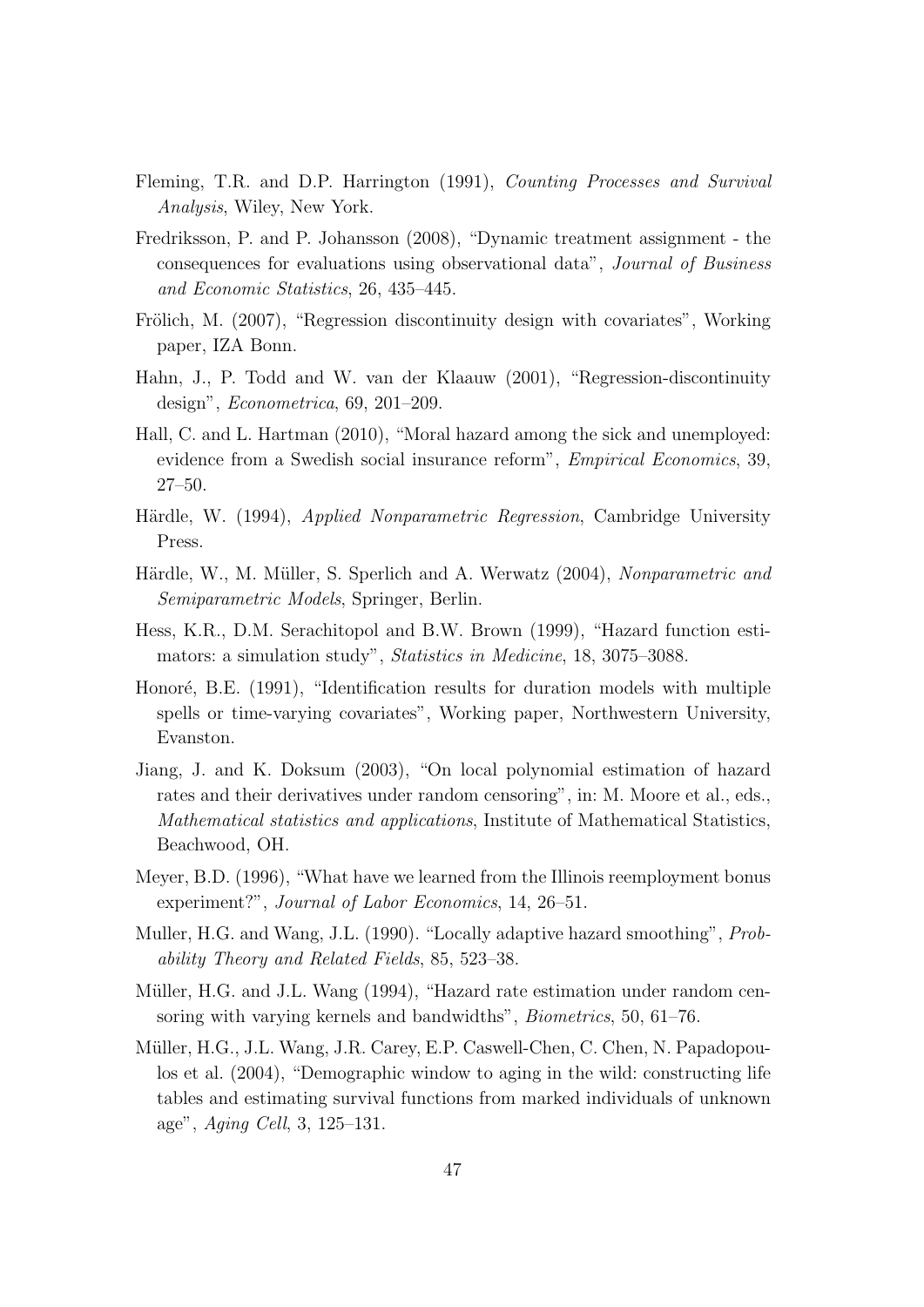Fleming, T.R. and D.P. Harrington (1991), *Counting Processes and Survival Analysis*, Wiley, New York.

Fredriksson, P. and P. Johansson (2008), "Dynamic treatment assignment - the consequences for evaluations using observational data", *Journal of Business and Economic Statistics*, 26, 435–445.

Frölich, M. (2007), "Regression discontinuity design with covariates", Working paper, IZA Bonn.

Hahn, J., P. Todd and W. van der Klaauw (2001), "Regression-discontinuity design", *Econometrica*, 69, 201–209.

Hall, C. and L. Hartman (2010), "Moral hazard among the sick and unemployed: evidence from a Swedish social insurance reform", *Empirical Economics*, 39, 27–50.

Härdle, W. (1994), *Applied Nonparametric Regression*, Cambridge University Press.

Härdle, W., M. Müller, S. Sperlich and A. Werwatz (2004), *Nonparametric and Semiparametric Models*, Springer, Berlin.

Hess, K.R., D.M. Serachitopol and B.W. Brown (1999), "Hazard function estimators: a simulation study", *Statistics in Medicine*, 18, 3075–3088.

Honoré, B.E. (1991), "Identification results for duration models with multiple spells or time-varying covariates", Working paper, Northwestern University, Evanston.

Jiang, J. and K. Doksum (2003), "On local polynomial estimation of hazard rates and their derivatives under random censoring", in: M. Moore et al., eds., *Mathematical statistics and applications*, Institute of Mathematical Statistics, Beachwood, OH.

Meyer, B.D. (1996), "What have we learned from the Illinois reemployment bonus experiment?", *Journal of Labor Economics*, 14, 26–51.

Muller, H.G. and Wang, J.L. (1990). "Locally adaptive hazard smoothing", *Probability Theory and Related Fields*, 85, 523–38.

Müller, H.G. and J.L. Wang (1994), "Hazard rate estimation under random censoring with varying kernels and bandwidths", *Biometrics*, 50, 61–76.

Müller, H.G., J.L. Wang, J.R. Carey, E.P. Caswell-Chen, C. Chen, N. Papadopoulos et al. (2004), "Demographic window to aging in the wild: constructing life tables and estimating survival functions from marked individuals of unknown age", *Aging Cell*, 3, 125–131.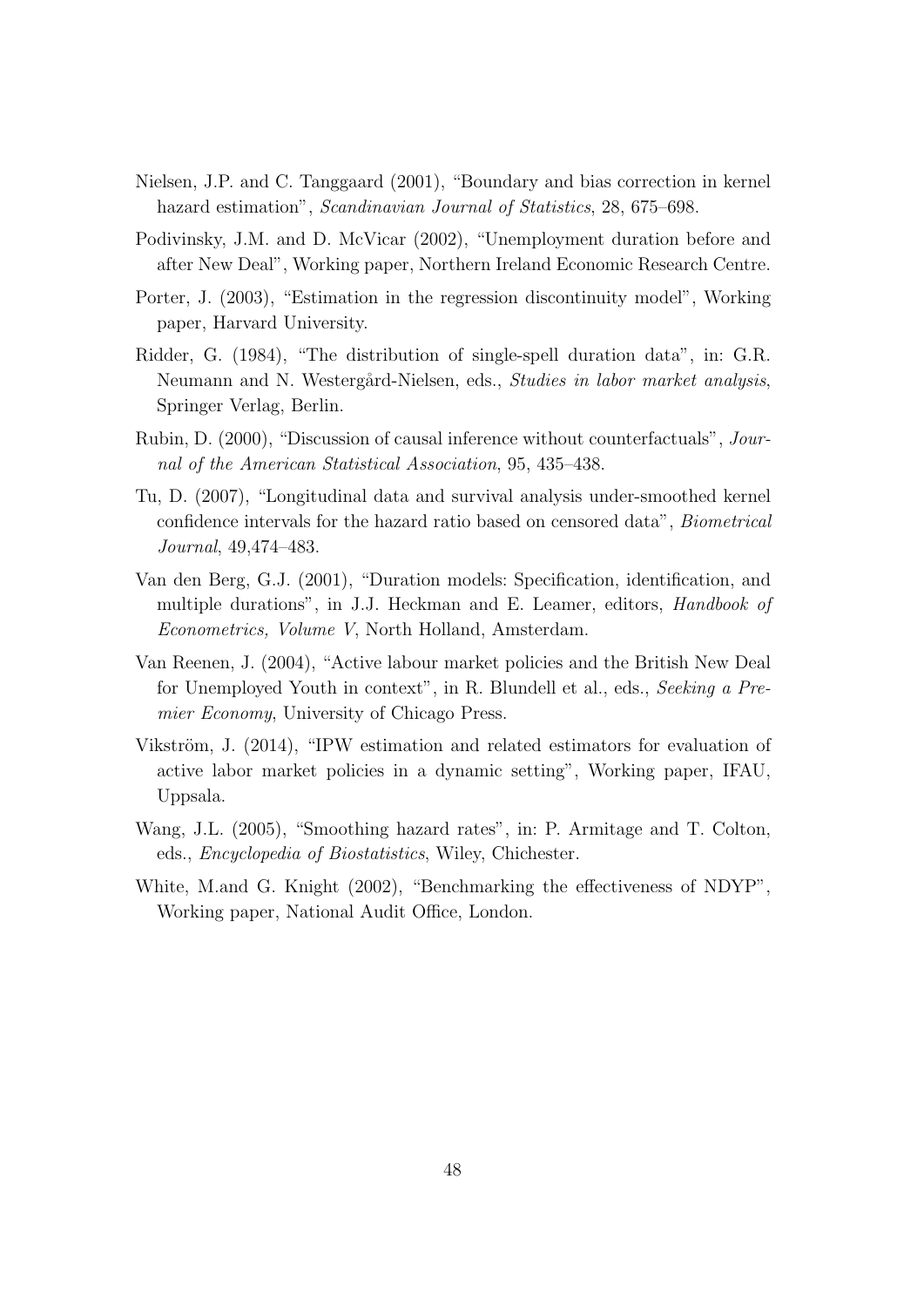Nielsen, J.P. and C. Tanggaard (2001), "Boundary and bias correction in kernel hazard estimation", *Scandinavian Journal of Statistics*, 28, 675–698.

Podivinsky, J.M. and D. McVicar (2002), "Unemployment duration before and after New Deal", Working paper, Northern Ireland Economic Research Centre.

Porter, J. (2003), "Estimation in the regression discontinuity model", Working paper, Harvard University.

Ridder, G. (1984), "The distribution of single-spell duration data", in: G.R. Neumann and N. Westergård-Nielsen, eds., *Studies in labor market analysis*, Springer Verlag, Berlin.

Rubin, D. (2000), "Discussion of causal inference without counterfactuals", *Journal of the American Statistical Association*, 95, 435–438.

Tu, D. (2007), "Longitudinal data and survival analysis under-smoothed kernel confidence intervals for the hazard ratio based on censored data", *Biometrical Journal*, 49,474–483.

Van den Berg, G.J. (2001), "Duration models: Specification, identification, and multiple durations", in J.J. Heckman and E. Leamer, editors, *Handbook of Econometrics, Volume V*, North Holland, Amsterdam.

Van Reenen, J. (2004), "Active labour market policies and the British New Deal for Unemployed Youth in context", in R. Blundell et al., eds., *Seeking a Premier Economy*, University of Chicago Press.

Vikström, J. (2014), "IPW estimation and related estimators for evaluation of active labor market policies in a dynamic setting", Working paper, IFAU, Uppsala.

Wang, J.L. (2005), "Smoothing hazard rates", in: P. Armitage and T. Colton, eds., *Encyclopedia of Biostatistics*, Wiley, Chichester.

White, M.and G. Knight (2002), "Benchmarking the effectiveness of NDYP", Working paper, National Audit Office, London.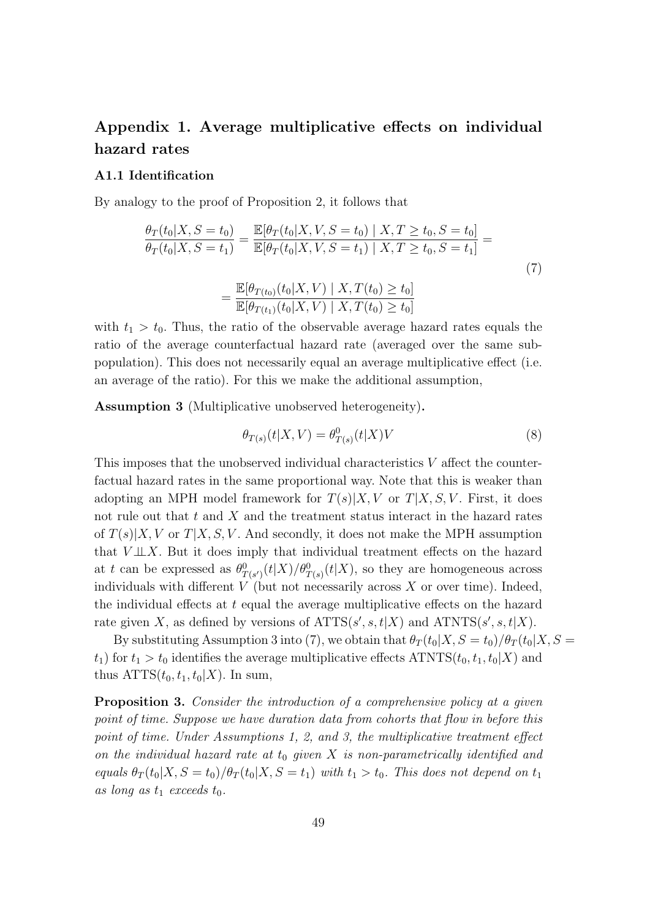## Appendix 1. Average multiplicative effects on individual hazard rates

### A1.1 Identification

By analogy to the proof of Proposition 2, it follows that

$$\frac{\theta_T(t_0|X, S=t_0)}{\theta_T(t_0|X, S=t_1)} = \frac{\mathbb{E}[\theta_T(t_0|X, V, S=t_0) \mid X, T \geq t_0, S=t_0]}{\mathbb{E}[\theta_T(t_0|X, V, S=t_1) \mid X, T \geq t_0, S=t_1]} = \\ = \frac{\mathbb{E}[\theta_{T(t_0)}(t_0|X, V) \mid X, T(t_0) \geq t_0]}{\mathbb{E}[\theta_{T(t_1)}(t_0|X, V) \mid X, T(t_0) \geq t_0]} \tag{7}$$

with $t_1 > t_0$. Thus, the ratio of the observable average hazard rates equals the ratio of the average counterfactual hazard rate (averaged over the same subpopulation). This does not necessarily equal an average multiplicative effect (i.e. an average of the ratio). For this we make the additional assumption,

**Assumption 3** (Multiplicative unobserved heterogeneity)**.**

$$\theta_{T(s)}(t|X, V) = \theta^0_{T(s)}(t|X)V \tag{8}$$

This imposes that the unobserved individual characteristics $V$ affect the counterfactual hazard rates in the same proportional way. Note that this is weaker than adopting an MPH model framework for $T(s)|X, V$ or $T|X, S, V$. First, it does not rule out that $t$ and $X$ and the treatment status interact in the hazard rates of $T(s)|X, V$ or $T|X, S, V$. And secondly, it does not make the MPH assumption that $V \perp\!\!\!\perp X$. But it does imply that individual treatment effects on the hazard at $t$ can be expressed as $\theta^0_{T(s')}(t|X)/\theta^0_{T(s)}(t|X)$, so they are homogeneous across individuals with different $V$ (but not necessarily across $X$ or over time). Indeed, the individual effects at $t$ equal the average multiplicative effects on the hazard rate given $X$, as defined by versions of $\text{ATTS}(s', s, t|X)$ and $\text{ATNTS}(s', s, t|X)$.

By substituting Assumption 3 into (7), we obtain that $\theta_T(t_0|X, S=t_0)/\theta_T(t_0|X, S=t_1)$ for $t_1 > t_0$ identifies the average multiplicative effects $\text{ATNTS}(t_0, t_1, t_0|X)$ and thus $\text{ATTS}(t_0, t_1, t_0|X)$. In sum,

**Proposition 3.** *Consider the introduction of a comprehensive policy at a given point of time. Suppose we have duration data from cohorts that flow in before this point of time. Under Assumptions 1, 2, and 3, the multiplicative treatment effect on the individual hazard rate at $t_0$ given $X$ is non-parametrically identified and equals $\theta_T(t_0|X, S=t_0)/\theta_T(t_0|X, S=t_1)$ with $t_1 > t_0$. This does not depend on $t_1$ as long as $t_1$ exceeds $t_0$.*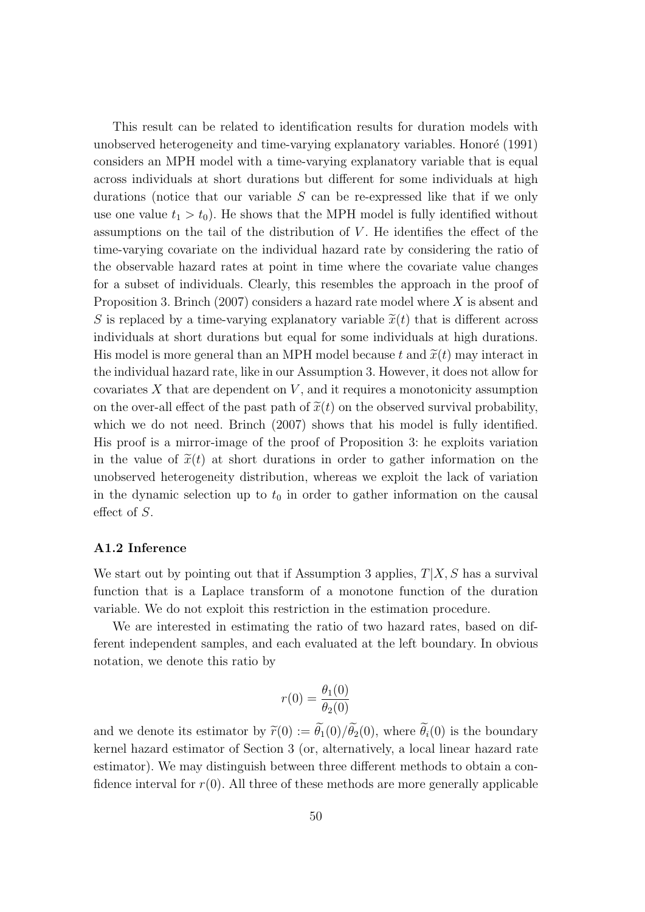This result can be related to identification results for duration models with unobserved heterogeneity and time-varying explanatory variables. Honoré (1991) considers an MPH model with a time-varying explanatory variable that is equal across individuals at short durations but different for some individuals at high durations (notice that our variable $S$ can be re-expressed like that if we only use one value $t_1 > t_0$). He shows that the MPH model is fully identified without assumptions on the tail of the distribution of $V$. He identifies the effect of the time-varying covariate on the individual hazard rate by considering the ratio of the observable hazard rates at point in time where the covariate value changes for a subset of individuals. Clearly, this resembles the approach in the proof of Proposition 3. Brinch (2007) considers a hazard rate model where $X$ is absent and $S$ is replaced by a time-varying explanatory variable $\widetilde{x}(t)$ that is different across individuals at short durations but equal for some individuals at high durations. His model is more general than an MPH model because $t$ and $\widetilde{x}(t)$ may interact in the individual hazard rate, like in our Assumption 3. However, it does not allow for covariates $X$ that are dependent on $V$, and it requires a monotonicity assumption on the over-all effect of the past path of $\widetilde{x}(t)$ on the observed survival probability, which we do not need. Brinch (2007) shows that his model is fully identified. His proof is a mirror-image of the proof of Proposition 3: he exploits variation in the value of $\widetilde{x}(t)$ at short durations in order to gather information on the unobserved heterogeneity distribution, whereas we exploit the lack of variation in the dynamic selection up to $t_0$ in order to gather information on the causal effect of $S$.

### A1.2 Inference

We start out by pointing out that if Assumption 3 applies, $T|X, S$ has a survival function that is a Laplace transform of a monotone function of the duration variable. We do not exploit this restriction in the estimation procedure.

We are interested in estimating the ratio of two hazard rates, based on different independent samples, and each evaluated at the left boundary. In obvious notation, we denote this ratio by

$$r(0) = \frac{\theta_1(0)}{\theta_2(0)}$$

and we denote its estimator by $\widetilde{r}(0) := \widetilde{\theta}_1(0)/\widetilde{\theta}_2(0)$, where $\widetilde{\theta}_i(0)$ is the boundary kernel hazard estimator of Section 3 (or, alternatively, a local linear hazard rate estimator). We may distinguish between three different methods to obtain a confidence interval for $r(0)$. All three of these methods are more generally applicable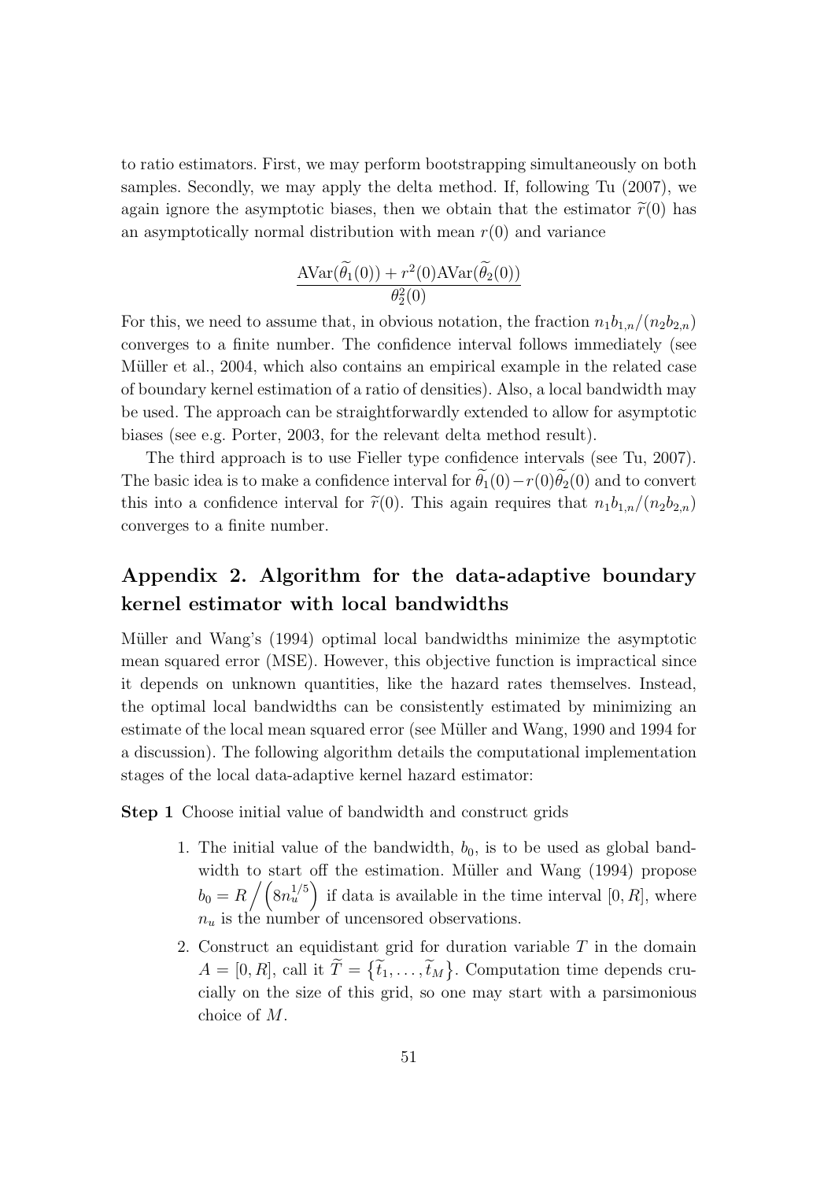to ratio estimators. First, we may perform bootstrapping simultaneously on both samples. Secondly, we may apply the delta method. If, following Tu (2007), we again ignore the asymptotic biases, then we obtain that the estimator $\widetilde{r}(0)$ has an asymptotically normal distribution with mean $r(0)$ and variance

$$\frac{\text{AVar}(\widetilde{\theta}_1(0)) + r^2(0)\text{AVar}(\widetilde{\theta}_2(0))}{\theta_2^2(0)}$$

For this, we need to assume that, in obvious notation, the fraction $n_1 b_{1,n}/(n_2 b_{2,n})$ converges to a finite number. The confidence interval follows immediately (see Müller et al., 2004, which also contains an empirical example in the related case of boundary kernel estimation of a ratio of densities). Also, a local bandwidth may be used. The approach can be straightforwardly extended to allow for asymptotic biases (see e.g. Porter, 2003, for the relevant delta method result).

The third approach is to use Fieller type confidence intervals (see Tu, 2007). The basic idea is to make a confidence interval for $\widetilde{\theta}_1(0) - r(0)\widetilde{\theta}_2(0)$ and to convert this into a confidence interval for $\widetilde{r}(0)$. This again requires that $n_1 b_{1,n}/(n_2 b_{2,n})$ converges to a finite number.

## Appendix 2. Algorithm for the data-adaptive boundary kernel estimator with local bandwidths

Müller and Wang's (1994) optimal local bandwidths minimize the asymptotic mean squared error (MSE). However, this objective function is impractical since it depends on unknown quantities, like the hazard rates themselves. Instead, the optimal local bandwidths can be consistently estimated by minimizing an estimate of the local mean squared error (see Müller and Wang, 1990 and 1994 for a discussion). The following algorithm details the computational implementation stages of the local data-adaptive kernel hazard estimator:

**Step 1** Choose initial value of bandwidth and construct grids

1. The initial value of the bandwidth, $b_0$, is to be used as global bandwidth to start off the estimation. Müller and Wang (1994) propose $b_0 = R \Big/ \left(8n_u^{1/5}\right)$ if data is available in the time interval $[0, R]$, where $n_u$ is the number of uncensored observations.
2. Construct an equidistant grid for duration variable $T$ in the domain $A = [0, R]$, call it $\widetilde{T} = \{\widetilde{t}_1, \ldots, \widetilde{t}_M\}$. Computation time depends crucially on the size of this grid, so one may start with a parsimonious choice of $M$.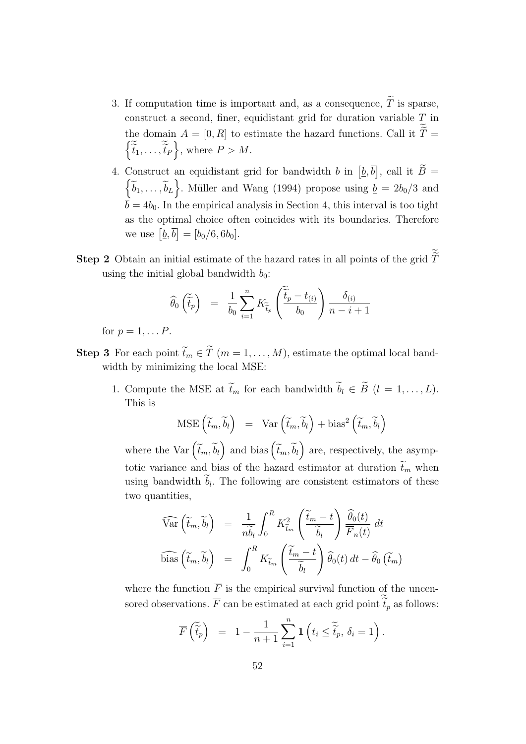3. If computation time is important and, as a consequence, $\widetilde{T}$ is sparse, construct a second, finer, equidistant grid for duration variable $T$ in the domain $A = [0, R]$ to estimate the hazard functions. Call it $\widetilde{\widetilde{T}} = \left\{\widetilde{\widetilde{t}}_1, \ldots, \widetilde{\widetilde{t}}_P\right\}$, where $P > M$.

4. Construct an equidistant grid for bandwidth $b$ in $\left[\underline{b}, \overline{b}\right]$, call it $\widetilde{B} = \left\{\widetilde{b}_1, \ldots, \widetilde{b}_L\right\}$. Müller and Wang (1994) propose using $\underline{b} = 2b_0/3$ and $\overline{b} = 4b_0$. In the empirical analysis in Section 4, this interval is too tight as the optimal choice often coincides with its boundaries. Therefore we use $\left[\underline{b}, \overline{b}\right] = [b_0/6, 6b_0]$.

**Step 2** Obtain an initial estimate of the hazard rates in all points of the grid $\widetilde{\widetilde{T}}$ using the initial global bandwidth $b_0$:

$$\widehat{\theta}_0\left(\widetilde{\widetilde{t}}_p\right) = \frac{1}{b_0}\sum_{i=1}^{n} K_{\widetilde{\widetilde{t}}_p}\left(\frac{\widetilde{\widetilde{t}}_p - t_{(i)}}{b_0}\right)\frac{\delta_{(i)}}{n-i+1}$$

for $p = 1, \ldots P$.

**Step 3** For each point $\widetilde{t}_m \in \widetilde{T}$ $(m = 1, \ldots, M)$, estimate the optimal local bandwidth by minimizing the local MSE:

1. Compute the MSE at $\widetilde{t}_m$ for each bandwidth $\widetilde{b}_l \in \widetilde{B}$ $(l = 1, \ldots, L)$. This is

$$\text{MSE}\left(\widetilde{t}_m, \widetilde{b}_l\right) = \text{Var}\left(\widetilde{t}_m, \widetilde{b}_l\right) + \text{bias}^2\left(\widetilde{t}_m, \widetilde{b}_l\right)$$

where the $\text{Var}\left(\widetilde{t}_m, \widetilde{b}_l\right)$ and $\text{bias}\left(\widetilde{t}_m, \widetilde{b}_l\right)$ are, respectively, the asymptotic variance and bias of the hazard estimator at duration $\widetilde{t}_m$ when using bandwidth $\widetilde{b}_l$. The following are consistent estimators of these two quantities,

$$\widehat{\text{Var}}\left(\widetilde{t}_m, \widetilde{b}_l\right) = \frac{1}{n\widetilde{b}_l}\int_0^R K^2_{\widetilde{t}_m}\left(\frac{\widetilde{t}_m - t}{\widetilde{b}_l}\right)\frac{\widehat{\theta}_0(t)}{\overline{F}_n(t)}\,dt$$

$$\widehat{\text{bias}}\left(\widetilde{t}_m, \widetilde{b}_l\right) = \int_0^R K_{\widetilde{t}_m}\left(\frac{\widetilde{t}_m - t}{\widetilde{b}_l}\right)\widehat{\theta}_0(t)\,dt - \widehat{\theta}_0\left(\widetilde{t}_m\right)$$

where the function $\overline{F}$ is the empirical survival function of the uncensored observations. $\overline{F}$ can be estimated at each grid point $\widetilde{\widetilde{t}}_p$ as follows:

$$\overline{F}\left(\widetilde{\widetilde{t}}_p\right) = 1 - \frac{1}{n+1}\sum_{i=1}^{n}\mathbf{1}\left(t_i \le \widetilde{\widetilde{t}}_p,\ \delta_i = 1\right).$$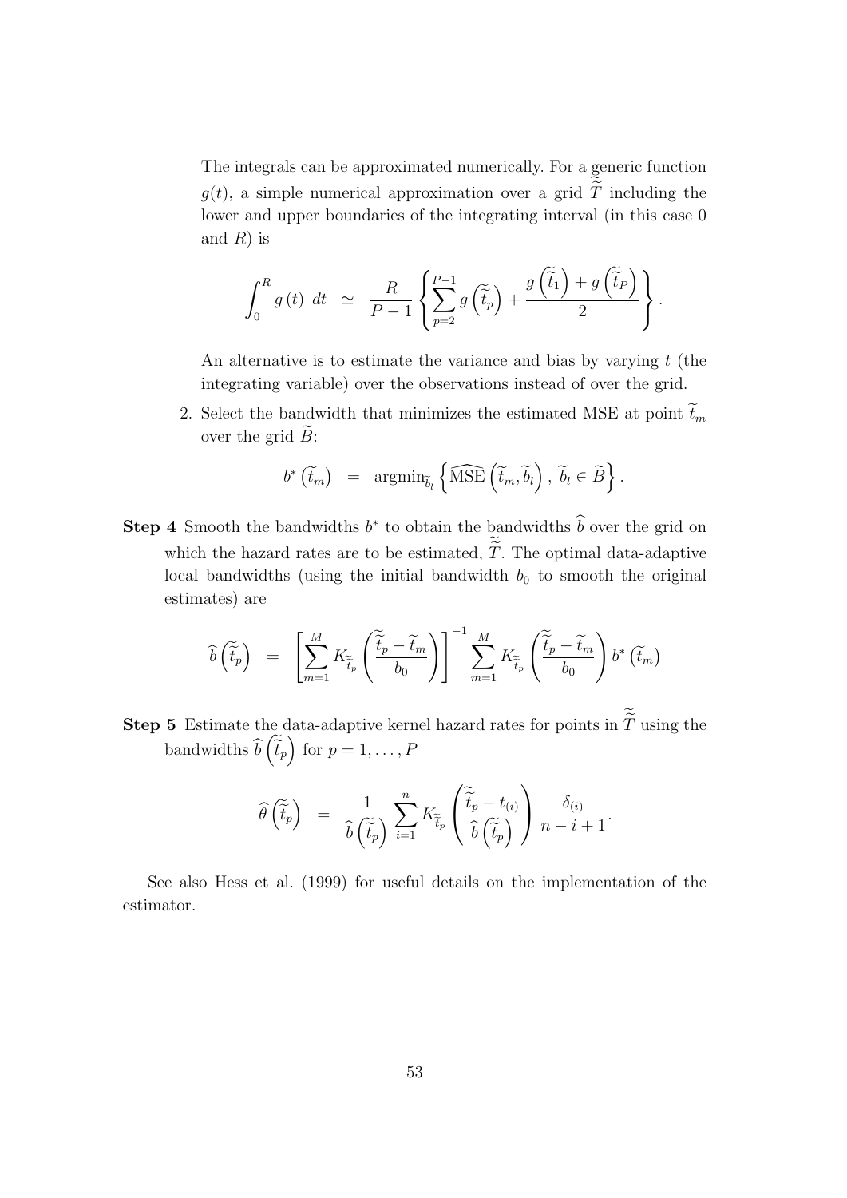The integrals can be approximated numerically. For a generic function $g(t)$, a simple numerical approximation over a grid $\widetilde{\widetilde{T}}$ including the lower and upper boundaries of the integrating interval (in this case 0 and $R$) is

$$\int_0^R g(t)\ dt \ \simeq \ \frac{R}{P-1}\left\{\sum_{p=2}^{P-1} g\left(\widetilde{\widetilde{t}}_p\right) + \frac{g\left(\widetilde{\widetilde{t}}_1\right) + g\left(\widetilde{\widetilde{t}}_P\right)}{2}\right\}.$$

An alternative is to estimate the variance and bias by varying $t$ (the integrating variable) over the observations instead of over the grid.

2. Select the bandwidth that minimizes the estimated MSE at point $\widetilde{t}_m$ over the grid $\widetilde{B}$:

$$b^*\left(\widetilde{t}_m\right) \ = \ \text{argmin}_{\widetilde{b}_l}\left\{\widehat{\text{MSE}}\left(\widetilde{t}_m, \widetilde{b}_l\right),\ \widetilde{b}_l \in \widetilde{B}\right\}.$$

**Step 4** Smooth the bandwidths $b^*$ to obtain the bandwidths $\widehat{b}$ over the grid on which the hazard rates are to be estimated, $\widetilde{\widetilde{T}}$. The optimal data-adaptive local bandwidths (using the initial bandwidth $b_0$ to smooth the original estimates) are

$$\widehat{b}\left(\widetilde{\widetilde{t}}_p\right) \ = \ \left[\sum_{m=1}^{M} K_{\widetilde{\widetilde{t}}_p}\left(\frac{\widetilde{\widetilde{t}}_p - \widetilde{t}_m}{b_0}\right)\right]^{-1} \sum_{m=1}^{M} K_{\widetilde{\widetilde{t}}_p}\left(\frac{\widetilde{\widetilde{t}}_p - \widetilde{t}_m}{b_0}\right) b^*\left(\widetilde{t}_m\right)$$

**Step 5** Estimate the data-adaptive kernel hazard rates for points in $\widetilde{\widetilde{T}}$ using the bandwidths $\widehat{b}\left(\widetilde{\widetilde{t}}_p\right)$ for $p = 1, \ldots, P$

$$\widehat{\theta}\left(\widetilde{\widetilde{t}}_p\right) \ = \ \frac{1}{\widehat{b}\left(\widetilde{\widetilde{t}}_p\right)} \sum_{i=1}^{n} K_{\widetilde{\widetilde{t}}_p}\left(\frac{\widetilde{\widetilde{t}}_p - t_{(i)}}{\widehat{b}\left(\widetilde{\widetilde{t}}_p\right)}\right) \frac{\delta_{(i)}}{n-i+1}.$$

See also Hess et al. (1999) for useful details on the implementation of the estimator.